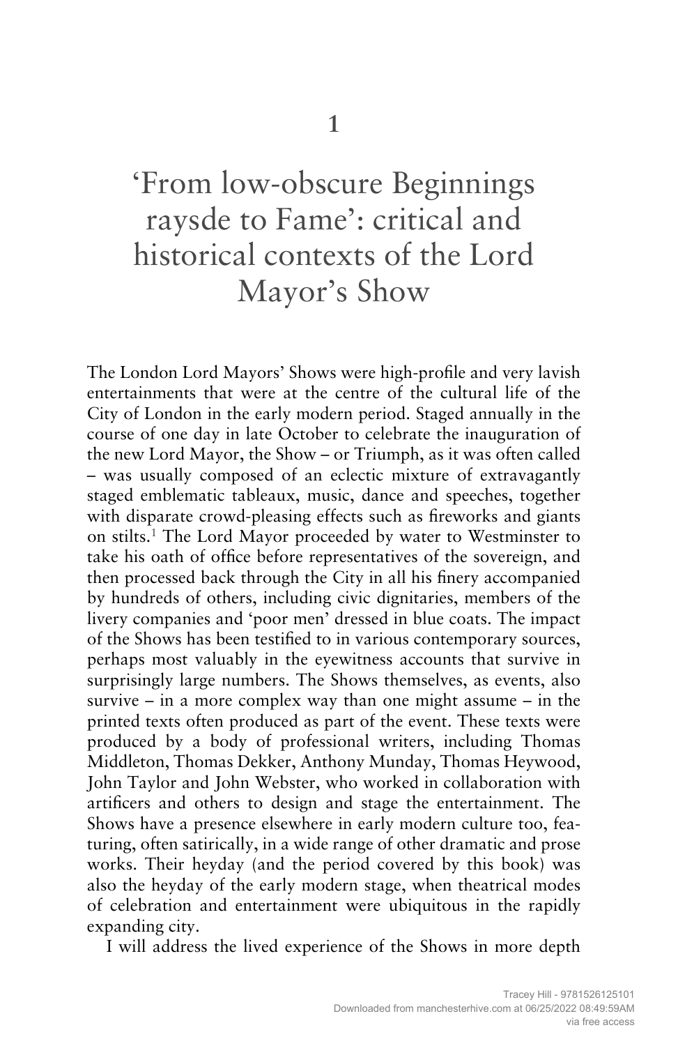# 1

# 'From low-obscure Beginnings raysde to Fame': critical and historical contexts of the Lord Mayor's Show

The London Lord Mayors' Shows were high-profile and very lavish entertainments that were at the centre of the cultural life of the City of London in the early modern period. Staged annually in the course of one day in late October to celebrate the inauguration of the new Lord Mayor, the Show – or Triumph, as it was often called – was usually composed of an eclectic mixture of extravagantly staged emblematic tableaux, music, dance and speeches, together with disparate crowd-pleasing effects such as fireworks and giants on stilts.[1] The Lord Mayor proceeded by water to Westminster to take his oath of office before representatives of the sovereign, and then processed back through the City in all his finery accompanied by hundreds of others, including civic dignitaries, members of the livery companies and 'poor men' dressed in blue coats. The impact of the Shows has been testified to in various contemporary sources, perhaps most valuably in the eyewitness accounts that survive in surprisingly large numbers. The Shows themselves, as events, also survive – in a more complex way than one might assume – in the printed texts often produced as part of the event. These texts were produced by a body of professional writers, including Thomas Middleton, Thomas Dekker, Anthony Munday, Thomas Heywood, John Taylor and John Webster, who worked in collaboration with artificers and others to design and stage the entertainment. The Shows have a presence elsewhere in early modern culture too, featuring, often satirically, in a wide range of other dramatic and prose works. Their heyday (and the period covered by this book) was also the heyday of the early modern stage, when theatrical modes of celebration and entertainment were ubiquitous in the rapidly expanding city.

I will address the lived experience of the Shows in more depth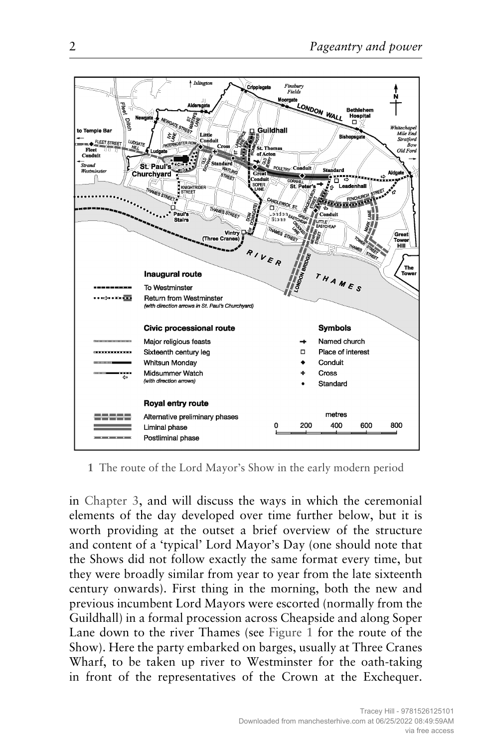1 The route of the Lord Mayor's Show in the early modern period

in Chapter 3, and will discuss the ways in which the ceremonial elements of the day developed over time further below, but it is worth providing at the outset a brief overview of the structure and content of a 'typical' Lord Mayor's Day (one should note that the Shows did not follow exactly the same format every time, but they were broadly similar from year to year from the late sixteenth century onwards). First thing in the morning, both the new and previous incumbent Lord Mayors were escorted (normally from the Guildhall) in a formal procession across Cheapside and along Soper Lane down to the river Thames (see Figure 1 for the route of the Show). Here the party embarked on barges, usually at Three Cranes Wharf, to be taken up river to Westminster for the oath-taking in front of the representatives of the Crown at the Exchequer.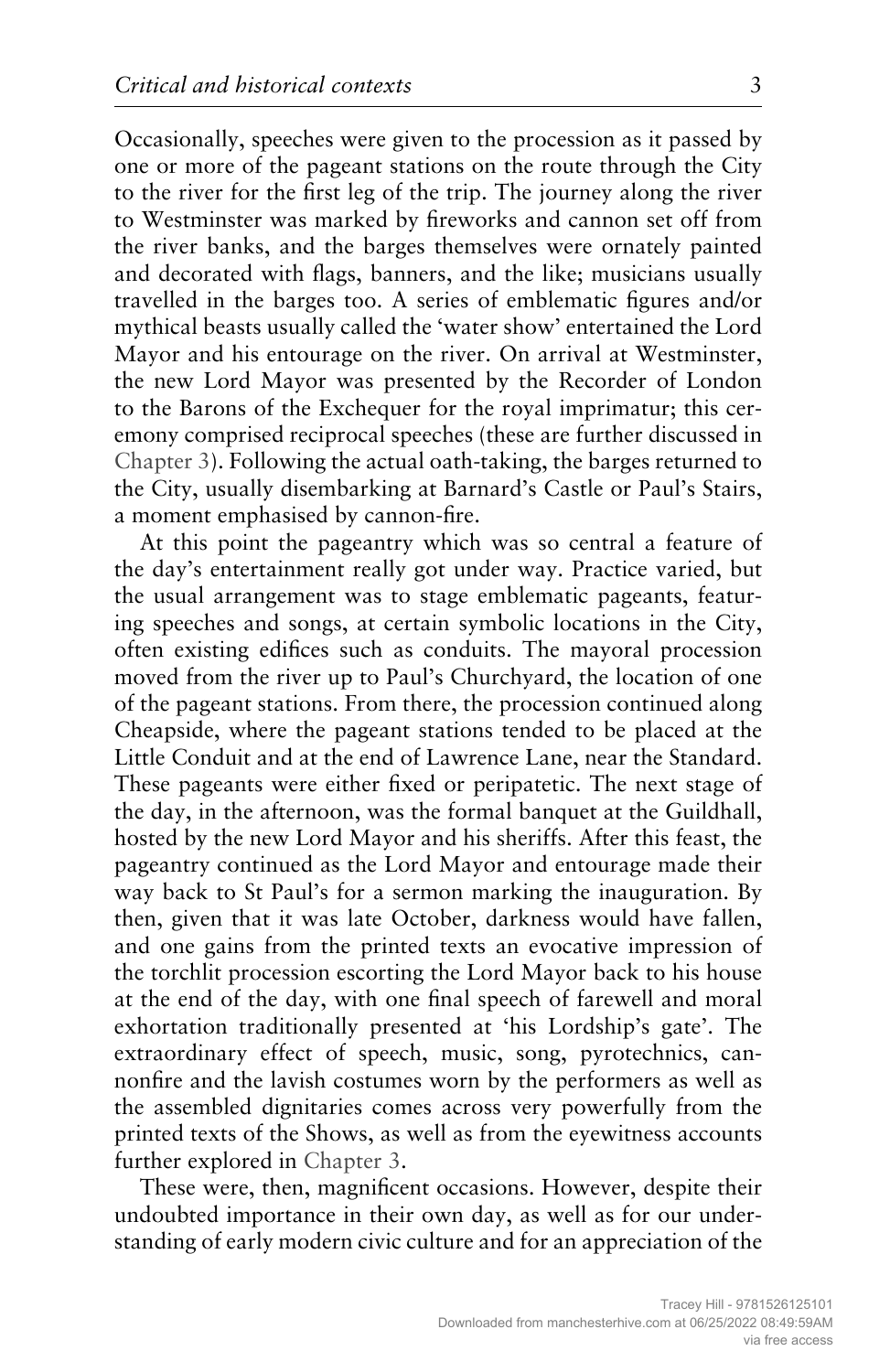Occasionally, speeches were given to the procession as it passed by one or more of the pageant stations on the route through the City to the river for the first leg of the trip. The journey along the river to Westminster was marked by fireworks and cannon set off from the river banks, and the barges themselves were ornately painted and decorated with flags, banners, and the like; musicians usually travelled in the barges too. A series of emblematic figures and/or mythical beasts usually called the 'water show' entertained the Lord Mayor and his entourage on the river. On arrival at Westminster, the new Lord Mayor was presented by the Recorder of London to the Barons of the Exchequer for the royal imprimatur; this ceremony comprised reciprocal speeches (these are further discussed in Chapter 3). Following the actual oath-taking, the barges returned to the City, usually disembarking at Barnard's Castle or Paul's Stairs, a moment emphasised by cannon-fire.

At this point the pageantry which was so central a feature of the day's entertainment really got under way. Practice varied, but the usual arrangement was to stage emblematic pageants, featuring speeches and songs, at certain symbolic locations in the City, often existing edifices such as conduits. The mayoral procession moved from the river up to Paul's Churchyard, the location of one of the pageant stations. From there, the procession continued along Cheapside, where the pageant stations tended to be placed at the Little Conduit and at the end of Lawrence Lane, near the Standard. These pageants were either fixed or peripatetic. The next stage of the day, in the afternoon, was the formal banquet at the Guildhall, hosted by the new Lord Mayor and his sheriffs. After this feast, the pageantry continued as the Lord Mayor and entourage made their way back to St Paul's for a sermon marking the inauguration. By then, given that it was late October, darkness would have fallen, and one gains from the printed texts an evocative impression of the torchlit procession escorting the Lord Mayor back to his house at the end of the day, with one final speech of farewell and moral exhortation traditionally presented at 'his Lordship's gate'. The extraordinary effect of speech, music, song, pyrotechnics, cannonfire and the lavish costumes worn by the performers as well as the assembled dignitaries comes across very powerfully from the printed texts of the Shows, as well as from the eyewitness accounts further explored in Chapter 3.

These were, then, magnificent occasions. However, despite their undoubted importance in their own day, as well as for our understanding of early modern civic culture and for an appreciation of the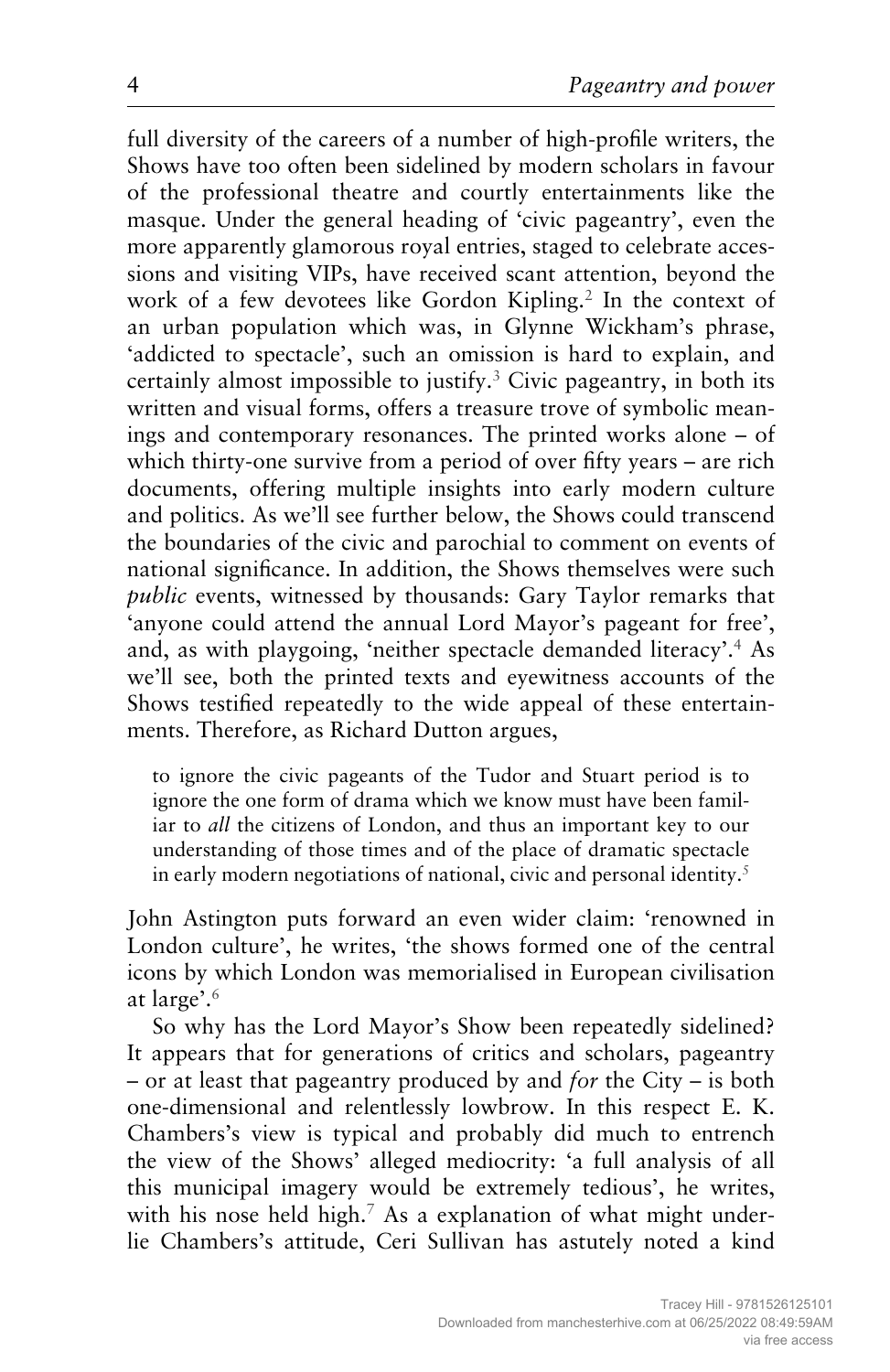full diversity of the careers of a number of high-profile writers, the Shows have too often been sidelined by modern scholars in favour of the professional theatre and courtly entertainments like the masque. Under the general heading of 'civic pageantry', even the more apparently glamorous royal entries, staged to celebrate accessions and visiting VIPs, have received scant attention, beyond the work of a few devotees like Gordon Kipling.[2] In the context of an urban population which was, in Glynne Wickham's phrase, 'addicted to spectacle', such an omission is hard to explain, and certainly almost impossible to justify.[3] Civic pageantry, in both its written and visual forms, offers a treasure trove of symbolic meanings and contemporary resonances. The printed works alone – of which thirty-one survive from a period of over fifty years – are rich documents, offering multiple insights into early modern culture and politics. As we'll see further below, the Shows could transcend the boundaries of the civic and parochial to comment on events of national significance. In addition, the Shows themselves were such *public* events, witnessed by thousands: Gary Taylor remarks that 'anyone could attend the annual Lord Mayor's pageant for free', and, as with playgoing, 'neither spectacle demanded literacy'.[4] As we'll see, both the printed texts and eyewitness accounts of the Shows testified repeatedly to the wide appeal of these entertainments. Therefore, as Richard Dutton argues,

> to ignore the civic pageants of the Tudor and Stuart period is to ignore the one form of drama which we know must have been familiar to *all* the citizens of London, and thus an important key to our understanding of those times and of the place of dramatic spectacle in early modern negotiations of national, civic and personal identity.[5]

John Astington puts forward an even wider claim: 'renowned in London culture', he writes, 'the shows formed one of the central icons by which London was memorialised in European civilisation at large'.[6]

So why has the Lord Mayor's Show been repeatedly sidelined? It appears that for generations of critics and scholars, pageantry – or at least that pageantry produced by and *for* the City – is both one-dimensional and relentlessly lowbrow. In this respect E. K. Chambers's view is typical and probably did much to entrench the view of the Shows' alleged mediocrity: 'a full analysis of all this municipal imagery would be extremely tedious', he writes, with his nose held high.[7] As a explanation of what might underlie Chambers's attitude, Ceri Sullivan has astutely noted a kind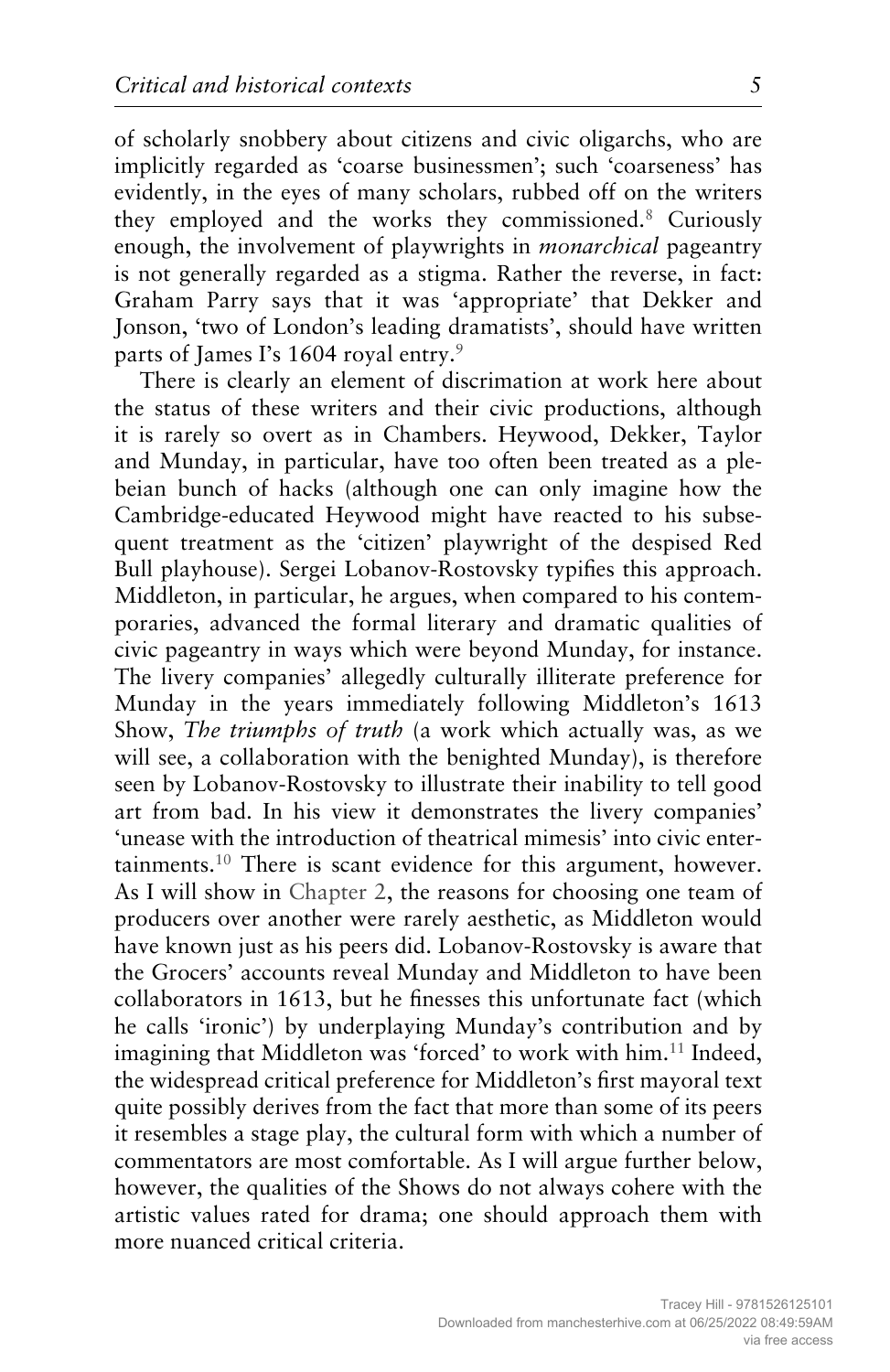of scholarly snobbery about citizens and civic oligarchs, who are implicitly regarded as 'coarse businessmen'; such 'coarseness' has evidently, in the eyes of many scholars, rubbed off on the writers they employed and the works they commissioned.[8] Curiously enough, the involvement of playwrights in *monarchical* pageantry is not generally regarded as a stigma. Rather the reverse, in fact: Graham Parry says that it was 'appropriate' that Dekker and Jonson, 'two of London's leading dramatists', should have written parts of James I's 1604 royal entry.[9]

There is clearly an element of discrimation at work here about the status of these writers and their civic productions, although it is rarely so overt as in Chambers. Heywood, Dekker, Taylor and Munday, in particular, have too often been treated as a plebeian bunch of hacks (although one can only imagine how the Cambridge-educated Heywood might have reacted to his subsequent treatment as the 'citizen' playwright of the despised Red Bull playhouse). Sergei Lobanov-Rostovsky typifies this approach. Middleton, in particular, he argues, when compared to his contemporaries, advanced the formal literary and dramatic qualities of civic pageantry in ways which were beyond Munday, for instance. The livery companies' allegedly culturally illiterate preference for Munday in the years immediately following Middleton's 1613 Show, *The triumphs of truth* (a work which actually was, as we will see, a collaboration with the benighted Munday), is therefore seen by Lobanov-Rostovsky to illustrate their inability to tell good art from bad. In his view it demonstrates the livery companies' 'unease with the introduction of theatrical mimesis' into civic entertainments.[10] There is scant evidence for this argument, however. As I will show in Chapter 2, the reasons for choosing one team of producers over another were rarely aesthetic, as Middleton would have known just as his peers did. Lobanov-Rostovsky is aware that the Grocers' accounts reveal Munday and Middleton to have been collaborators in 1613, but he finesses this unfortunate fact (which he calls 'ironic') by underplaying Munday's contribution and by imagining that Middleton was 'forced' to work with him.[11] Indeed, the widespread critical preference for Middleton's first mayoral text quite possibly derives from the fact that more than some of its peers it resembles a stage play, the cultural form with which a number of commentators are most comfortable. As I will argue further below, however, the qualities of the Shows do not always cohere with the artistic values rated for drama; one should approach them with more nuanced critical criteria.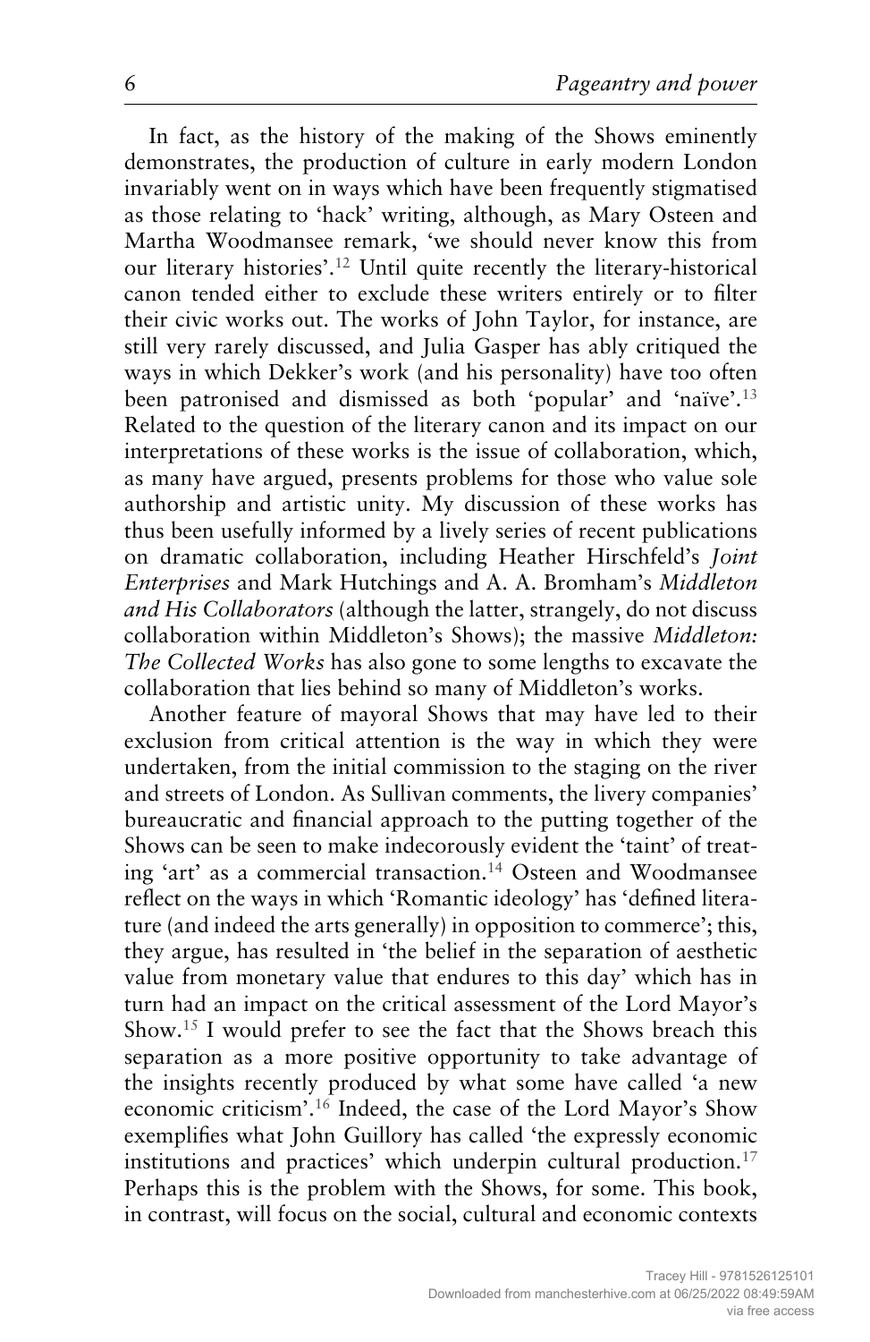In fact, as the history of the making of the Shows eminently demonstrates, the production of culture in early modern London invariably went on in ways which have been frequently stigmatised as those relating to 'hack' writing, although, as Mary Osteen and Martha Woodmansee remark, 'we should never know this from our literary histories'.[12] Until quite recently the literary-historical canon tended either to exclude these writers entirely or to filter their civic works out. The works of John Taylor, for instance, are still very rarely discussed, and Julia Gasper has ably critiqued the ways in which Dekker's work (and his personality) have too often been patronised and dismissed as both 'popular' and 'naïve'.[13] Related to the question of the literary canon and its impact on our interpretations of these works is the issue of collaboration, which, as many have argued, presents problems for those who value sole authorship and artistic unity. My discussion of these works has thus been usefully informed by a lively series of recent publications on dramatic collaboration, including Heather Hirschfeld's *Joint Enterprises* and Mark Hutchings and A. A. Bromham's *Middleton and His Collaborators* (although the latter, strangely, do not discuss collaboration within Middleton's Shows); the massive *Middleton: The Collected Works* has also gone to some lengths to excavate the collaboration that lies behind so many of Middleton's works.

Another feature of mayoral Shows that may have led to their exclusion from critical attention is the way in which they were undertaken, from the initial commission to the staging on the river and streets of London. As Sullivan comments, the livery companies' bureaucratic and financial approach to the putting together of the Shows can be seen to make indecorously evident the 'taint' of treating 'art' as a commercial transaction.[14] Osteen and Woodmansee reflect on the ways in which 'Romantic ideology' has 'defined literature (and indeed the arts generally) in opposition to commerce'; this, they argue, has resulted in 'the belief in the separation of aesthetic value from monetary value that endures to this day' which has in turn had an impact on the critical assessment of the Lord Mayor's Show.[15] I would prefer to see the fact that the Shows breach this separation as a more positive opportunity to take advantage of the insights recently produced by what some have called 'a new economic criticism'.[16] Indeed, the case of the Lord Mayor's Show exemplifies what John Guillory has called 'the expressly economic institutions and practices' which underpin cultural production.[17] Perhaps this is the problem with the Shows, for some. This book, in contrast, will focus on the social, cultural and economic contexts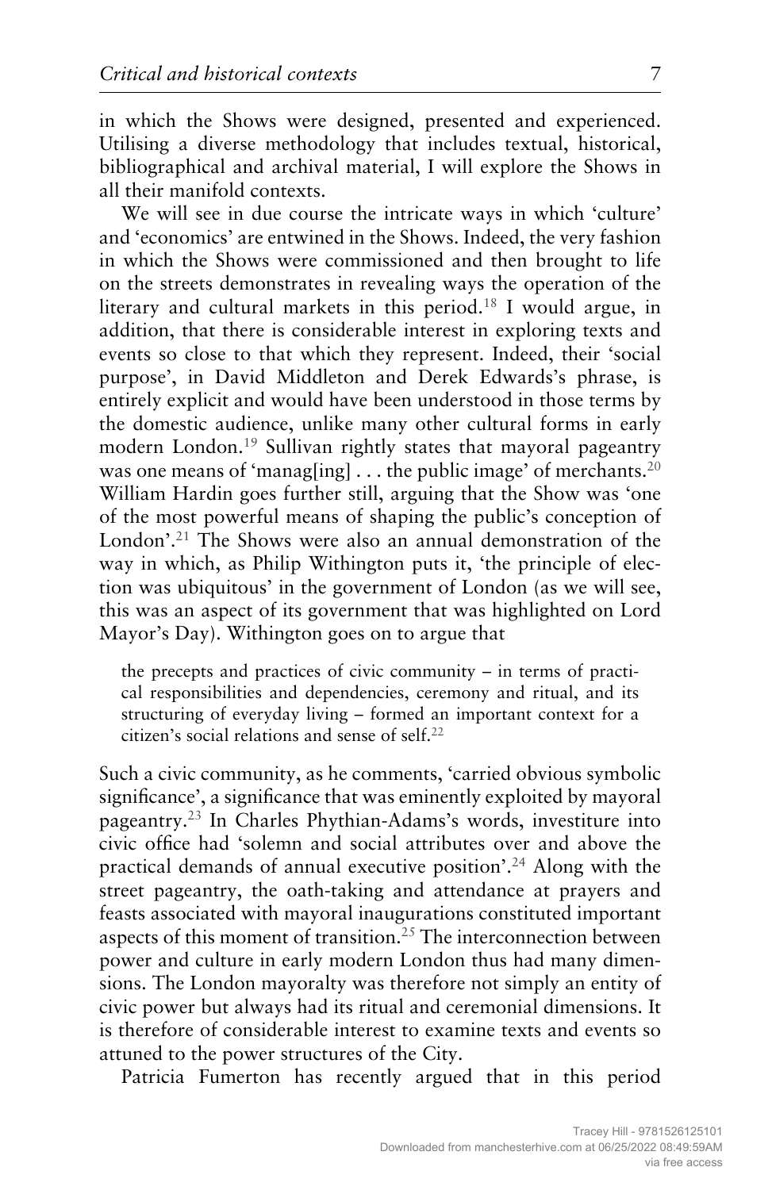in which the Shows were designed, presented and experienced. Utilising a diverse methodology that includes textual, historical, bibliographical and archival material, I will explore the Shows in all their manifold contexts.

We will see in due course the intricate ways in which 'culture' and 'economics' are entwined in the Shows. Indeed, the very fashion in which the Shows were commissioned and then brought to life on the streets demonstrates in revealing ways the operation of the literary and cultural markets in this period.[18] I would argue, in addition, that there is considerable interest in exploring texts and events so close to that which they represent. Indeed, their 'social purpose', in David Middleton and Derek Edwards's phrase, is entirely explicit and would have been understood in those terms by the domestic audience, unlike many other cultural forms in early modern London.[19] Sullivan rightly states that mayoral pageantry was one means of 'manag[ing] . . . the public image' of merchants.[20] William Hardin goes further still, arguing that the Show was 'one of the most powerful means of shaping the public's conception of London'.[21] The Shows were also an annual demonstration of the way in which, as Philip Withington puts it, 'the principle of election was ubiquitous' in the government of London (as we will see, this was an aspect of its government that was highlighted on Lord Mayor's Day). Withington goes on to argue that

> the precepts and practices of civic community – in terms of practical responsibilities and dependencies, ceremony and ritual, and its structuring of everyday living – formed an important context for a citizen's social relations and sense of self.[22]

Such a civic community, as he comments, 'carried obvious symbolic significance', a significance that was eminently exploited by mayoral pageantry.[23] In Charles Phythian-Adams's words, investiture into civic office had 'solemn and social attributes over and above the practical demands of annual executive position'.[24] Along with the street pageantry, the oath-taking and attendance at prayers and feasts associated with mayoral inaugurations constituted important aspects of this moment of transition.[25] The interconnection between power and culture in early modern London thus had many dimensions. The London mayoralty was therefore not simply an entity of civic power but always had its ritual and ceremonial dimensions. It is therefore of considerable interest to examine texts and events so attuned to the power structures of the City.

Patricia Fumerton has recently argued that in this period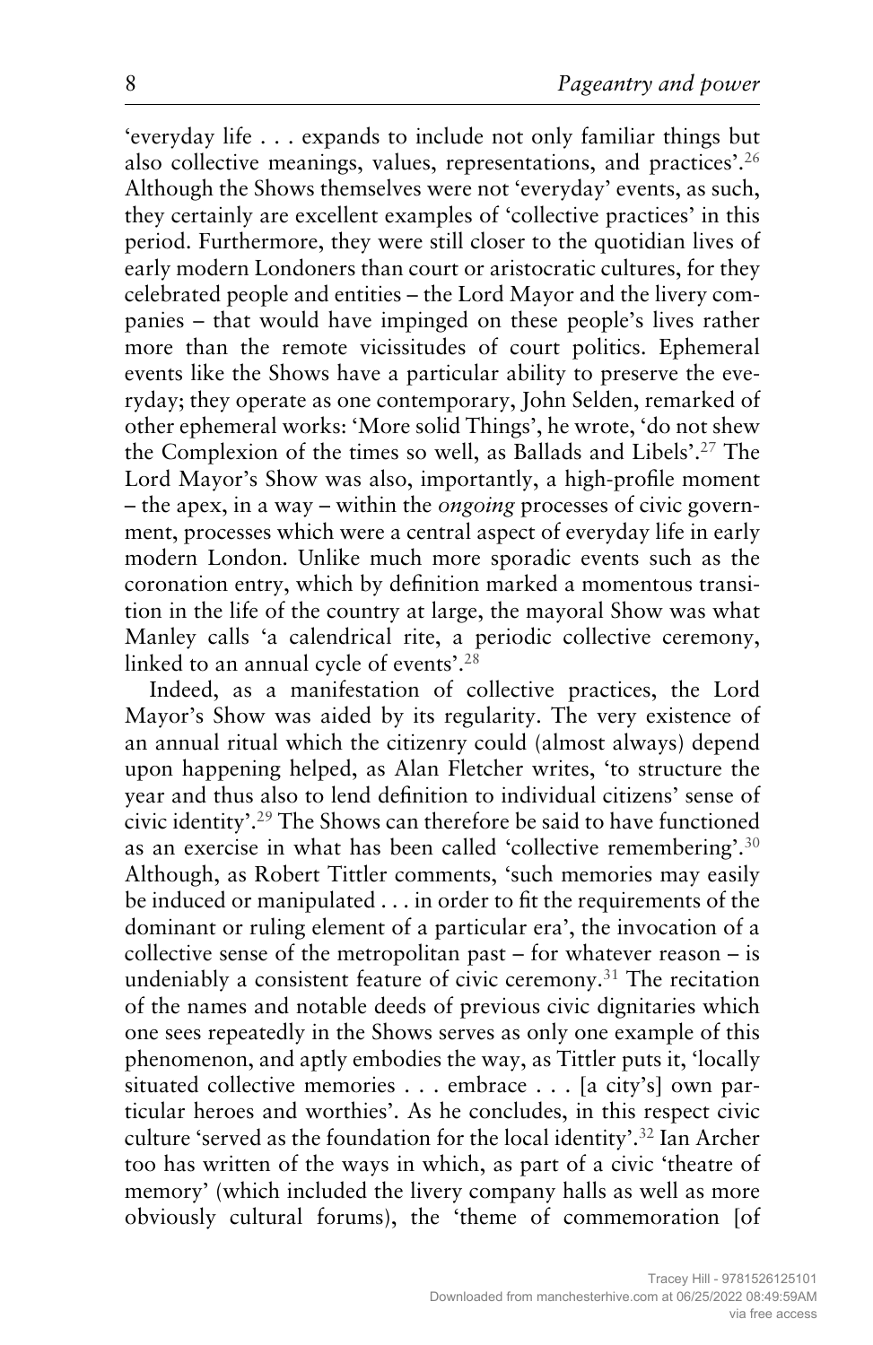'everyday life . . . expands to include not only familiar things but also collective meanings, values, representations, and practices'.[26] Although the Shows themselves were not 'everyday' events, as such, they certainly are excellent examples of 'collective practices' in this period. Furthermore, they were still closer to the quotidian lives of early modern Londoners than court or aristocratic cultures, for they celebrated people and entities – the Lord Mayor and the livery companies – that would have impinged on these people's lives rather more than the remote vicissitudes of court politics. Ephemeral events like the Shows have a particular ability to preserve the everyday; they operate as one contemporary, John Selden, remarked of other ephemeral works: 'More solid Things', he wrote, 'do not shew the Complexion of the times so well, as Ballads and Libels'.[27] The Lord Mayor's Show was also, importantly, a high-profile moment – the apex, in a way – within the *ongoing* processes of civic government, processes which were a central aspect of everyday life in early modern London. Unlike much more sporadic events such as the coronation entry, which by definition marked a momentous transition in the life of the country at large, the mayoral Show was what Manley calls 'a calendrical rite, a periodic collective ceremony, linked to an annual cycle of events'.[28]

Indeed, as a manifestation of collective practices, the Lord Mayor's Show was aided by its regularity. The very existence of an annual ritual which the citizenry could (almost always) depend upon happening helped, as Alan Fletcher writes, 'to structure the year and thus also to lend definition to individual citizens' sense of civic identity'.[29] The Shows can therefore be said to have functioned as an exercise in what has been called 'collective remembering'.[30] Although, as Robert Tittler comments, 'such memories may easily be induced or manipulated . . . in order to fit the requirements of the dominant or ruling element of a particular era', the invocation of a collective sense of the metropolitan past – for whatever reason – is undeniably a consistent feature of civic ceremony.[31] The recitation of the names and notable deeds of previous civic dignitaries which one sees repeatedly in the Shows serves as only one example of this phenomenon, and aptly embodies the way, as Tittler puts it, 'locally situated collective memories . . . embrace . . . [a city's] own particular heroes and worthies'. As he concludes, in this respect civic culture 'served as the foundation for the local identity'.[32] Ian Archer too has written of the ways in which, as part of a civic 'theatre of memory' (which included the livery company halls as well as more obviously cultural forums), the 'theme of commemoration [of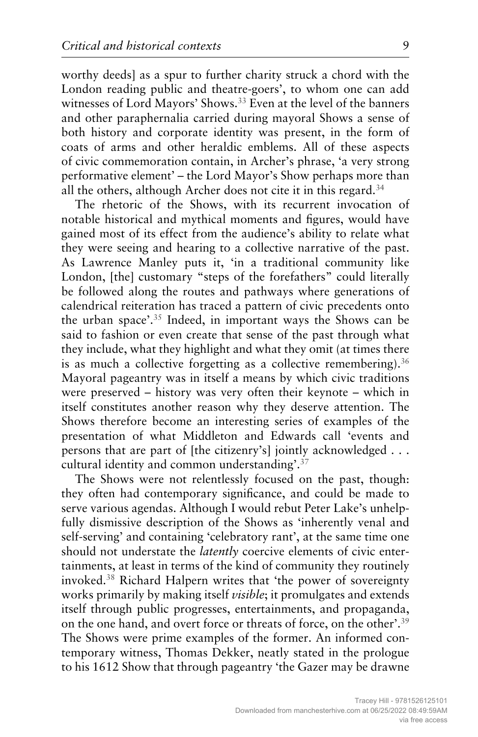worthy deeds] as a spur to further charity struck a chord with the London reading public and theatre-goers', to whom one can add witnesses of Lord Mayors' Shows.[33] Even at the level of the banners and other paraphernalia carried during mayoral Shows a sense of both history and corporate identity was present, in the form of coats of arms and other heraldic emblems. All of these aspects of civic commemoration contain, in Archer's phrase, 'a very strong performative element' – the Lord Mayor's Show perhaps more than all the others, although Archer does not cite it in this regard.[34]

The rhetoric of the Shows, with its recurrent invocation of notable historical and mythical moments and figures, would have gained most of its effect from the audience's ability to relate what they were seeing and hearing to a collective narrative of the past. As Lawrence Manley puts it, 'in a traditional community like London, [the] customary "steps of the forefathers" could literally be followed along the routes and pathways where generations of calendrical reiteration has traced a pattern of civic precedents onto the urban space'.[35] Indeed, in important ways the Shows can be said to fashion or even create that sense of the past through what they include, what they highlight and what they omit (at times there is as much a collective forgetting as a collective remembering).[36] Mayoral pageantry was in itself a means by which civic traditions were preserved – history was very often their keynote – which in itself constitutes another reason why they deserve attention. The Shows therefore become an interesting series of examples of the presentation of what Middleton and Edwards call 'events and persons that are part of [the citizenry's] jointly acknowledged . . . cultural identity and common understanding'.[37]

The Shows were not relentlessly focused on the past, though: they often had contemporary significance, and could be made to serve various agendas. Although I would rebut Peter Lake's unhelpfully dismissive description of the Shows as 'inherently venal and self-serving' and containing 'celebratory rant', at the same time one should not understate the *latently* coercive elements of civic entertainments, at least in terms of the kind of community they routinely invoked.[38] Richard Halpern writes that 'the power of sovereignty works primarily by making itself *visible*; it promulgates and extends itself through public progresses, entertainments, and propaganda, on the one hand, and overt force or threats of force, on the other'.[39] The Shows were prime examples of the former. An informed contemporary witness, Thomas Dekker, neatly stated in the prologue to his 1612 Show that through pageantry 'the Gazer may be drawne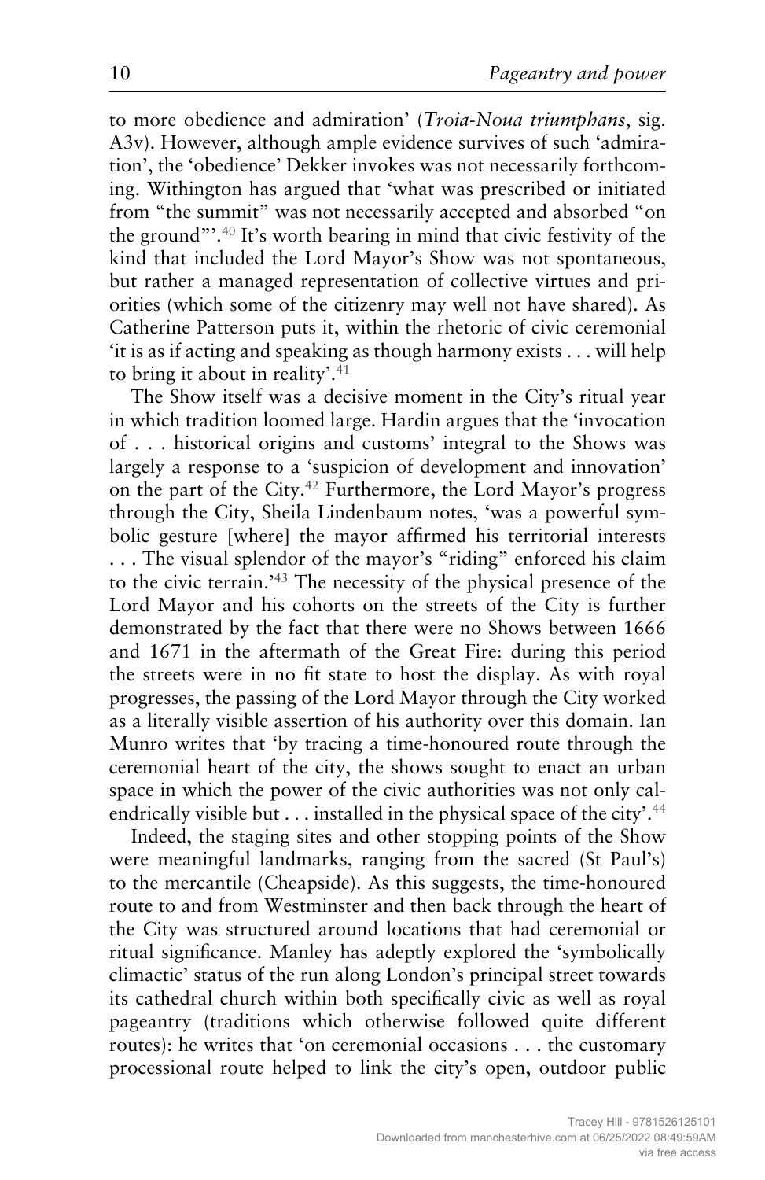to more obedience and admiration' (*Troia-Noua triumphans*, sig. A3v). However, although ample evidence survives of such 'admiration', the 'obedience' Dekker invokes was not necessarily forthcoming. Withington has argued that 'what was prescribed or initiated from "the summit" was not necessarily accepted and absorbed "on the ground"'.[40] It's worth bearing in mind that civic festivity of the kind that included the Lord Mayor's Show was not spontaneous, but rather a managed representation of collective virtues and priorities (which some of the citizenry may well not have shared). As Catherine Patterson puts it, within the rhetoric of civic ceremonial 'it is as if acting and speaking as though harmony exists . . . will help to bring it about in reality'.[41]

The Show itself was a decisive moment in the City's ritual year in which tradition loomed large. Hardin argues that the 'invocation of . . . historical origins and customs' integral to the Shows was largely a response to a 'suspicion of development and innovation' on the part of the City.[42] Furthermore, the Lord Mayor's progress through the City, Sheila Lindenbaum notes, 'was a powerful symbolic gesture [where] the mayor affirmed his territorial interests . . . The visual splendor of the mayor's "riding" enforced his claim to the civic terrain.'[43] The necessity of the physical presence of the Lord Mayor and his cohorts on the streets of the City is further demonstrated by the fact that there were no Shows between 1666 and 1671 in the aftermath of the Great Fire: during this period the streets were in no fit state to host the display. As with royal progresses, the passing of the Lord Mayor through the City worked as a literally visible assertion of his authority over this domain. Ian Munro writes that 'by tracing a time-honoured route through the ceremonial heart of the city, the shows sought to enact an urban space in which the power of the civic authorities was not only calendrically visible but . . . installed in the physical space of the city'.[44]

Indeed, the staging sites and other stopping points of the Show were meaningful landmarks, ranging from the sacred (St Paul's) to the mercantile (Cheapside). As this suggests, the time-honoured route to and from Westminster and then back through the heart of the City was structured around locations that had ceremonial or ritual significance. Manley has adeptly explored the 'symbolically climactic' status of the run along London's principal street towards its cathedral church within both specifically civic as well as royal pageantry (traditions which otherwise followed quite different routes): he writes that 'on ceremonial occasions . . . the customary processional route helped to link the city's open, outdoor public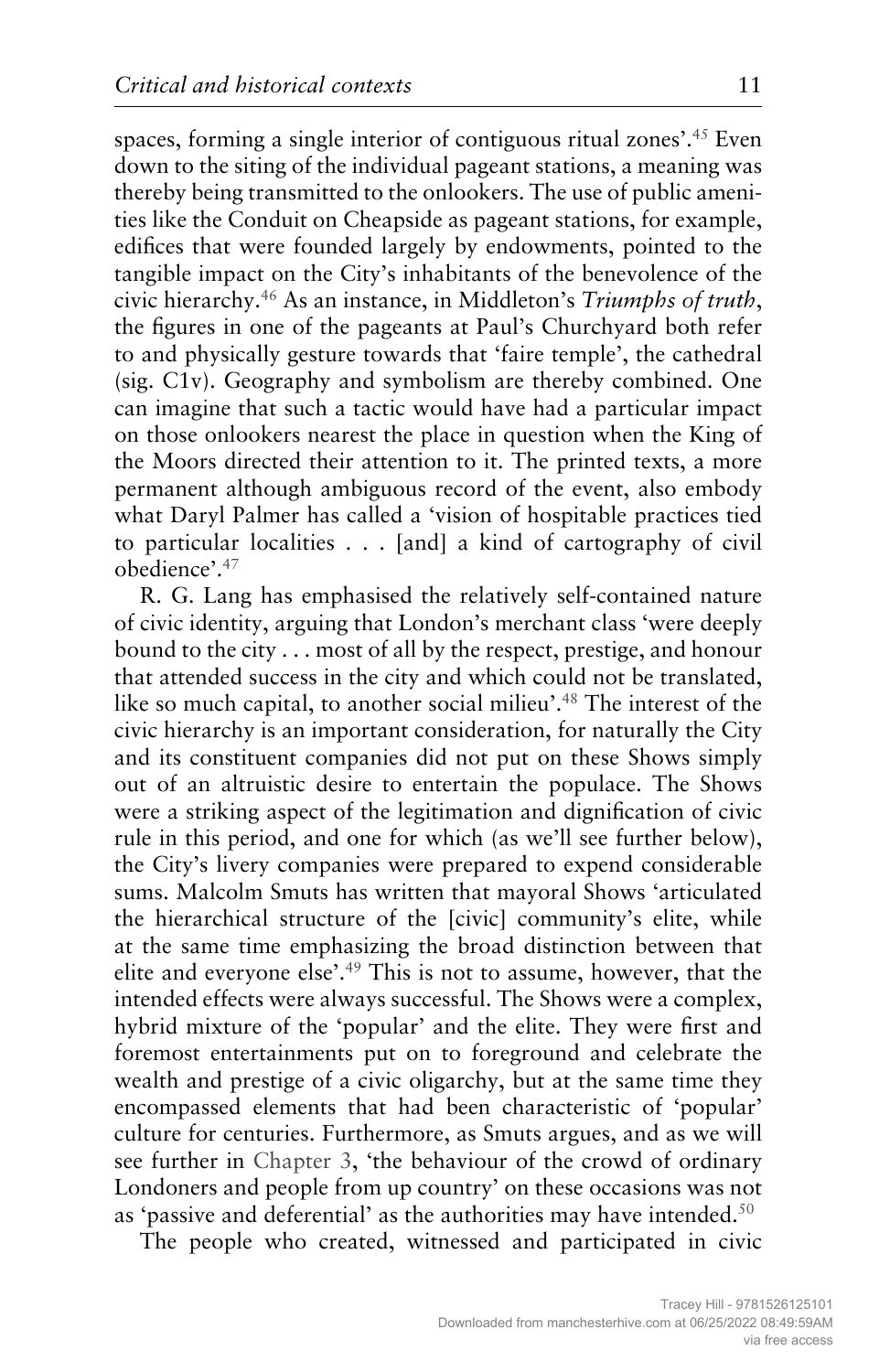spaces, forming a single interior of contiguous ritual zones'.[45] Even down to the siting of the individual pageant stations, a meaning was thereby being transmitted to the onlookers. The use of public amenities like the Conduit on Cheapside as pageant stations, for example, edifices that were founded largely by endowments, pointed to the tangible impact on the City's inhabitants of the benevolence of the civic hierarchy.[46] As an instance, in Middleton's *Triumphs of truth*, the figures in one of the pageants at Paul's Churchyard both refer to and physically gesture towards that 'faire temple', the cathedral (sig. C1v). Geography and symbolism are thereby combined. One can imagine that such a tactic would have had a particular impact on those onlookers nearest the place in question when the King of the Moors directed their attention to it. The printed texts, a more permanent although ambiguous record of the event, also embody what Daryl Palmer has called a 'vision of hospitable practices tied to particular localities . . . [and] a kind of cartography of civil obedience'.[47]

R. G. Lang has emphasised the relatively self-contained nature of civic identity, arguing that London's merchant class 'were deeply bound to the city . . . most of all by the respect, prestige, and honour that attended success in the city and which could not be translated, like so much capital, to another social milieu'.[48] The interest of the civic hierarchy is an important consideration, for naturally the City and its constituent companies did not put on these Shows simply out of an altruistic desire to entertain the populace. The Shows were a striking aspect of the legitimation and dignification of civic rule in this period, and one for which (as we'll see further below), the City's livery companies were prepared to expend considerable sums. Malcolm Smuts has written that mayoral Shows 'articulated the hierarchical structure of the [civic] community's elite, while at the same time emphasizing the broad distinction between that elite and everyone else'.[49] This is not to assume, however, that the intended effects were always successful. The Shows were a complex, hybrid mixture of the 'popular' and the elite. They were first and foremost entertainments put on to foreground and celebrate the wealth and prestige of a civic oligarchy, but at the same time they encompassed elements that had been characteristic of 'popular' culture for centuries. Furthermore, as Smuts argues, and as we will see further in Chapter 3, 'the behaviour of the crowd of ordinary Londoners and people from up country' on these occasions was not as 'passive and deferential' as the authorities may have intended.[50]

The people who created, witnessed and participated in civic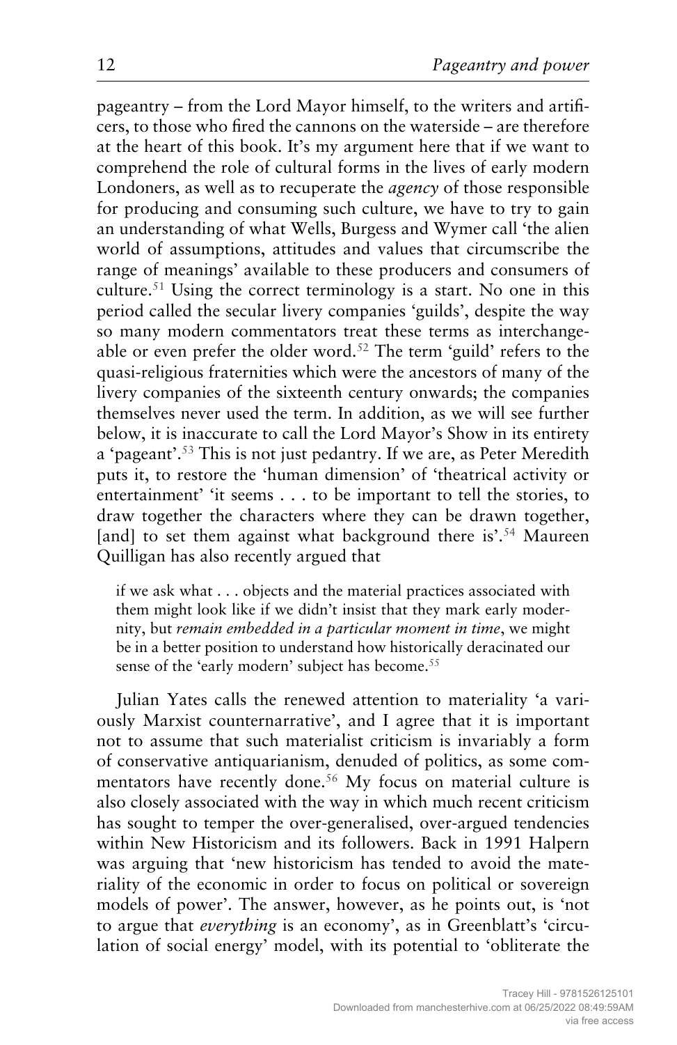pageantry – from the Lord Mayor himself, to the writers and artificers, to those who fired the cannons on the waterside – are therefore at the heart of this book. It's my argument here that if we want to comprehend the role of cultural forms in the lives of early modern Londoners, as well as to recuperate the *agency* of those responsible for producing and consuming such culture, we have to try to gain an understanding of what Wells, Burgess and Wymer call 'the alien world of assumptions, attitudes and values that circumscribe the range of meanings' available to these producers and consumers of culture.[51] Using the correct terminology is a start. No one in this period called the secular livery companies 'guilds', despite the way so many modern commentators treat these terms as interchangeable or even prefer the older word.[52] The term 'guild' refers to the quasi-religious fraternities which were the ancestors of many of the livery companies of the sixteenth century onwards; the companies themselves never used the term. In addition, as we will see further below, it is inaccurate to call the Lord Mayor's Show in its entirety a 'pageant'.[53] This is not just pedantry. If we are, as Peter Meredith puts it, to restore the 'human dimension' of 'theatrical activity or entertainment' 'it seems . . . to be important to tell the stories, to draw together the characters where they can be drawn together, [and] to set them against what background there is'.[54] Maureen Quilligan has also recently argued that

> if we ask what . . . objects and the material practices associated with them might look like if we didn't insist that they mark early modernity, but *remain embedded in a particular moment in time*, we might be in a better position to understand how historically deracinated our sense of the 'early modern' subject has become.[55]

Julian Yates calls the renewed attention to materiality 'a variously Marxist counternarrative', and I agree that it is important not to assume that such materialist criticism is invariably a form of conservative antiquarianism, denuded of politics, as some commentators have recently done.[56] My focus on material culture is also closely associated with the way in which much recent criticism has sought to temper the over-generalised, over-argued tendencies within New Historicism and its followers. Back in 1991 Halpern was arguing that 'new historicism has tended to avoid the materiality of the economic in order to focus on political or sovereign models of power'. The answer, however, as he points out, is 'not to argue that *everything* is an economy', as in Greenblatt's 'circulation of social energy' model, with its potential to 'obliterate the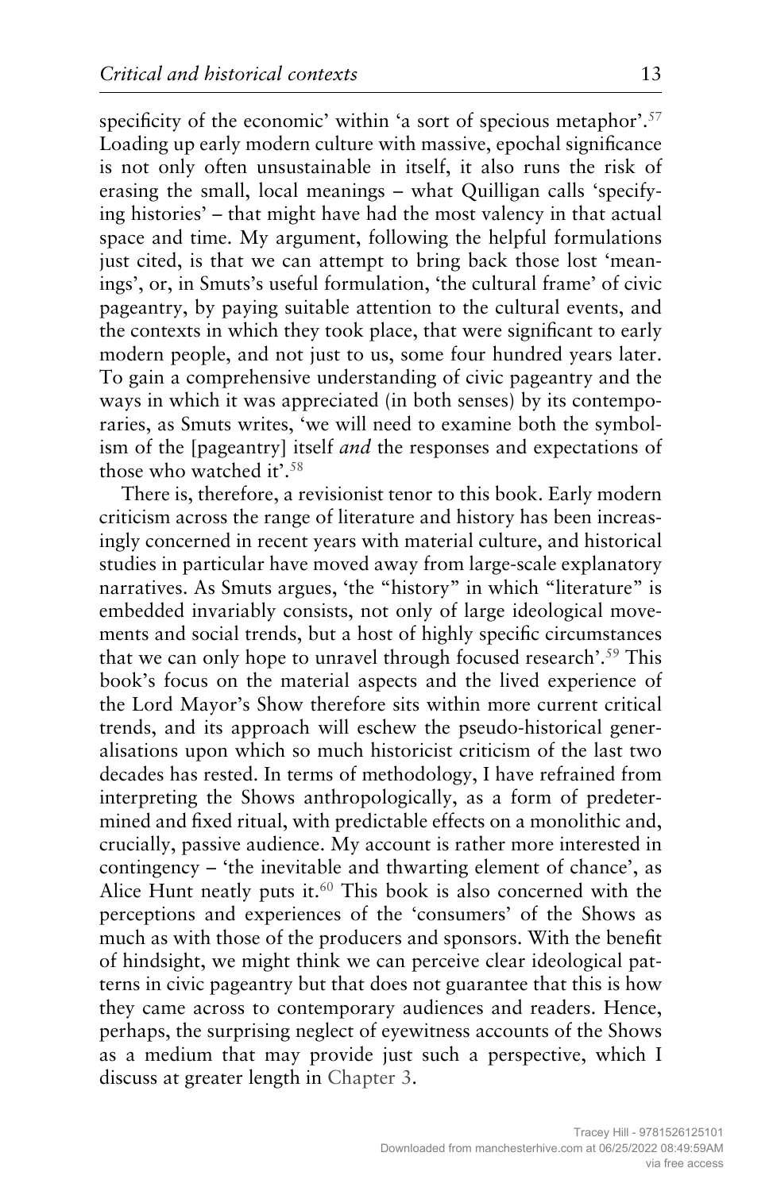specificity of the economic' within 'a sort of specious metaphor'.[57] Loading up early modern culture with massive, epochal significance is not only often unsustainable in itself, it also runs the risk of erasing the small, local meanings – what Quilligan calls 'specifying histories' – that might have had the most valency in that actual space and time. My argument, following the helpful formulations just cited, is that we can attempt to bring back those lost 'meanings', or, in Smuts's useful formulation, 'the cultural frame' of civic pageantry, by paying suitable attention to the cultural events, and the contexts in which they took place, that were significant to early modern people, and not just to us, some four hundred years later. To gain a comprehensive understanding of civic pageantry and the ways in which it was appreciated (in both senses) by its contemporaries, as Smuts writes, 'we will need to examine both the symbolism of the [pageantry] itself *and* the responses and expectations of those who watched it'.[58]

There is, therefore, a revisionist tenor to this book. Early modern criticism across the range of literature and history has been increasingly concerned in recent years with material culture, and historical studies in particular have moved away from large-scale explanatory narratives. As Smuts argues, 'the "history" in which "literature" is embedded invariably consists, not only of large ideological movements and social trends, but a host of highly specific circumstances that we can only hope to unravel through focused research'.[59] This book's focus on the material aspects and the lived experience of the Lord Mayor's Show therefore sits within more current critical trends, and its approach will eschew the pseudo-historical generalisations upon which so much historicist criticism of the last two decades has rested. In terms of methodology, I have refrained from interpreting the Shows anthropologically, as a form of predetermined and fixed ritual, with predictable effects on a monolithic and, crucially, passive audience. My account is rather more interested in contingency – 'the inevitable and thwarting element of chance', as Alice Hunt neatly puts it.[60] This book is also concerned with the perceptions and experiences of the 'consumers' of the Shows as much as with those of the producers and sponsors. With the benefit of hindsight, we might think we can perceive clear ideological patterns in civic pageantry but that does not guarantee that this is how they came across to contemporary audiences and readers. Hence, perhaps, the surprising neglect of eyewitness accounts of the Shows as a medium that may provide just such a perspective, which I discuss at greater length in Chapter 3.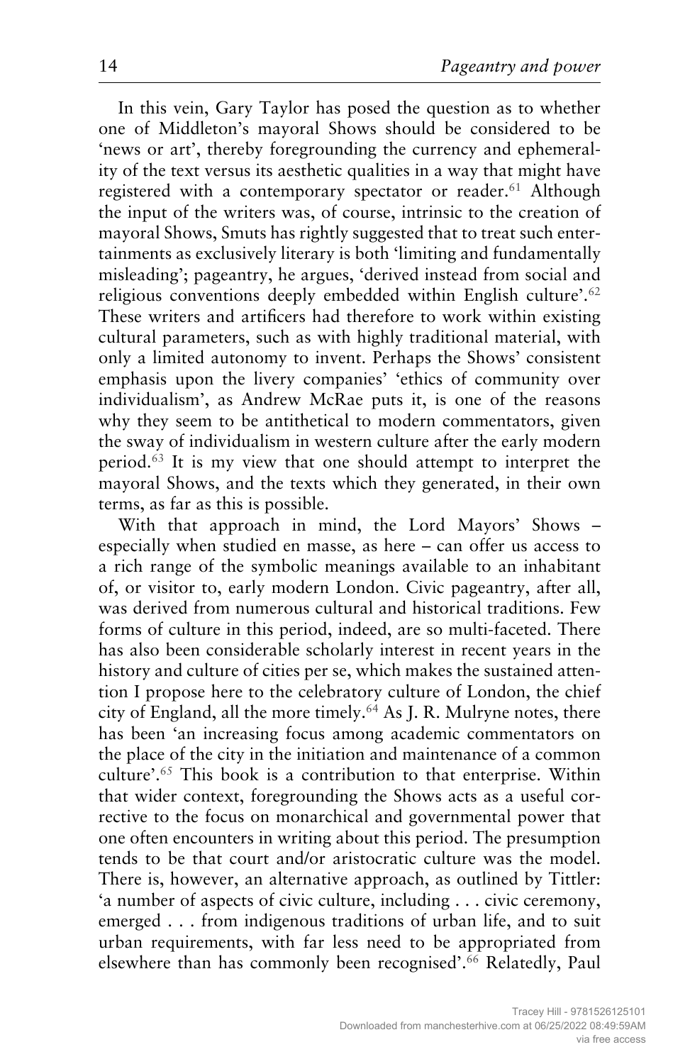In this vein, Gary Taylor has posed the question as to whether one of Middleton's mayoral Shows should be considered to be 'news or art', thereby foregrounding the currency and ephemerality of the text versus its aesthetic qualities in a way that might have registered with a contemporary spectator or reader.[61] Although the input of the writers was, of course, intrinsic to the creation of mayoral Shows, Smuts has rightly suggested that to treat such entertainments as exclusively literary is both 'limiting and fundamentally misleading'; pageantry, he argues, 'derived instead from social and religious conventions deeply embedded within English culture'.[62] These writers and artificers had therefore to work within existing cultural parameters, such as with highly traditional material, with only a limited autonomy to invent. Perhaps the Shows' consistent emphasis upon the livery companies' 'ethics of community over individualism', as Andrew McRae puts it, is one of the reasons why they seem to be antithetical to modern commentators, given the sway of individualism in western culture after the early modern period.[63] It is my view that one should attempt to interpret the mayoral Shows, and the texts which they generated, in their own terms, as far as this is possible.

With that approach in mind, the Lord Mayors' Shows – especially when studied en masse, as here – can offer us access to a rich range of the symbolic meanings available to an inhabitant of, or visitor to, early modern London. Civic pageantry, after all, was derived from numerous cultural and historical traditions. Few forms of culture in this period, indeed, are so multi-faceted. There has also been considerable scholarly interest in recent years in the history and culture of cities per se, which makes the sustained attention I propose here to the celebratory culture of London, the chief city of England, all the more timely.[64] As J. R. Mulryne notes, there has been 'an increasing focus among academic commentators on the place of the city in the initiation and maintenance of a common culture'.[65] This book is a contribution to that enterprise. Within that wider context, foregrounding the Shows acts as a useful corrective to the focus on monarchical and governmental power that one often encounters in writing about this period. The presumption tends to be that court and/or aristocratic culture was the model. There is, however, an alternative approach, as outlined by Tittler: 'a number of aspects of civic culture, including . . . civic ceremony, emerged . . . from indigenous traditions of urban life, and to suit urban requirements, with far less need to be appropriated from elsewhere than has commonly been recognised'.[66] Relatedly, Paul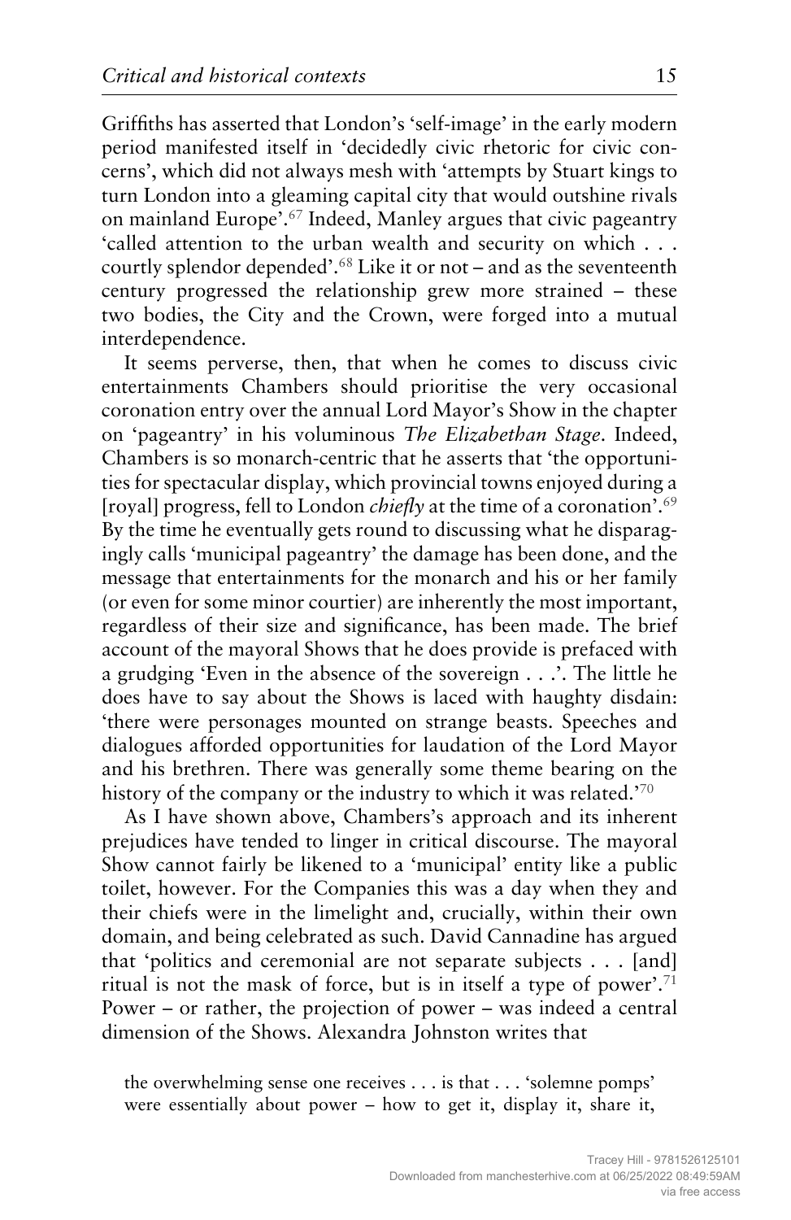Griffiths has asserted that London's 'self-image' in the early modern period manifested itself in 'decidedly civic rhetoric for civic concerns', which did not always mesh with 'attempts by Stuart kings to turn London into a gleaming capital city that would outshine rivals on mainland Europe'.[67] Indeed, Manley argues that civic pageantry 'called attention to the urban wealth and security on which . . . courtly splendor depended'.[68] Like it or not – and as the seventeenth century progressed the relationship grew more strained – these two bodies, the City and the Crown, were forged into a mutual interdependence.

It seems perverse, then, that when he comes to discuss civic entertainments Chambers should prioritise the very occasional coronation entry over the annual Lord Mayor's Show in the chapter on 'pageantry' in his voluminous *The Elizabethan Stage*. Indeed, Chambers is so monarch-centric that he asserts that 'the opportunities for spectacular display, which provincial towns enjoyed during a [royal] progress, fell to London *chiefly* at the time of a coronation'.[69] By the time he eventually gets round to discussing what he disparagingly calls 'municipal pageantry' the damage has been done, and the message that entertainments for the monarch and his or her family (or even for some minor courtier) are inherently the most important, regardless of their size and significance, has been made. The brief account of the mayoral Shows that he does provide is prefaced with a grudging 'Even in the absence of the sovereign . . .'. The little he does have to say about the Shows is laced with haughty disdain: 'there were personages mounted on strange beasts. Speeches and dialogues afforded opportunities for laudation of the Lord Mayor and his brethren. There was generally some theme bearing on the history of the company or the industry to which it was related.'[70]

As I have shown above, Chambers's approach and its inherent prejudices have tended to linger in critical discourse. The mayoral Show cannot fairly be likened to a 'municipal' entity like a public toilet, however. For the Companies this was a day when they and their chiefs were in the limelight and, crucially, within their own domain, and being celebrated as such. David Cannadine has argued that 'politics and ceremonial are not separate subjects . . . [and] ritual is not the mask of force, but is in itself a type of power'.[71] Power – or rather, the projection of power – was indeed a central dimension of the Shows. Alexandra Johnston writes that

> the overwhelming sense one receives . . . is that . . . 'solemne pomps' were essentially about power – how to get it, display it, share it,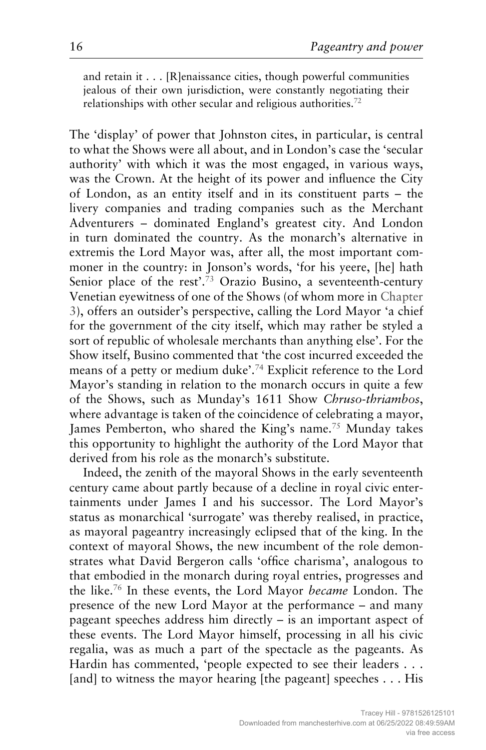> and retain it . . . [R]enaissance cities, though powerful communities jealous of their own jurisdiction, were constantly negotiating their relationships with other secular and religious authorities.[72]

The 'display' of power that Johnston cites, in particular, is central to what the Shows were all about, and in London's case the 'secular authority' with which it was the most engaged, in various ways, was the Crown. At the height of its power and influence the City of London, as an entity itself and in its constituent parts – the livery companies and trading companies such as the Merchant Adventurers – dominated England's greatest city. And London in turn dominated the country. As the monarch's alternative in extremis the Lord Mayor was, after all, the most important commoner in the country: in Jonson's words, 'for his yeere, [he] hath Senior place of the rest'.[73] Orazio Busino, a seventeenth-century Venetian eyewitness of one of the Shows (of whom more in Chapter 3), offers an outsider's perspective, calling the Lord Mayor 'a chief for the government of the city itself, which may rather be styled a sort of republic of wholesale merchants than anything else'. For the Show itself, Busino commented that 'the cost incurred exceeded the means of a petty or medium duke'.[74] Explicit reference to the Lord Mayor's standing in relation to the monarch occurs in quite a few of the Shows, such as Munday's 1611 Show *Chruso-thriambos*, where advantage is taken of the coincidence of celebrating a mayor, James Pemberton, who shared the King's name.[75] Munday takes this opportunity to highlight the authority of the Lord Mayor that derived from his role as the monarch's substitute.

Indeed, the zenith of the mayoral Shows in the early seventeenth century came about partly because of a decline in royal civic entertainments under James I and his successor. The Lord Mayor's status as monarchical 'surrogate' was thereby realised, in practice, as mayoral pageantry increasingly eclipsed that of the king. In the context of mayoral Shows, the new incumbent of the role demonstrates what David Bergeron calls 'office charisma', analogous to that embodied in the monarch during royal entries, progresses and the like.[76] In these events, the Lord Mayor *became* London. The presence of the new Lord Mayor at the performance – and many pageant speeches address him directly – is an important aspect of these events. The Lord Mayor himself, processing in all his civic regalia, was as much a part of the spectacle as the pageants. As Hardin has commented, 'people expected to see their leaders . . . [and] to witness the mayor hearing [the pageant] speeches . . . His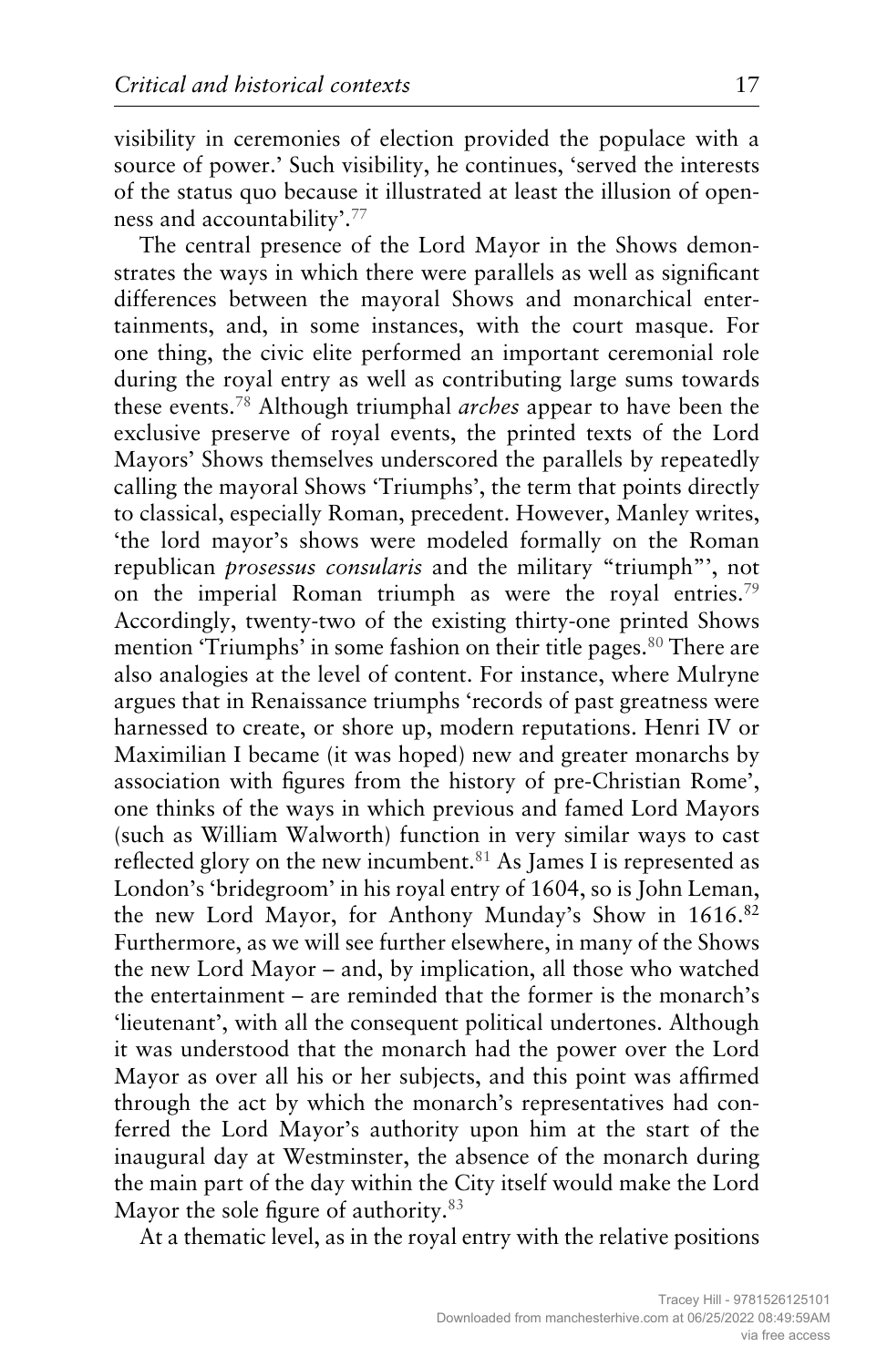visibility in ceremonies of election provided the populace with a source of power.' Such visibility, he continues, 'served the interests of the status quo because it illustrated at least the illusion of openness and accountability'.[77]

The central presence of the Lord Mayor in the Shows demonstrates the ways in which there were parallels as well as significant differences between the mayoral Shows and monarchical entertainments, and, in some instances, with the court masque. For one thing, the civic elite performed an important ceremonial role during the royal entry as well as contributing large sums towards these events.[78] Although triumphal *arches* appear to have been the exclusive preserve of royal events, the printed texts of the Lord Mayors' Shows themselves underscored the parallels by repeatedly calling the mayoral Shows 'Triumphs', the term that points directly to classical, especially Roman, precedent. However, Manley writes, 'the lord mayor's shows were modeled formally on the Roman republican *prosessus consularis* and the military "triumph"', not on the imperial Roman triumph as were the royal entries.[79] Accordingly, twenty-two of the existing thirty-one printed Shows mention 'Triumphs' in some fashion on their title pages.[80] There are also analogies at the level of content. For instance, where Mulryne argues that in Renaissance triumphs 'records of past greatness were harnessed to create, or shore up, modern reputations. Henri IV or Maximilian I became (it was hoped) new and greater monarchs by association with figures from the history of pre-Christian Rome', one thinks of the ways in which previous and famed Lord Mayors (such as William Walworth) function in very similar ways to cast reflected glory on the new incumbent.[81] As James I is represented as London's 'bridegroom' in his royal entry of 1604, so is John Leman, the new Lord Mayor, for Anthony Munday's Show in 1616.[82] Furthermore, as we will see further elsewhere, in many of the Shows the new Lord Mayor – and, by implication, all those who watched the entertainment – are reminded that the former is the monarch's 'lieutenant', with all the consequent political undertones. Although it was understood that the monarch had the power over the Lord Mayor as over all his or her subjects, and this point was affirmed through the act by which the monarch's representatives had conferred the Lord Mayor's authority upon him at the start of the inaugural day at Westminster, the absence of the monarch during the main part of the day within the City itself would make the Lord Mayor the sole figure of authority.[83]

At a thematic level, as in the royal entry with the relative positions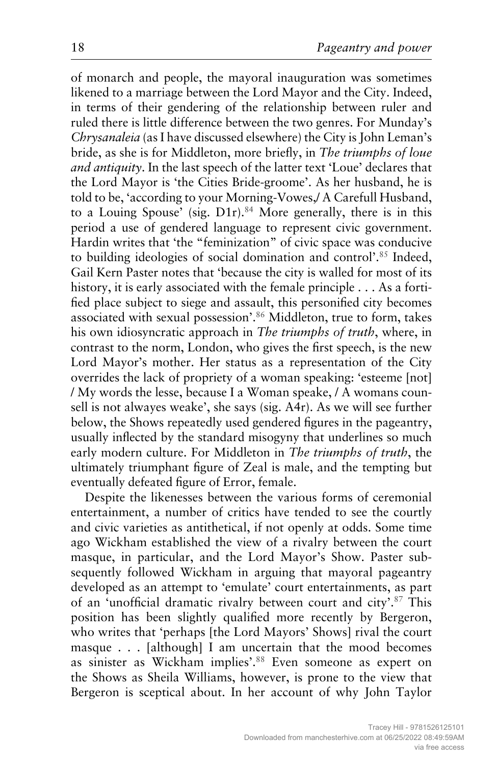of monarch and people, the mayoral inauguration was sometimes likened to a marriage between the Lord Mayor and the City. Indeed, in terms of their gendering of the relationship between ruler and ruled there is little difference between the two genres. For Munday's *Chrysanaleia* (as I have discussed elsewhere) the City is John Leman's bride, as she is for Middleton, more briefly, in *The triumphs of loue and antiquity*. In the last speech of the latter text 'Loue' declares that the Lord Mayor is 'the Cities Bride-groome'. As her husband, he is told to be, 'according to your Morning-Vowes,/ A Carefull Husband, to a Louing Spouse' (sig. D1r).[84] More generally, there is in this period a use of gendered language to represent civic government. Hardin writes that 'the "feminization" of civic space was conducive to building ideologies of social domination and control'.[85] Indeed, Gail Kern Paster notes that 'because the city is walled for most of its history, it is early associated with the female principle . . . As a fortified place subject to siege and assault, this personified city becomes associated with sexual possession'.[86] Middleton, true to form, takes his own idiosyncratic approach in *The triumphs of truth*, where, in contrast to the norm, London, who gives the first speech, is the new Lord Mayor's mother. Her status as a representation of the City overrides the lack of propriety of a woman speaking: 'esteeme [not] / My words the lesse, because I a Woman speake, / A womans counsell is not alwayes weake', she says (sig. A4r). As we will see further below, the Shows repeatedly used gendered figures in the pageantry, usually inflected by the standard misogyny that underlines so much early modern culture. For Middleton in *The triumphs of truth*, the ultimately triumphant figure of Zeal is male, and the tempting but eventually defeated figure of Error, female.

Despite the likenesses between the various forms of ceremonial entertainment, a number of critics have tended to see the courtly and civic varieties as antithetical, if not openly at odds. Some time ago Wickham established the view of a rivalry between the court masque, in particular, and the Lord Mayor's Show. Paster subsequently followed Wickham in arguing that mayoral pageantry developed as an attempt to 'emulate' court entertainments, as part of an 'unofficial dramatic rivalry between court and city'.[87] This position has been slightly qualified more recently by Bergeron, who writes that 'perhaps [the Lord Mayors' Shows] rival the court masque . . . [although] I am uncertain that the mood becomes as sinister as Wickham implies'.[88] Even someone as expert on the Shows as Sheila Williams, however, is prone to the view that Bergeron is sceptical about. In her account of why John Taylor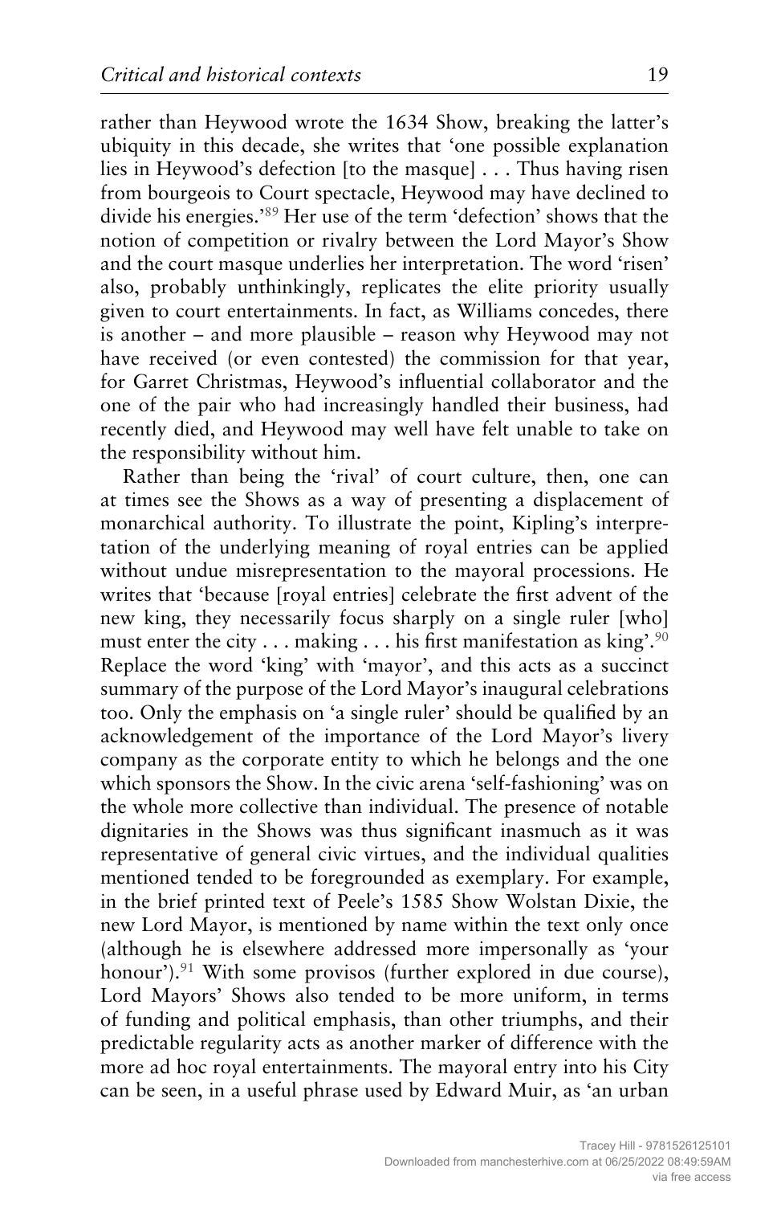rather than Heywood wrote the 1634 Show, breaking the latter's ubiquity in this decade, she writes that 'one possible explanation lies in Heywood's defection [to the masque] . . . Thus having risen from bourgeois to Court spectacle, Heywood may have declined to divide his energies.'[89] Her use of the term 'defection' shows that the notion of competition or rivalry between the Lord Mayor's Show and the court masque underlies her interpretation. The word 'risen' also, probably unthinkingly, replicates the elite priority usually given to court entertainments. In fact, as Williams concedes, there is another – and more plausible – reason why Heywood may not have received (or even contested) the commission for that year, for Garret Christmas, Heywood's influential collaborator and the one of the pair who had increasingly handled their business, had recently died, and Heywood may well have felt unable to take on the responsibility without him.

Rather than being the 'rival' of court culture, then, one can at times see the Shows as a way of presenting a displacement of monarchical authority. To illustrate the point, Kipling's interpretation of the underlying meaning of royal entries can be applied without undue misrepresentation to the mayoral processions. He writes that 'because [royal entries] celebrate the first advent of the new king, they necessarily focus sharply on a single ruler [who] must enter the city . . . making . . . his first manifestation as king'.[90] Replace the word 'king' with 'mayor', and this acts as a succinct summary of the purpose of the Lord Mayor's inaugural celebrations too. Only the emphasis on 'a single ruler' should be qualified by an acknowledgement of the importance of the Lord Mayor's livery company as the corporate entity to which he belongs and the one which sponsors the Show. In the civic arena 'self-fashioning' was on the whole more collective than individual. The presence of notable dignitaries in the Shows was thus significant inasmuch as it was representative of general civic virtues, and the individual qualities mentioned tended to be foregrounded as exemplary. For example, in the brief printed text of Peele's 1585 Show Wolstan Dixie, the new Lord Mayor, is mentioned by name within the text only once (although he is elsewhere addressed more impersonally as 'your honour').[91] With some provisos (further explored in due course), Lord Mayors' Shows also tended to be more uniform, in terms of funding and political emphasis, than other triumphs, and their predictable regularity acts as another marker of difference with the more ad hoc royal entertainments. The mayoral entry into his City can be seen, in a useful phrase used by Edward Muir, as 'an urban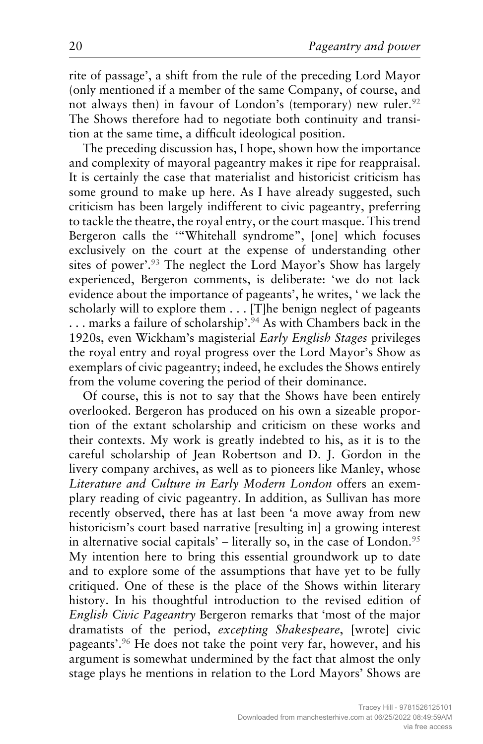rite of passage', a shift from the rule of the preceding Lord Mayor (only mentioned if a member of the same Company, of course, and not always then) in favour of London's (temporary) new ruler.[92] The Shows therefore had to negotiate both continuity and transition at the same time, a difficult ideological position.

The preceding discussion has, I hope, shown how the importance and complexity of mayoral pageantry makes it ripe for reappraisal. It is certainly the case that materialist and historicist criticism has some ground to make up here. As I have already suggested, such criticism has been largely indifferent to civic pageantry, preferring to tackle the theatre, the royal entry, or the court masque. This trend Bergeron calls the '"Whitehall syndrome", [one] which focuses exclusively on the court at the expense of understanding other sites of power'.[93] The neglect the Lord Mayor's Show has largely experienced, Bergeron comments, is deliberate: 'we do not lack evidence about the importance of pageants', he writes, ' we lack the scholarly will to explore them . . . [T]he benign neglect of pageants . . . marks a failure of scholarship'.[94] As with Chambers back in the 1920s, even Wickham's magisterial *Early English Stages* privileges the royal entry and royal progress over the Lord Mayor's Show as exemplars of civic pageantry; indeed, he excludes the Shows entirely from the volume covering the period of their dominance.

Of course, this is not to say that the Shows have been entirely overlooked. Bergeron has produced on his own a sizeable proportion of the extant scholarship and criticism on these works and their contexts. My work is greatly indebted to his, as it is to the careful scholarship of Jean Robertson and D. J. Gordon in the livery company archives, as well as to pioneers like Manley, whose *Literature and Culture in Early Modern London* offers an exemplary reading of civic pageantry. In addition, as Sullivan has more recently observed, there has at last been 'a move away from new historicism's court based narrative [resulting in] a growing interest in alternative social capitals' – literally so, in the case of London.[95] My intention here to bring this essential groundwork up to date and to explore some of the assumptions that have yet to be fully critiqued. One of these is the place of the Shows within literary history. In his thoughtful introduction to the revised edition of *English Civic Pageantry* Bergeron remarks that 'most of the major dramatists of the period, *excepting Shakespeare*, [wrote] civic pageants'.[96] He does not take the point very far, however, and his argument is somewhat undermined by the fact that almost the only stage plays he mentions in relation to the Lord Mayors' Shows are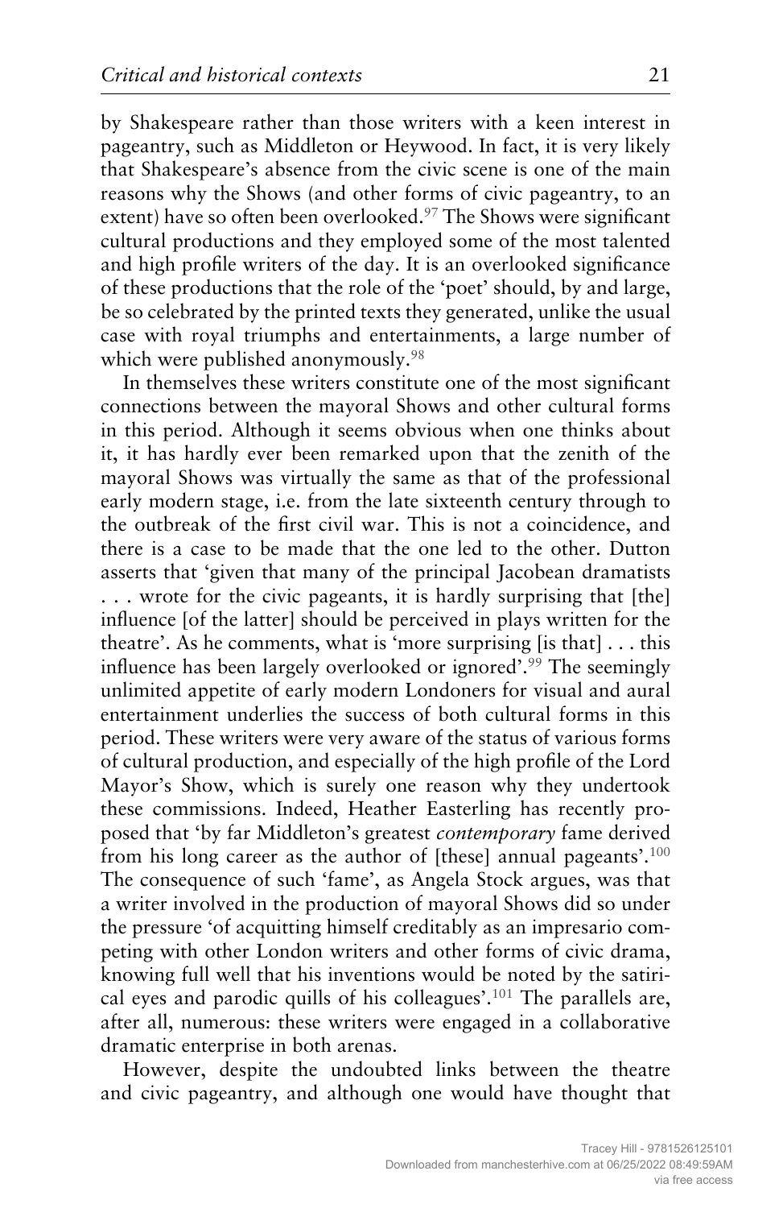by Shakespeare rather than those writers with a keen interest in pageantry, such as Middleton or Heywood. In fact, it is very likely that Shakespeare's absence from the civic scene is one of the main reasons why the Shows (and other forms of civic pageantry, to an extent) have so often been overlooked.[97] The Shows were significant cultural productions and they employed some of the most talented and high profile writers of the day. It is an overlooked significance of these productions that the role of the 'poet' should, by and large, be so celebrated by the printed texts they generated, unlike the usual case with royal triumphs and entertainments, a large number of which were published anonymously.[98]

In themselves these writers constitute one of the most significant connections between the mayoral Shows and other cultural forms in this period. Although it seems obvious when one thinks about it, it has hardly ever been remarked upon that the zenith of the mayoral Shows was virtually the same as that of the professional early modern stage, i.e. from the late sixteenth century through to the outbreak of the first civil war. This is not a coincidence, and there is a case to be made that the one led to the other. Dutton asserts that 'given that many of the principal Jacobean dramatists . . . wrote for the civic pageants, it is hardly surprising that [the] influence [of the latter] should be perceived in plays written for the theatre'. As he comments, what is 'more surprising [is that] . . . this influence has been largely overlooked or ignored'.[99] The seemingly unlimited appetite of early modern Londoners for visual and aural entertainment underlies the success of both cultural forms in this period. These writers were very aware of the status of various forms of cultural production, and especially of the high profile of the Lord Mayor's Show, which is surely one reason why they undertook these commissions. Indeed, Heather Easterling has recently proposed that 'by far Middleton's greatest *contemporary* fame derived from his long career as the author of [these] annual pageants'.[100] The consequence of such 'fame', as Angela Stock argues, was that a writer involved in the production of mayoral Shows did so under the pressure 'of acquitting himself creditably as an impresario competing with other London writers and other forms of civic drama, knowing full well that his inventions would be noted by the satirical eyes and parodic quills of his colleagues'.[101] The parallels are, after all, numerous: these writers were engaged in a collaborative dramatic enterprise in both arenas.

However, despite the undoubted links between the theatre and civic pageantry, and although one would have thought that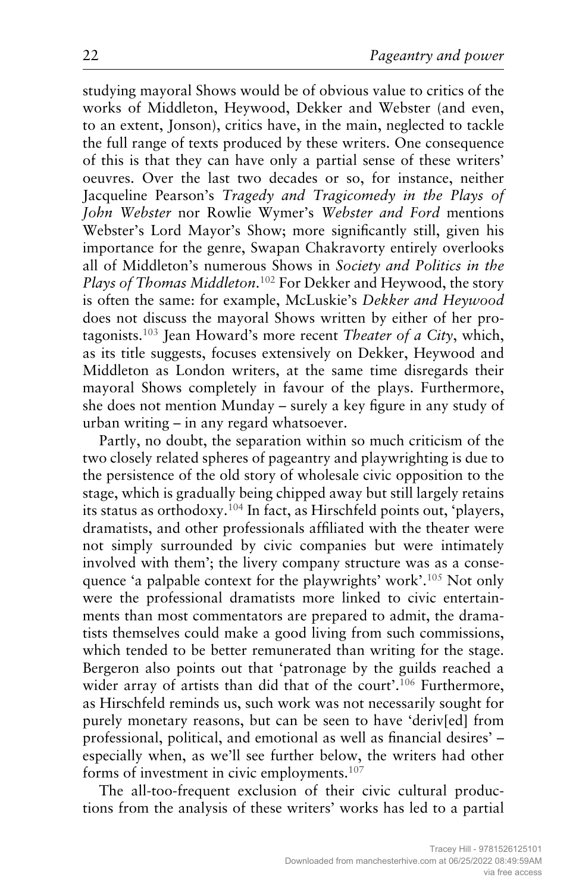studying mayoral Shows would be of obvious value to critics of the works of Middleton, Heywood, Dekker and Webster (and even, to an extent, Jonson), critics have, in the main, neglected to tackle the full range of texts produced by these writers. One consequence of this is that they can have only a partial sense of these writers' oeuvres. Over the last two decades or so, for instance, neither Jacqueline Pearson's *Tragedy and Tragicomedy in the Plays of John Webster* nor Rowlie Wymer's *Webster and Ford* mentions Webster's Lord Mayor's Show; more significantly still, given his importance for the genre, Swapan Chakravorty entirely overlooks all of Middleton's numerous Shows in *Society and Politics in the Plays of Thomas Middleton*.[102] For Dekker and Heywood, the story is often the same: for example, McLuskie's *Dekker and Heywood* does not discuss the mayoral Shows written by either of her protagonists.[103] Jean Howard's more recent *Theater of a City*, which, as its title suggests, focuses extensively on Dekker, Heywood and Middleton as London writers, at the same time disregards their mayoral Shows completely in favour of the plays. Furthermore, she does not mention Munday – surely a key figure in any study of urban writing – in any regard whatsoever.

Partly, no doubt, the separation within so much criticism of the two closely related spheres of pageantry and playwrighting is due to the persistence of the old story of wholesale civic opposition to the stage, which is gradually being chipped away but still largely retains its status as orthodoxy.[104] In fact, as Hirschfeld points out, 'players, dramatists, and other professionals affiliated with the theater were not simply surrounded by civic companies but were intimately involved with them'; the livery company structure was as a consequence 'a palpable context for the playwrights' work'.[105] Not only were the professional dramatists more linked to civic entertainments than most commentators are prepared to admit, the dramatists themselves could make a good living from such commissions, which tended to be better remunerated than writing for the stage. Bergeron also points out that 'patronage by the guilds reached a wider array of artists than did that of the court'.[106] Furthermore, as Hirschfeld reminds us, such work was not necessarily sought for purely monetary reasons, but can be seen to have 'deriv[ed] from professional, political, and emotional as well as financial desires' – especially when, as we'll see further below, the writers had other forms of investment in civic employments.[107]

The all-too-frequent exclusion of their civic cultural productions from the analysis of these writers' works has led to a partial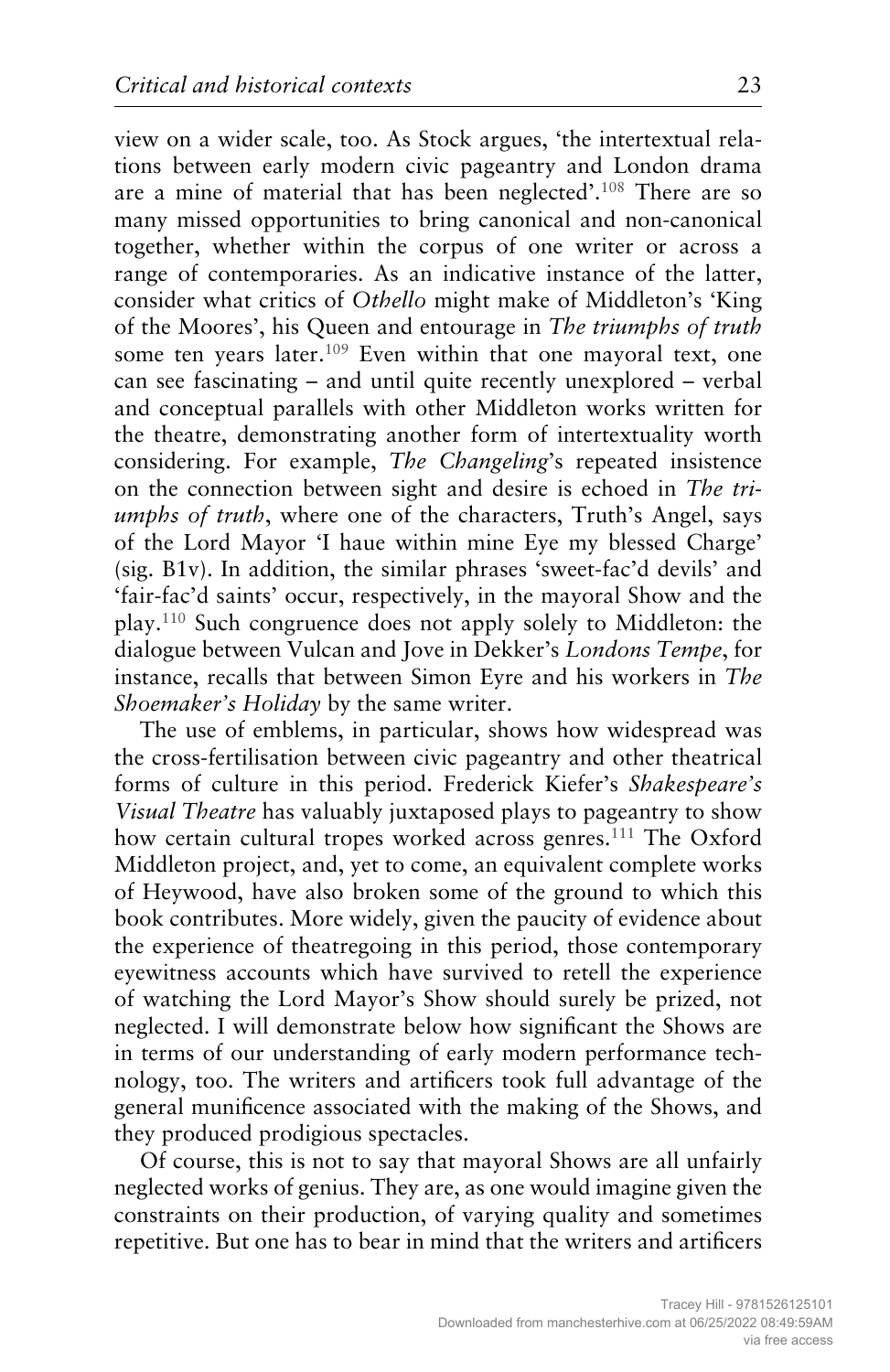view on a wider scale, too. As Stock argues, 'the intertextual relations between early modern civic pageantry and London drama are a mine of material that has been neglected'.[108] There are so many missed opportunities to bring canonical and non-canonical together, whether within the corpus of one writer or across a range of contemporaries. As an indicative instance of the latter, consider what critics of *Othello* might make of Middleton's 'King of the Moores', his Queen and entourage in *The triumphs of truth* some ten years later.[109] Even within that one mayoral text, one can see fascinating – and until quite recently unexplored – verbal and conceptual parallels with other Middleton works written for the theatre, demonstrating another form of intertextuality worth considering. For example, *The Changeling*'s repeated insistence on the connection between sight and desire is echoed in *The triumphs of truth*, where one of the characters, Truth's Angel, says of the Lord Mayor 'I haue within mine Eye my blessed Charge' (sig. B1v). In addition, the similar phrases 'sweet-fac'd devils' and 'fair-fac'd saints' occur, respectively, in the mayoral Show and the play.[110] Such congruence does not apply solely to Middleton: the dialogue between Vulcan and Jove in Dekker's *Londons Tempe*, for instance, recalls that between Simon Eyre and his workers in *The Shoemaker's Holiday* by the same writer.

The use of emblems, in particular, shows how widespread was the cross-fertilisation between civic pageantry and other theatrical forms of culture in this period. Frederick Kiefer's *Shakespeare's Visual Theatre* has valuably juxtaposed plays to pageantry to show how certain cultural tropes worked across genres.[111] The Oxford Middleton project, and, yet to come, an equivalent complete works of Heywood, have also broken some of the ground to which this book contributes. More widely, given the paucity of evidence about the experience of theatregoing in this period, those contemporary eyewitness accounts which have survived to retell the experience of watching the Lord Mayor's Show should surely be prized, not neglected. I will demonstrate below how significant the Shows are in terms of our understanding of early modern performance technology, too. The writers and artificers took full advantage of the general munificence associated with the making of the Shows, and they produced prodigious spectacles.

Of course, this is not to say that mayoral Shows are all unfairly neglected works of genius. They are, as one would imagine given the constraints on their production, of varying quality and sometimes repetitive. But one has to bear in mind that the writers and artificers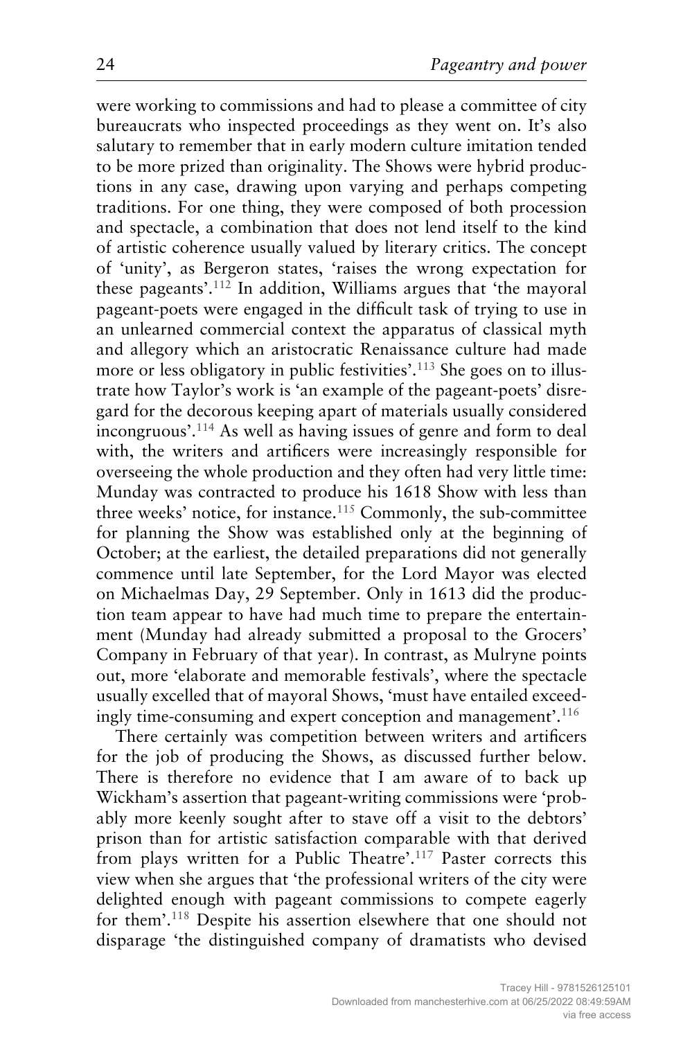were working to commissions and had to please a committee of city bureaucrats who inspected proceedings as they went on. It's also salutary to remember that in early modern culture imitation tended to be more prized than originality. The Shows were hybrid productions in any case, drawing upon varying and perhaps competing traditions. For one thing, they were composed of both procession and spectacle, a combination that does not lend itself to the kind of artistic coherence usually valued by literary critics. The concept of 'unity', as Bergeron states, 'raises the wrong expectation for these pageants'.[112] In addition, Williams argues that 'the mayoral pageant-poets were engaged in the difficult task of trying to use in an unlearned commercial context the apparatus of classical myth and allegory which an aristocratic Renaissance culture had made more or less obligatory in public festivities'.[113] She goes on to illustrate how Taylor's work is 'an example of the pageant-poets' disregard for the decorous keeping apart of materials usually considered incongruous'.[114] As well as having issues of genre and form to deal with, the writers and artificers were increasingly responsible for overseeing the whole production and they often had very little time: Munday was contracted to produce his 1618 Show with less than three weeks' notice, for instance.[115] Commonly, the sub-committee for planning the Show was established only at the beginning of October; at the earliest, the detailed preparations did not generally commence until late September, for the Lord Mayor was elected on Michaelmas Day, 29 September. Only in 1613 did the production team appear to have had much time to prepare the entertainment (Munday had already submitted a proposal to the Grocers' Company in February of that year). In contrast, as Mulryne points out, more 'elaborate and memorable festivals', where the spectacle usually excelled that of mayoral Shows, 'must have entailed exceedingly time-consuming and expert conception and management'.[116]

There certainly was competition between writers and artificers for the job of producing the Shows, as discussed further below. There is therefore no evidence that I am aware of to back up Wickham's assertion that pageant-writing commissions were 'probably more keenly sought after to stave off a visit to the debtors' prison than for artistic satisfaction comparable with that derived from plays written for a Public Theatre'.[117] Paster corrects this view when she argues that 'the professional writers of the city were delighted enough with pageant commissions to compete eagerly for them'.[118] Despite his assertion elsewhere that one should not disparage 'the distinguished company of dramatists who devised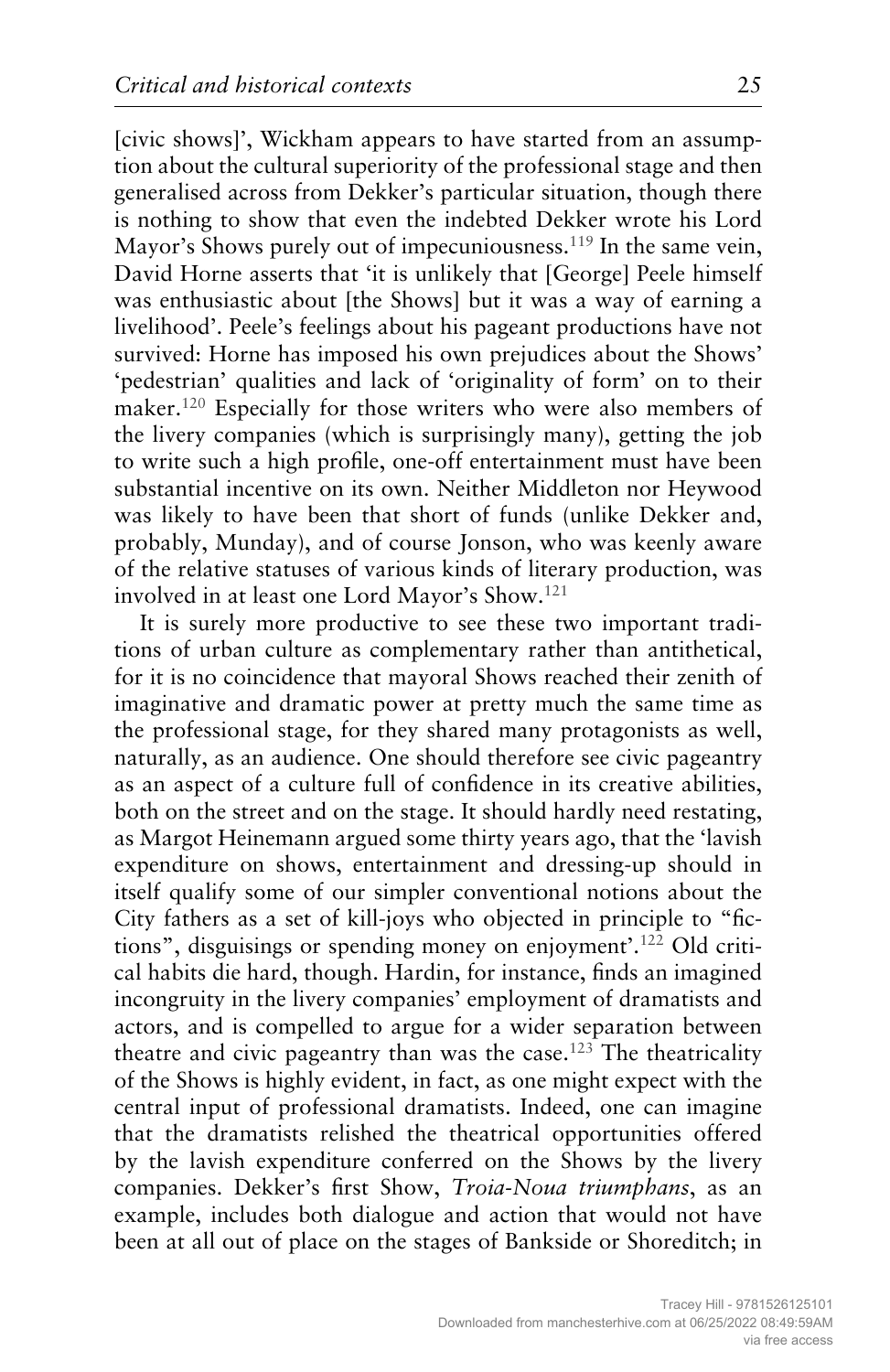[civic shows]', Wickham appears to have started from an assumption about the cultural superiority of the professional stage and then generalised across from Dekker's particular situation, though there is nothing to show that even the indebted Dekker wrote his Lord Mayor's Shows purely out of impecuniousness.[119] In the same vein, David Horne asserts that 'it is unlikely that [George] Peele himself was enthusiastic about [the Shows] but it was a way of earning a livelihood'. Peele's feelings about his pageant productions have not survived: Horne has imposed his own prejudices about the Shows' 'pedestrian' qualities and lack of 'originality of form' on to their maker.[120] Especially for those writers who were also members of the livery companies (which is surprisingly many), getting the job to write such a high profile, one-off entertainment must have been substantial incentive on its own. Neither Middleton nor Heywood was likely to have been that short of funds (unlike Dekker and, probably, Munday), and of course Jonson, who was keenly aware of the relative statuses of various kinds of literary production, was involved in at least one Lord Mayor's Show.[121]

It is surely more productive to see these two important traditions of urban culture as complementary rather than antithetical, for it is no coincidence that mayoral Shows reached their zenith of imaginative and dramatic power at pretty much the same time as the professional stage, for they shared many protagonists as well, naturally, as an audience. One should therefore see civic pageantry as an aspect of a culture full of confidence in its creative abilities, both on the street and on the stage. It should hardly need restating, as Margot Heinemann argued some thirty years ago, that the 'lavish expenditure on shows, entertainment and dressing-up should in itself qualify some of our simpler conventional notions about the City fathers as a set of kill-joys who objected in principle to "fictions", disguisings or spending money on enjoyment'.[122] Old critical habits die hard, though. Hardin, for instance, finds an imagined incongruity in the livery companies' employment of dramatists and actors, and is compelled to argue for a wider separation between theatre and civic pageantry than was the case.[123] The theatricality of the Shows is highly evident, in fact, as one might expect with the central input of professional dramatists. Indeed, one can imagine that the dramatists relished the theatrical opportunities offered by the lavish expenditure conferred on the Shows by the livery companies. Dekker's first Show, *Troia-Noua triumphans*, as an example, includes both dialogue and action that would not have been at all out of place on the stages of Bankside or Shoreditch; in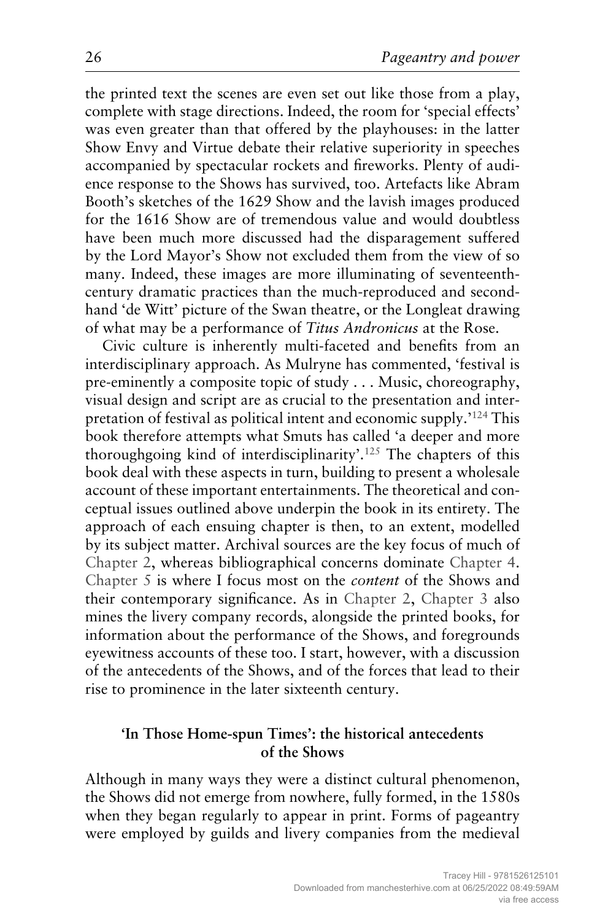the printed text the scenes are even set out like those from a play, complete with stage directions. Indeed, the room for 'special effects' was even greater than that offered by the playhouses: in the latter Show Envy and Virtue debate their relative superiority in speeches accompanied by spectacular rockets and fireworks. Plenty of audience response to the Shows has survived, too. Artefacts like Abram Booth's sketches of the 1629 Show and the lavish images produced for the 1616 Show are of tremendous value and would doubtless have been much more discussed had the disparagement suffered by the Lord Mayor's Show not excluded them from the view of so many. Indeed, these images are more illuminating of seventeenth-century dramatic practices than the much-reproduced and second-hand 'de Witt' picture of the Swan theatre, or the Longleat drawing of what may be a performance of *Titus Andronicus* at the Rose.

Civic culture is inherently multi-faceted and benefits from an interdisciplinary approach. As Mulryne has commented, 'festival is pre-eminently a composite topic of study . . . Music, choreography, visual design and script are as crucial to the presentation and interpretation of festival as political intent and economic supply.'[124] This book therefore attempts what Smuts has called 'a deeper and more thoroughgoing kind of interdisciplinarity'.[125] The chapters of this book deal with these aspects in turn, building to present a wholesale account of these important entertainments. The theoretical and conceptual issues outlined above underpin the book in its entirety. The approach of each ensuing chapter is then, to an extent, modelled by its subject matter. Archival sources are the key focus of much of Chapter 2, whereas bibliographical concerns dominate Chapter 4. Chapter 5 is where I focus most on the *content* of the Shows and their contemporary significance. As in Chapter 2, Chapter 3 also mines the livery company records, alongside the printed books, for information about the performance of the Shows, and foregrounds eyewitness accounts of these too. I start, however, with a discussion of the antecedents of the Shows, and of the forces that lead to their rise to prominence in the later sixteenth century.

## 'In Those Home-spun Times': the historical antecedents of the Shows

Although in many ways they were a distinct cultural phenomenon, the Shows did not emerge from nowhere, fully formed, in the 1580s when they began regularly to appear in print. Forms of pageantry were employed by guilds and livery companies from the medieval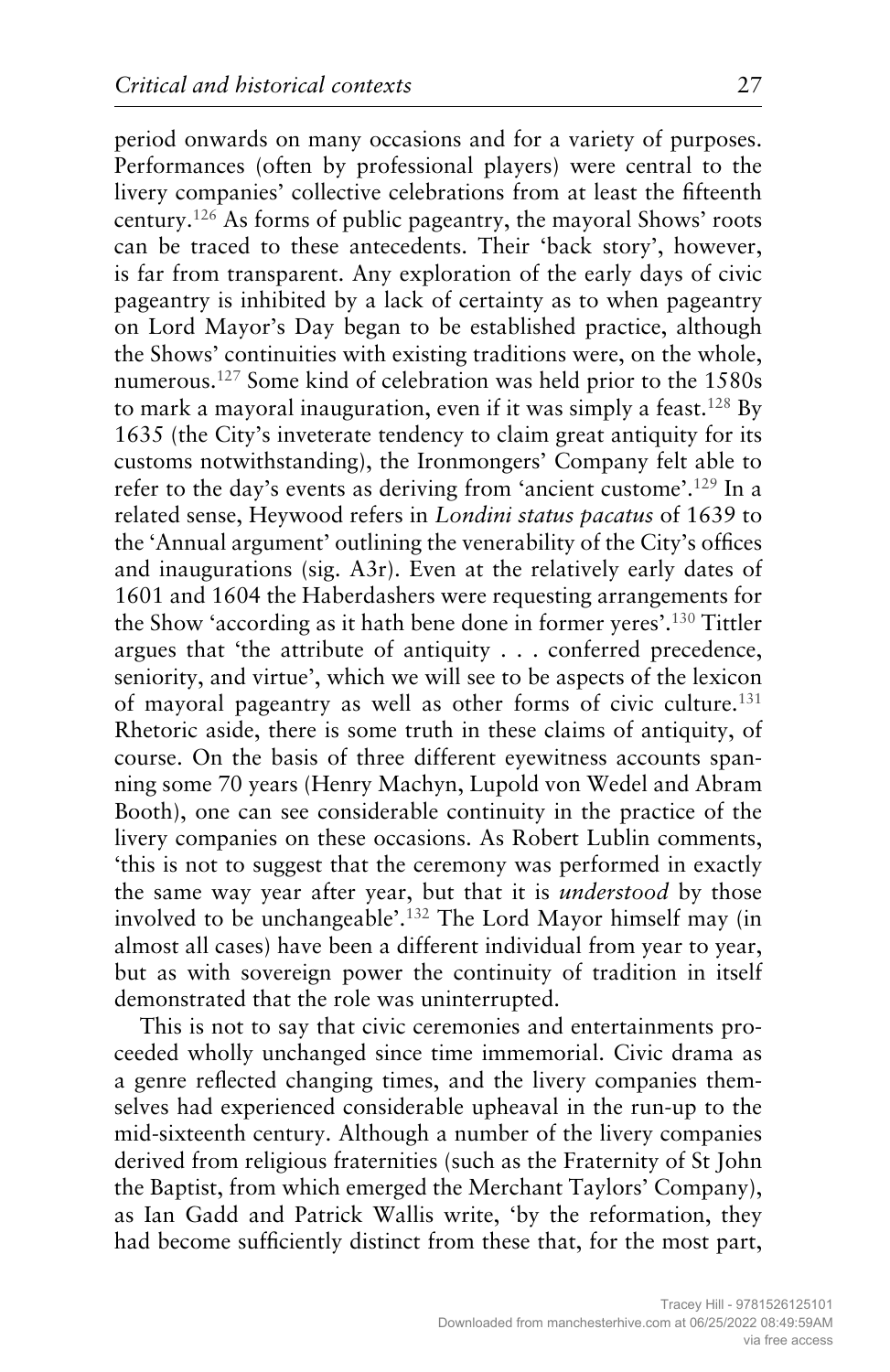period onwards on many occasions and for a variety of purposes. Performances (often by professional players) were central to the livery companies' collective celebrations from at least the fifteenth century.[126] As forms of public pageantry, the mayoral Shows' roots can be traced to these antecedents. Their 'back story', however, is far from transparent. Any exploration of the early days of civic pageantry is inhibited by a lack of certainty as to when pageantry on Lord Mayor's Day began to be established practice, although the Shows' continuities with existing traditions were, on the whole, numerous.[127] Some kind of celebration was held prior to the 1580s to mark a mayoral inauguration, even if it was simply a feast.[128] By 1635 (the City's inveterate tendency to claim great antiquity for its customs notwithstanding), the Ironmongers' Company felt able to refer to the day's events as deriving from 'ancient custome'.[129] In a related sense, Heywood refers in *Londini status pacatus* of 1639 to the 'Annual argument' outlining the venerability of the City's offices and inaugurations (sig. A3r). Even at the relatively early dates of 1601 and 1604 the Haberdashers were requesting arrangements for the Show 'according as it hath bene done in former yeres'.[130] Tittler argues that 'the attribute of antiquity . . . conferred precedence, seniority, and virtue', which we will see to be aspects of the lexicon of mayoral pageantry as well as other forms of civic culture.[131] Rhetoric aside, there is some truth in these claims of antiquity, of course. On the basis of three different eyewitness accounts spanning some 70 years (Henry Machyn, Lupold von Wedel and Abram Booth), one can see considerable continuity in the practice of the livery companies on these occasions. As Robert Lublin comments, 'this is not to suggest that the ceremony was performed in exactly the same way year after year, but that it is *understood* by those involved to be unchangeable'.[132] The Lord Mayor himself may (in almost all cases) have been a different individual from year to year, but as with sovereign power the continuity of tradition in itself demonstrated that the role was uninterrupted.

This is not to say that civic ceremonies and entertainments proceeded wholly unchanged since time immemorial. Civic drama as a genre reflected changing times, and the livery companies themselves had experienced considerable upheaval in the run-up to the mid-sixteenth century. Although a number of the livery companies derived from religious fraternities (such as the Fraternity of St John the Baptist, from which emerged the Merchant Taylors' Company), as Ian Gadd and Patrick Wallis write, 'by the reformation, they had become sufficiently distinct from these that, for the most part,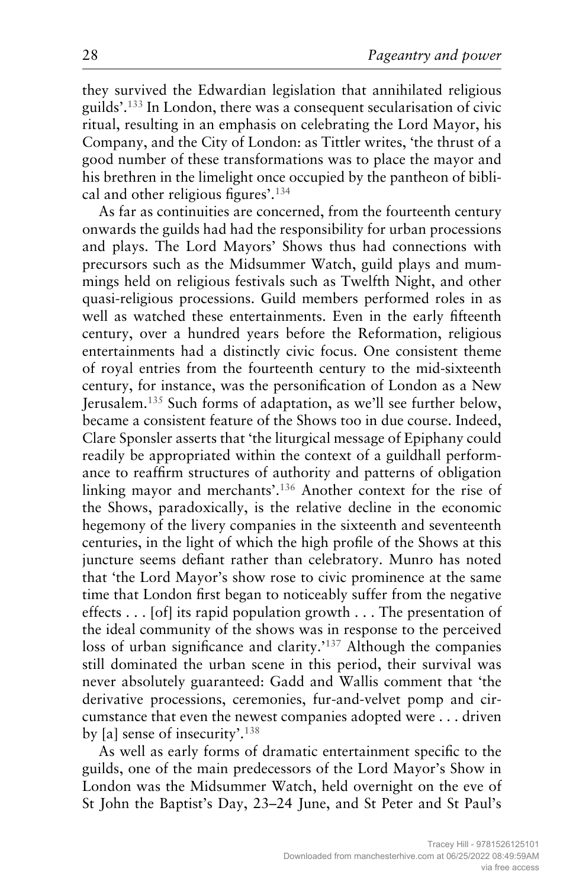they survived the Edwardian legislation that annihilated religious guilds'.[133] In London, there was a consequent secularisation of civic ritual, resulting in an emphasis on celebrating the Lord Mayor, his Company, and the City of London: as Tittler writes, 'the thrust of a good number of these transformations was to place the mayor and his brethren in the limelight once occupied by the pantheon of biblical and other religious figures'.[134]

As far as continuities are concerned, from the fourteenth century onwards the guilds had had the responsibility for urban processions and plays. The Lord Mayors' Shows thus had connections with precursors such as the Midsummer Watch, guild plays and mummings held on religious festivals such as Twelfth Night, and other quasi-religious processions. Guild members performed roles in as well as watched these entertainments. Even in the early fifteenth century, over a hundred years before the Reformation, religious entertainments had a distinctly civic focus. One consistent theme of royal entries from the fourteenth century to the mid-sixteenth century, for instance, was the personification of London as a New Jerusalem.[135] Such forms of adaptation, as we'll see further below, became a consistent feature of the Shows too in due course. Indeed, Clare Sponsler asserts that 'the liturgical message of Epiphany could readily be appropriated within the context of a guildhall performance to reaffirm structures of authority and patterns of obligation linking mayor and merchants'.[136] Another context for the rise of the Shows, paradoxically, is the relative decline in the economic hegemony of the livery companies in the sixteenth and seventeenth centuries, in the light of which the high profile of the Shows at this juncture seems defiant rather than celebratory. Munro has noted that 'the Lord Mayor's show rose to civic prominence at the same time that London first began to noticeably suffer from the negative effects . . . [of] its rapid population growth . . . The presentation of the ideal community of the shows was in response to the perceived loss of urban significance and clarity.'[137] Although the companies still dominated the urban scene in this period, their survival was never absolutely guaranteed: Gadd and Wallis comment that 'the derivative processions, ceremonies, fur-and-velvet pomp and circumstance that even the newest companies adopted were . . . driven by [a] sense of insecurity'.[138]

As well as early forms of dramatic entertainment specific to the guilds, one of the main predecessors of the Lord Mayor's Show in London was the Midsummer Watch, held overnight on the eve of St John the Baptist's Day, 23–24 June, and St Peter and St Paul's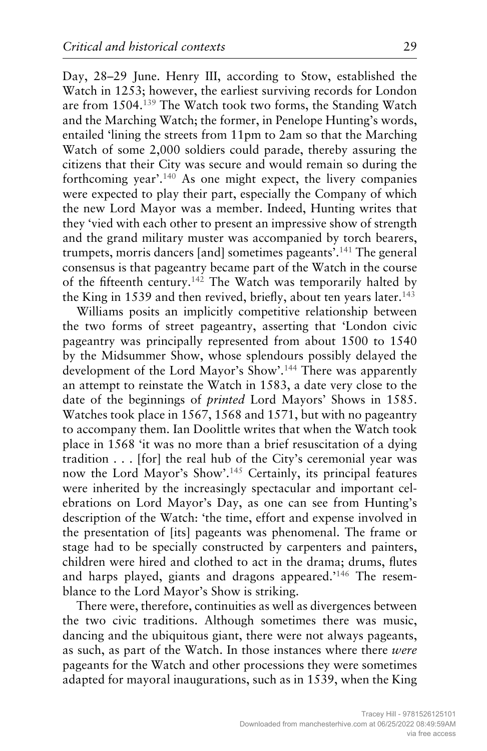Day, 28–29 June. Henry III, according to Stow, established the Watch in 1253; however, the earliest surviving records for London are from 1504.[139] The Watch took two forms, the Standing Watch and the Marching Watch; the former, in Penelope Hunting's words, entailed 'lining the streets from 11pm to 2am so that the Marching Watch of some 2,000 soldiers could parade, thereby assuring the citizens that their City was secure and would remain so during the forthcoming year'.[140] As one might expect, the livery companies were expected to play their part, especially the Company of which the new Lord Mayor was a member. Indeed, Hunting writes that they 'vied with each other to present an impressive show of strength and the grand military muster was accompanied by torch bearers, trumpets, morris dancers [and] sometimes pageants'.[141] The general consensus is that pageantry became part of the Watch in the course of the fifteenth century.[142] The Watch was temporarily halted by the King in 1539 and then revived, briefly, about ten years later.[143]

Williams posits an implicitly competitive relationship between the two forms of street pageantry, asserting that 'London civic pageantry was principally represented from about 1500 to 1540 by the Midsummer Show, whose splendours possibly delayed the development of the Lord Mayor's Show'.[144] There was apparently an attempt to reinstate the Watch in 1583, a date very close to the date of the beginnings of *printed* Lord Mayors' Shows in 1585. Watches took place in 1567, 1568 and 1571, but with no pageantry to accompany them. Ian Doolittle writes that when the Watch took place in 1568 'it was no more than a brief resuscitation of a dying tradition . . . [for] the real hub of the City's ceremonial year was now the Lord Mayor's Show'.[145] Certainly, its principal features were inherited by the increasingly spectacular and important celebrations on Lord Mayor's Day, as one can see from Hunting's description of the Watch: 'the time, effort and expense involved in the presentation of [its] pageants was phenomenal. The frame or stage had to be specially constructed by carpenters and painters, children were hired and clothed to act in the drama; drums, flutes and harps played, giants and dragons appeared.'[146] The resemblance to the Lord Mayor's Show is striking.

There were, therefore, continuities as well as divergences between the two civic traditions. Although sometimes there was music, dancing and the ubiquitous giant, there were not always pageants, as such, as part of the Watch. In those instances where there *were* pageants for the Watch and other processions they were sometimes adapted for mayoral inaugurations, such as in 1539, when the King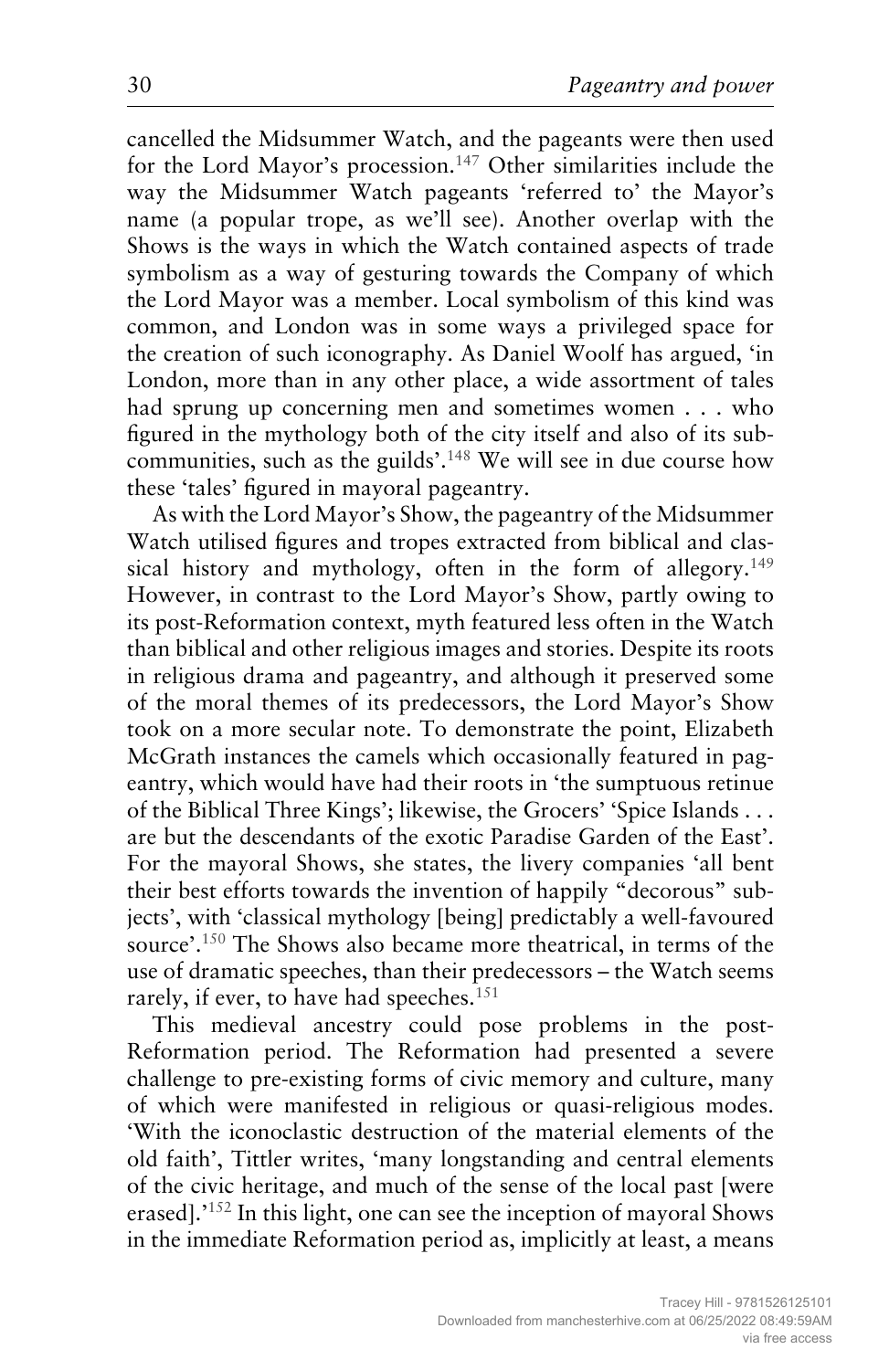cancelled the Midsummer Watch, and the pageants were then used for the Lord Mayor's procession.[147] Other similarities include the way the Midsummer Watch pageants 'referred to' the Mayor's name (a popular trope, as we'll see). Another overlap with the Shows is the ways in which the Watch contained aspects of trade symbolism as a way of gesturing towards the Company of which the Lord Mayor was a member. Local symbolism of this kind was common, and London was in some ways a privileged space for the creation of such iconography. As Daniel Woolf has argued, 'in London, more than in any other place, a wide assortment of tales had sprung up concerning men and sometimes women . . . who figured in the mythology both of the city itself and also of its sub-communities, such as the guilds'.[148] We will see in due course how these 'tales' figured in mayoral pageantry.

As with the Lord Mayor's Show, the pageantry of the Midsummer Watch utilised figures and tropes extracted from biblical and classical history and mythology, often in the form of allegory.[149] However, in contrast to the Lord Mayor's Show, partly owing to its post-Reformation context, myth featured less often in the Watch than biblical and other religious images and stories. Despite its roots in religious drama and pageantry, and although it preserved some of the moral themes of its predecessors, the Lord Mayor's Show took on a more secular note. To demonstrate the point, Elizabeth McGrath instances the camels which occasionally featured in pageantry, which would have had their roots in 'the sumptuous retinue of the Biblical Three Kings'; likewise, the Grocers' 'Spice Islands . . . are but the descendants of the exotic Paradise Garden of the East'. For the mayoral Shows, she states, the livery companies 'all bent their best efforts towards the invention of happily "decorous" subjects', with 'classical mythology [being] predictably a well-favoured source'.[150] The Shows also became more theatrical, in terms of the use of dramatic speeches, than their predecessors – the Watch seems rarely, if ever, to have had speeches.[151]

This medieval ancestry could pose problems in the post-Reformation period. The Reformation had presented a severe challenge to pre-existing forms of civic memory and culture, many of which were manifested in religious or quasi-religious modes. 'With the iconoclastic destruction of the material elements of the old faith', Tittler writes, 'many longstanding and central elements of the civic heritage, and much of the sense of the local past [were erased].'[152] In this light, one can see the inception of mayoral Shows in the immediate Reformation period as, implicitly at least, a means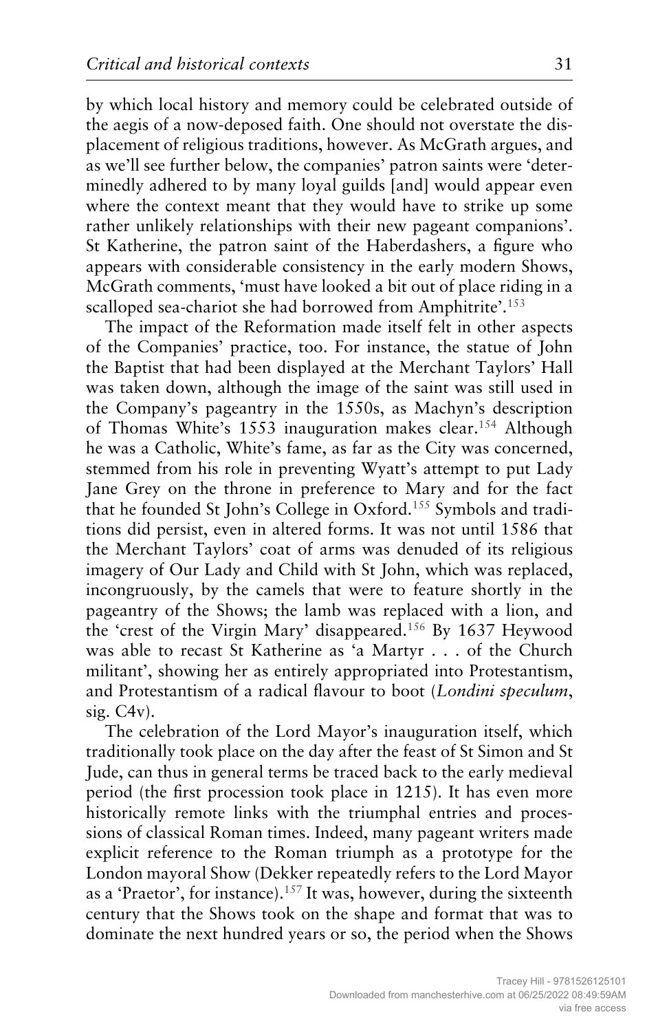by which local history and memory could be celebrated outside of the aegis of a now-deposed faith. One should not overstate the displacement of religious traditions, however. As McGrath argues, and as we'll see further below, the companies' patron saints were 'determinedly adhered to by many loyal guilds [and] would appear even where the context meant that they would have to strike up some rather unlikely relationships with their new pageant companions'. St Katherine, the patron saint of the Haberdashers, a figure who appears with considerable consistency in the early modern Shows, McGrath comments, 'must have looked a bit out of place riding in a scalloped sea-chariot she had borrowed from Amphitrite'.[153]

The impact of the Reformation made itself felt in other aspects of the Companies' practice, too. For instance, the statue of John the Baptist that had been displayed at the Merchant Taylors' Hall was taken down, although the image of the saint was still used in the Company's pageantry in the 1550s, as Machyn's description of Thomas White's 1553 inauguration makes clear.[154] Although he was a Catholic, White's fame, as far as the City was concerned, stemmed from his role in preventing Wyatt's attempt to put Lady Jane Grey on the throne in preference to Mary and for the fact that he founded St John's College in Oxford.[155] Symbols and traditions did persist, even in altered forms. It was not until 1586 that the Merchant Taylors' coat of arms was denuded of its religious imagery of Our Lady and Child with St John, which was replaced, incongruously, by the camels that were to feature shortly in the pageantry of the Shows; the lamb was replaced with a lion, and the 'crest of the Virgin Mary' disappeared.[156] By 1637 Heywood was able to recast St Katherine as 'a Martyr . . . of the Church militant', showing her as entirely appropriated into Protestantism, and Protestantism of a radical flavour to boot (*Londini speculum*, sig. C4v).

The celebration of the Lord Mayor's inauguration itself, which traditionally took place on the day after the feast of St Simon and St Jude, can thus in general terms be traced back to the early medieval period (the first procession took place in 1215). It has even more historically remote links with the triumphal entries and processions of classical Roman times. Indeed, many pageant writers made explicit reference to the Roman triumph as a prototype for the London mayoral Show (Dekker repeatedly refers to the Lord Mayor as a 'Praetor', for instance).[157] It was, however, during the sixteenth century that the Shows took on the shape and format that was to dominate the next hundred years or so, the period when the Shows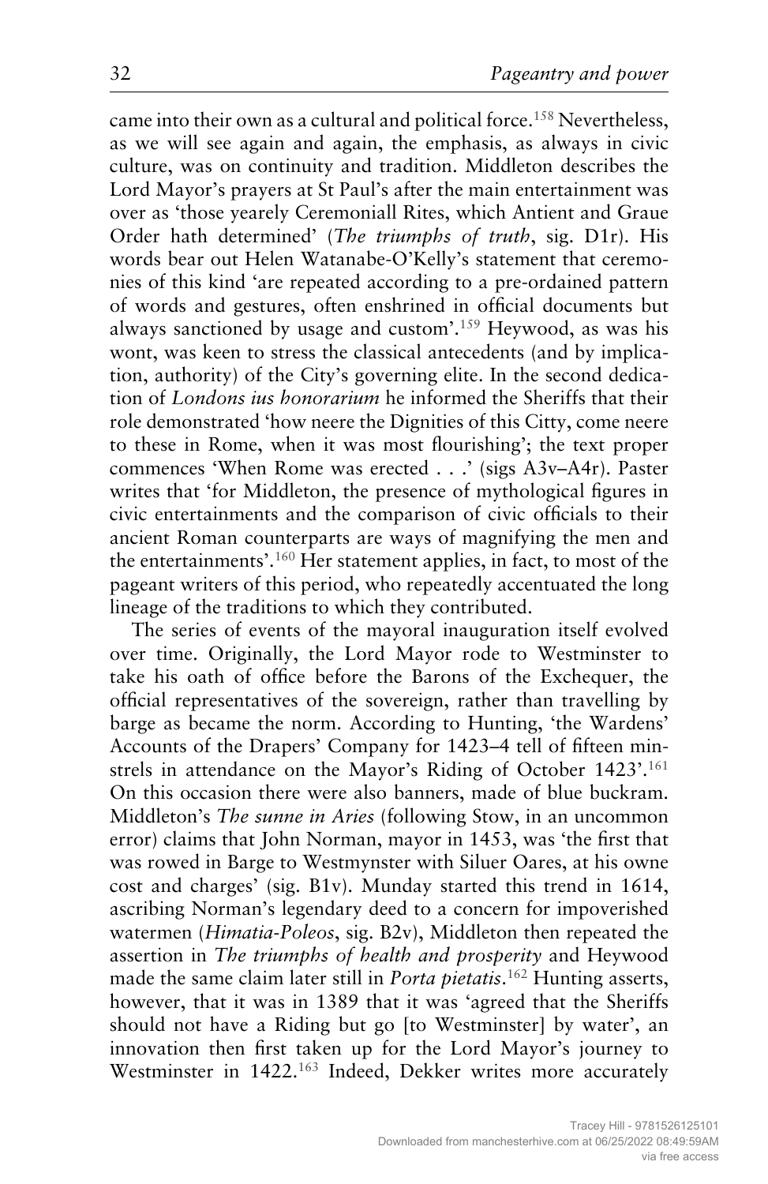came into their own as a cultural and political force.[158] Nevertheless, as we will see again and again, the emphasis, as always in civic culture, was on continuity and tradition. Middleton describes the Lord Mayor's prayers at St Paul's after the main entertainment was over as 'those yearely Ceremoniall Rites, which Antient and Graue Order hath determined' (*The triumphs of truth*, sig. D1r). His words bear out Helen Watanabe-O'Kelly's statement that ceremonies of this kind 'are repeated according to a pre-ordained pattern of words and gestures, often enshrined in official documents but always sanctioned by usage and custom'.[159] Heywood, as was his wont, was keen to stress the classical antecedents (and by implication, authority) of the City's governing elite. In the second dedication of *Londons ius honorarium* he informed the Sheriffs that their role demonstrated 'how neere the Dignities of this Citty, come neere to these in Rome, when it was most flourishing'; the text proper commences 'When Rome was erected . . .' (sigs A3v–A4r). Paster writes that 'for Middleton, the presence of mythological figures in civic entertainments and the comparison of civic officials to their ancient Roman counterparts are ways of magnifying the men and the entertainments'.[160] Her statement applies, in fact, to most of the pageant writers of this period, who repeatedly accentuated the long lineage of the traditions to which they contributed.

The series of events of the mayoral inauguration itself evolved over time. Originally, the Lord Mayor rode to Westminster to take his oath of office before the Barons of the Exchequer, the official representatives of the sovereign, rather than travelling by barge as became the norm. According to Hunting, 'the Wardens' Accounts of the Drapers' Company for 1423–4 tell of fifteen minstrels in attendance on the Mayor's Riding of October 1423'.[161] On this occasion there were also banners, made of blue buckram. Middleton's *The sunne in Aries* (following Stow, in an uncommon error) claims that John Norman, mayor in 1453, was 'the first that was rowed in Barge to Westmynster with Siluer Oares, at his owne cost and charges' (sig. B1v). Munday started this trend in 1614, ascribing Norman's legendary deed to a concern for impoverished watermen (*Himatia-Poleos*, sig. B2v), Middleton then repeated the assertion in *The triumphs of health and prosperity* and Heywood made the same claim later still in *Porta pietatis*.[162] Hunting asserts, however, that it was in 1389 that it was 'agreed that the Sheriffs should not have a Riding but go [to Westminster] by water', an innovation then first taken up for the Lord Mayor's journey to Westminster in 1422.[163] Indeed, Dekker writes more accurately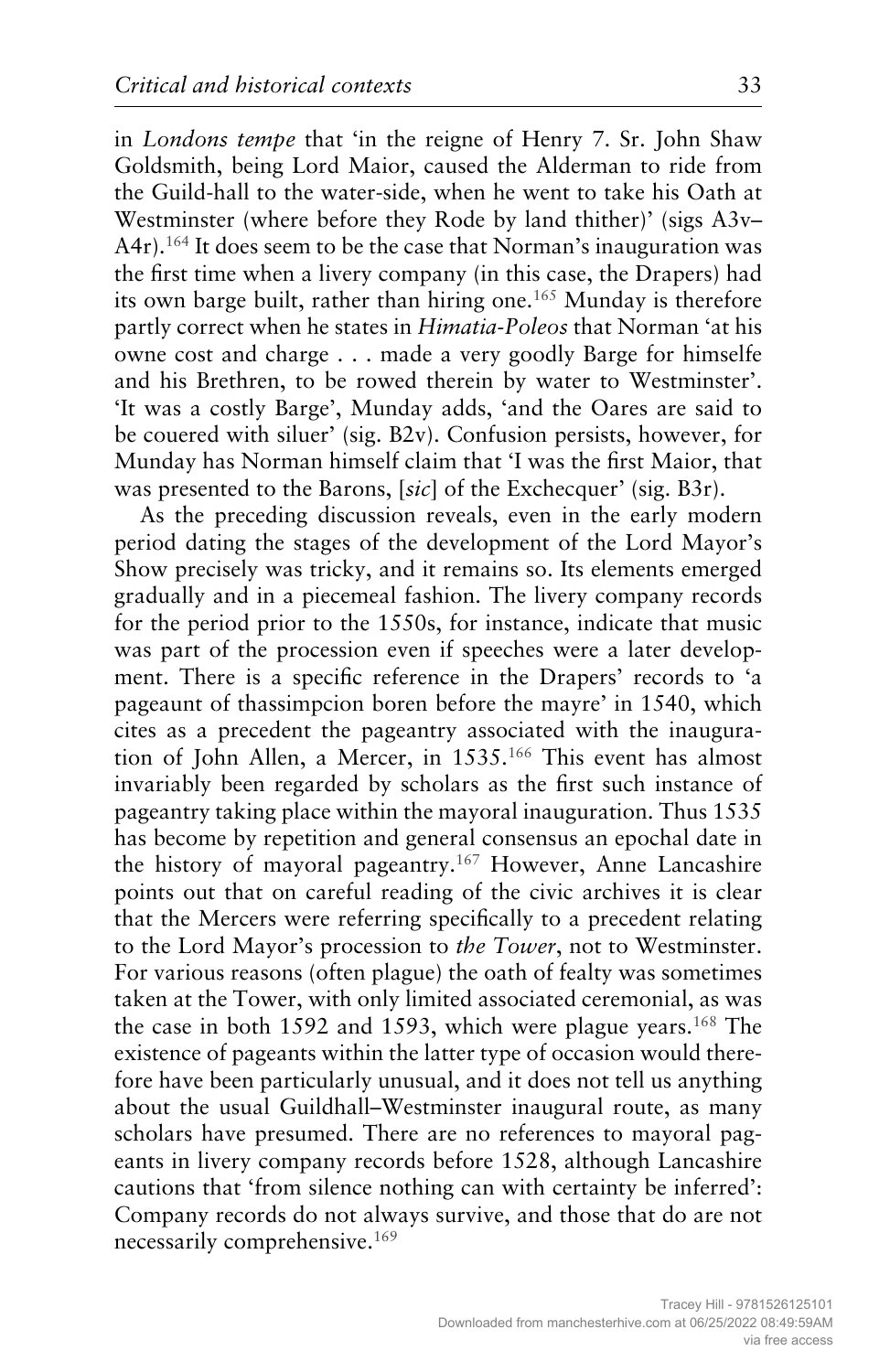in *Londons tempe* that 'in the reigne of Henry 7. Sr. John Shaw Goldsmith, being Lord Maior, caused the Alderman to ride from the Guild-hall to the water-side, when he went to take his Oath at Westminster (where before they Rode by land thither)' (sigs A3v–A4r).[164] It does seem to be the case that Norman's inauguration was the first time when a livery company (in this case, the Drapers) had its own barge built, rather than hiring one.[165] Munday is therefore partly correct when he states in *Himatia-Poleos* that Norman 'at his owne cost and charge . . . made a very goodly Barge for himselfe and his Brethren, to be rowed therein by water to Westminster'. 'It was a costly Barge', Munday adds, 'and the Oares are said to be couered with siluer' (sig. B2v). Confusion persists, however, for Munday has Norman himself claim that 'I was the first Maior, that was presented to the Barons, [*sic*] of the Exchecquer' (sig. B3r).

As the preceding discussion reveals, even in the early modern period dating the stages of the development of the Lord Mayor's Show precisely was tricky, and it remains so. Its elements emerged gradually and in a piecemeal fashion. The livery company records for the period prior to the 1550s, for instance, indicate that music was part of the procession even if speeches were a later development. There is a specific reference in the Drapers' records to 'a pageaunt of thassimpcion boren before the mayre' in 1540, which cites as a precedent the pageantry associated with the inauguration of John Allen, a Mercer, in 1535.[166] This event has almost invariably been regarded by scholars as the first such instance of pageantry taking place within the mayoral inauguration. Thus 1535 has become by repetition and general consensus an epochal date in the history of mayoral pageantry.[167] However, Anne Lancashire points out that on careful reading of the civic archives it is clear that the Mercers were referring specifically to a precedent relating to the Lord Mayor's procession to *the Tower*, not to Westminster. For various reasons (often plague) the oath of fealty was sometimes taken at the Tower, with only limited associated ceremonial, as was the case in both 1592 and 1593, which were plague years.[168] The existence of pageants within the latter type of occasion would therefore have been particularly unusual, and it does not tell us anything about the usual Guildhall–Westminster inaugural route, as many scholars have presumed. There are no references to mayoral pageants in livery company records before 1528, although Lancashire cautions that 'from silence nothing can with certainty be inferred': Company records do not always survive, and those that do are not necessarily comprehensive.[169]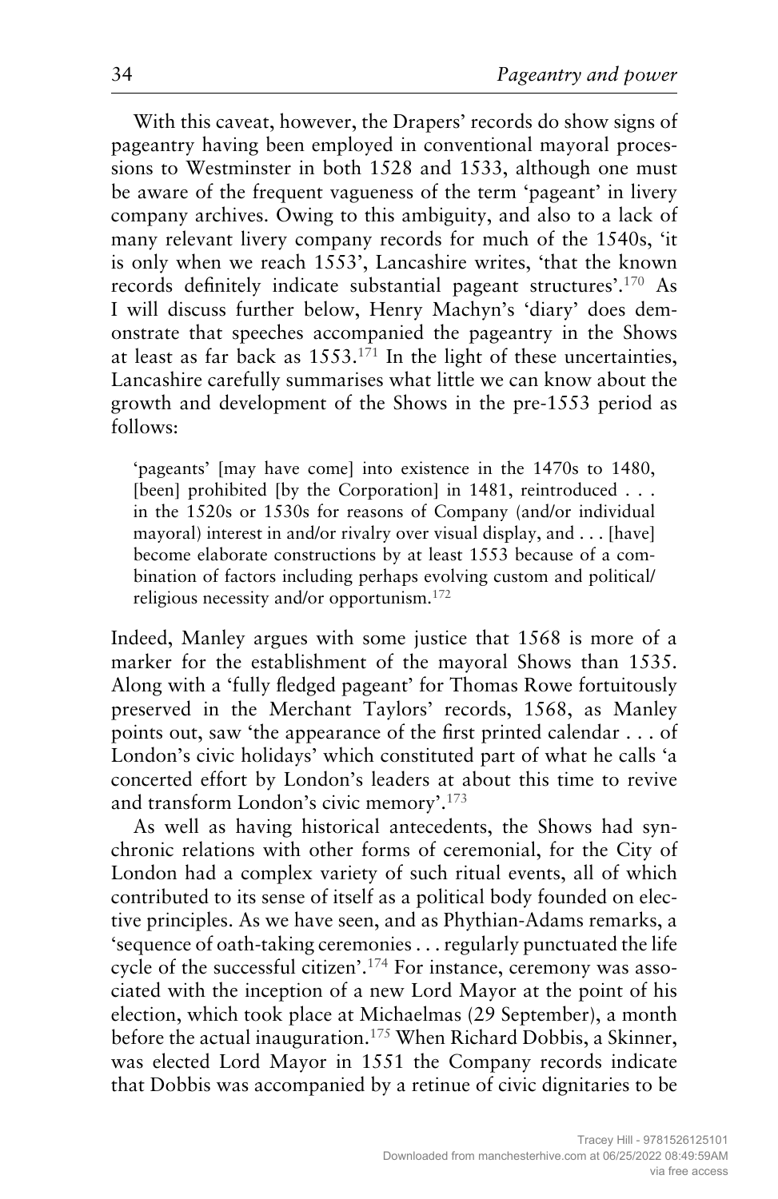With this caveat, however, the Drapers' records do show signs of pageantry having been employed in conventional mayoral processions to Westminster in both 1528 and 1533, although one must be aware of the frequent vagueness of the term 'pageant' in livery company archives. Owing to this ambiguity, and also to a lack of many relevant livery company records for much of the 1540s, 'it is only when we reach 1553', Lancashire writes, 'that the known records definitely indicate substantial pageant structures'.[170] As I will discuss further below, Henry Machyn's 'diary' does demonstrate that speeches accompanied the pageantry in the Shows at least as far back as 1553.[171] In the light of these uncertainties, Lancashire carefully summarises what little we can know about the growth and development of the Shows in the pre-1553 period as follows:

> 'pageants' [may have come] into existence in the 1470s to 1480, [been] prohibited [by the Corporation] in 1481, reintroduced . . . in the 1520s or 1530s for reasons of Company (and/or individual mayoral) interest in and/or rivalry over visual display, and . . . [have] become elaborate constructions by at least 1553 because of a combination of factors including perhaps evolving custom and political/religious necessity and/or opportunism.[172]

Indeed, Manley argues with some justice that 1568 is more of a marker for the establishment of the mayoral Shows than 1535. Along with a 'fully fledged pageant' for Thomas Rowe fortuitously preserved in the Merchant Taylors' records, 1568, as Manley points out, saw 'the appearance of the first printed calendar . . . of London's civic holidays' which constituted part of what he calls 'a concerted effort by London's leaders at about this time to revive and transform London's civic memory'.[173]

As well as having historical antecedents, the Shows had synchronic relations with other forms of ceremonial, for the City of London had a complex variety of such ritual events, all of which contributed to its sense of itself as a political body founded on elective principles. As we have seen, and as Phythian-Adams remarks, a 'sequence of oath-taking ceremonies . . . regularly punctuated the life cycle of the successful citizen'.[174] For instance, ceremony was associated with the inception of a new Lord Mayor at the point of his election, which took place at Michaelmas (29 September), a month before the actual inauguration.[175] When Richard Dobbis, a Skinner, was elected Lord Mayor in 1551 the Company records indicate that Dobbis was accompanied by a retinue of civic dignitaries to be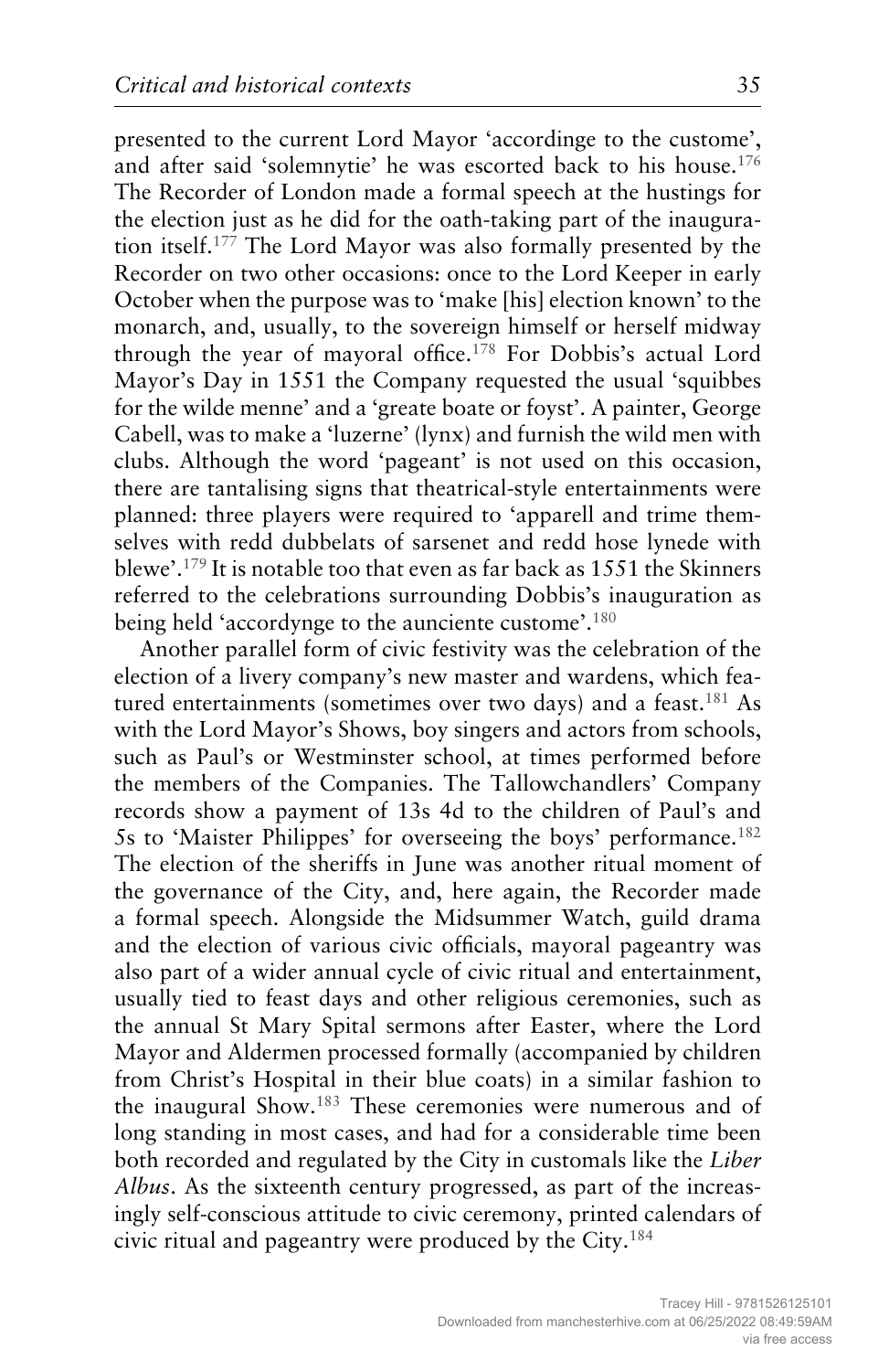presented to the current Lord Mayor 'accordinge to the custome', and after said 'solemnytie' he was escorted back to his house.[176] The Recorder of London made a formal speech at the hustings for the election just as he did for the oath-taking part of the inauguration itself.[177] The Lord Mayor was also formally presented by the Recorder on two other occasions: once to the Lord Keeper in early October when the purpose was to 'make [his] election known' to the monarch, and, usually, to the sovereign himself or herself midway through the year of mayoral office.[178] For Dobbis's actual Lord Mayor's Day in 1551 the Company requested the usual 'squibbes for the wilde menne' and a 'greate boate or foyst'. A painter, George Cabell, was to make a 'luzerne' (lynx) and furnish the wild men with clubs. Although the word 'pageant' is not used on this occasion, there are tantalising signs that theatrical-style entertainments were planned: three players were required to 'apparell and trime themselves with redd dubbelats of sarsenet and redd hose lynede with blewe'.[179] It is notable too that even as far back as 1551 the Skinners referred to the celebrations surrounding Dobbis's inauguration as being held 'accordynge to the aunciente custome'.[180]

Another parallel form of civic festivity was the celebration of the election of a livery company's new master and wardens, which featured entertainments (sometimes over two days) and a feast.[181] As with the Lord Mayor's Shows, boy singers and actors from schools, such as Paul's or Westminster school, at times performed before the members of the Companies. The Tallowchandlers' Company records show a payment of 13s 4d to the children of Paul's and 5s to 'Maister Philippes' for overseeing the boys' performance.[182] The election of the sheriffs in June was another ritual moment of the governance of the City, and, here again, the Recorder made a formal speech. Alongside the Midsummer Watch, guild drama and the election of various civic officials, mayoral pageantry was also part of a wider annual cycle of civic ritual and entertainment, usually tied to feast days and other religious ceremonies, such as the annual St Mary Spital sermons after Easter, where the Lord Mayor and Aldermen processed formally (accompanied by children from Christ's Hospital in their blue coats) in a similar fashion to the inaugural Show.[183] These ceremonies were numerous and of long standing in most cases, and had for a considerable time been both recorded and regulated by the City in customals like the *Liber Albus*. As the sixteenth century progressed, as part of the increasingly self-conscious attitude to civic ceremony, printed calendars of civic ritual and pageantry were produced by the City.[184]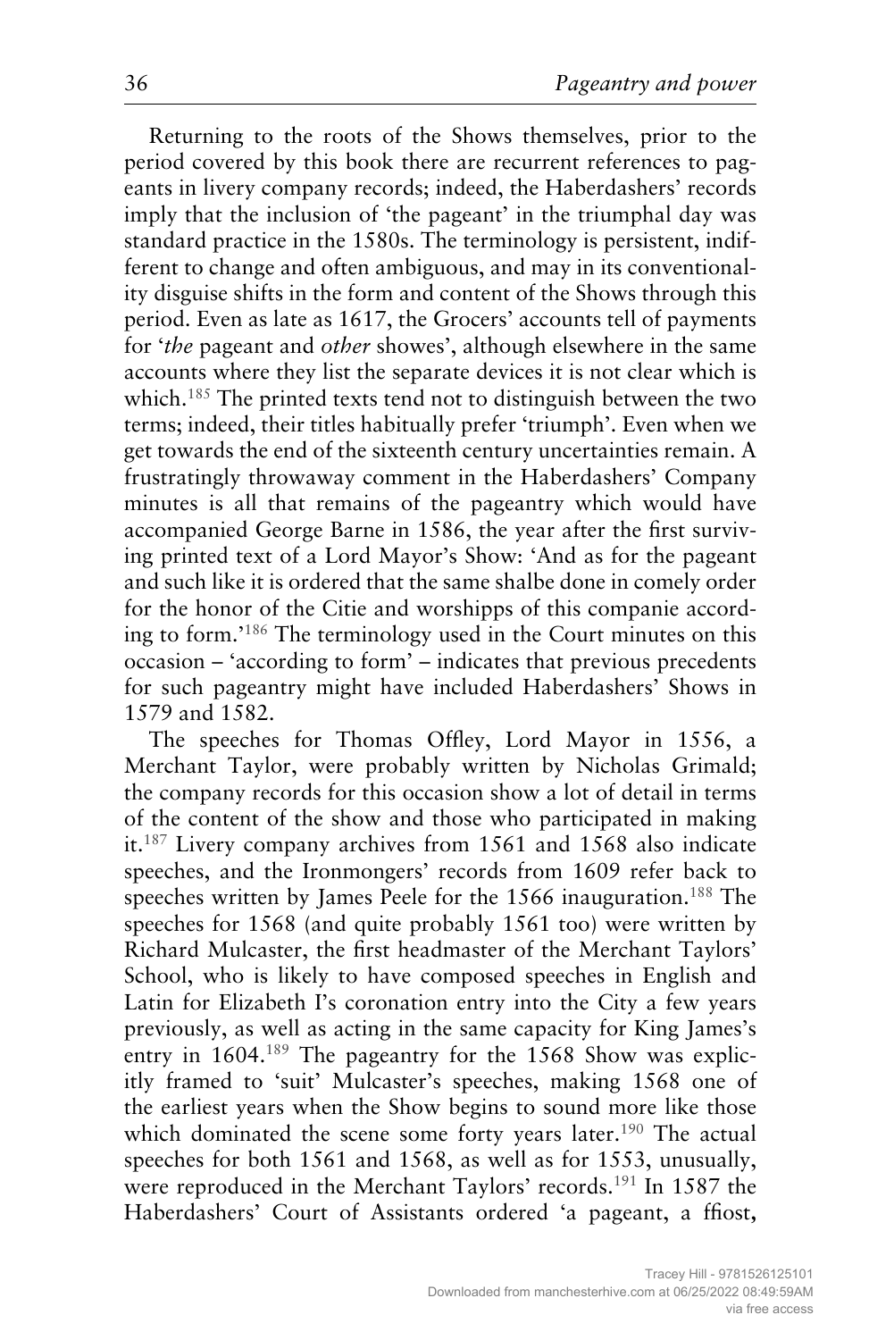Returning to the roots of the Shows themselves, prior to the period covered by this book there are recurrent references to pageants in livery company records; indeed, the Haberdashers' records imply that the inclusion of 'the pageant' in the triumphal day was standard practice in the 1580s. The terminology is persistent, indifferent to change and often ambiguous, and may in its conventionality disguise shifts in the form and content of the Shows through this period. Even as late as 1617, the Grocers' accounts tell of payments for '*the* pageant and *other* showes', although elsewhere in the same accounts where they list the separate devices it is not clear which is which.[185] The printed texts tend not to distinguish between the two terms; indeed, their titles habitually prefer 'triumph'. Even when we get towards the end of the sixteenth century uncertainties remain. A frustratingly throwaway comment in the Haberdashers' Company minutes is all that remains of the pageantry which would have accompanied George Barne in 1586, the year after the first surviving printed text of a Lord Mayor's Show: 'And as for the pageant and such like it is ordered that the same shalbe done in comely order for the honor of the Citie and worshipps of this companie according to form.'[186] The terminology used in the Court minutes on this occasion – 'according to form' – indicates that previous precedents for such pageantry might have included Haberdashers' Shows in 1579 and 1582.

The speeches for Thomas Offley, Lord Mayor in 1556, a Merchant Taylor, were probably written by Nicholas Grimald; the company records for this occasion show a lot of detail in terms of the content of the show and those who participated in making it.[187] Livery company archives from 1561 and 1568 also indicate speeches, and the Ironmongers' records from 1609 refer back to speeches written by James Peele for the 1566 inauguration.[188] The speeches for 1568 (and quite probably 1561 too) were written by Richard Mulcaster, the first headmaster of the Merchant Taylors' School, who is likely to have composed speeches in English and Latin for Elizabeth I's coronation entry into the City a few years previously, as well as acting in the same capacity for King James's entry in 1604.[189] The pageantry for the 1568 Show was explicitly framed to 'suit' Mulcaster's speeches, making 1568 one of the earliest years when the Show begins to sound more like those which dominated the scene some forty years later.[190] The actual speeches for both 1561 and 1568, as well as for 1553, unusually, were reproduced in the Merchant Taylors' records.[191] In 1587 the Haberdashers' Court of Assistants ordered 'a pageant, a ffiost,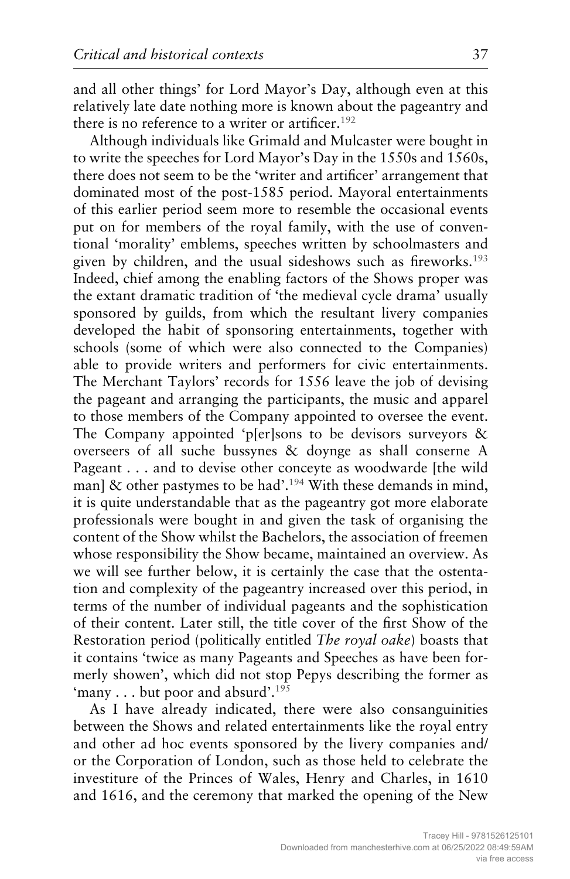and all other things' for Lord Mayor's Day, although even at this relatively late date nothing more is known about the pageantry and there is no reference to a writer or artificer.[192]

Although individuals like Grimald and Mulcaster were bought in to write the speeches for Lord Mayor's Day in the 1550s and 1560s, there does not seem to be the 'writer and artificer' arrangement that dominated most of the post-1585 period. Mayoral entertainments of this earlier period seem more to resemble the occasional events put on for members of the royal family, with the use of conventional 'morality' emblems, speeches written by schoolmasters and given by children, and the usual sideshows such as fireworks.[193] Indeed, chief among the enabling factors of the Shows proper was the extant dramatic tradition of 'the medieval cycle drama' usually sponsored by guilds, from which the resultant livery companies developed the habit of sponsoring entertainments, together with schools (some of which were also connected to the Companies) able to provide writers and performers for civic entertainments. The Merchant Taylors' records for 1556 leave the job of devising the pageant and arranging the participants, the music and apparel to those members of the Company appointed to oversee the event. The Company appointed 'p[er]sons to be devisors surveyors & overseers of all suche bussynes & doynge as shall conserne A Pageant . . . and to devise other conceyte as woodwarde [the wild man] & other pastymes to be had'.[194] With these demands in mind, it is quite understandable that as the pageantry got more elaborate professionals were bought in and given the task of organising the content of the Show whilst the Bachelors, the association of freemen whose responsibility the Show became, maintained an overview. As we will see further below, it is certainly the case that the ostentation and complexity of the pageantry increased over this period, in terms of the number of individual pageants and the sophistication of their content. Later still, the title cover of the first Show of the Restoration period (politically entitled *The royal oake*) boasts that it contains 'twice as many Pageants and Speeches as have been formerly showen', which did not stop Pepys describing the former as 'many . . . but poor and absurd'.[195]

As I have already indicated, there were also consanguinities between the Shows and related entertainments like the royal entry and other ad hoc events sponsored by the livery companies and/or the Corporation of London, such as those held to celebrate the investiture of the Princes of Wales, Henry and Charles, in 1610 and 1616, and the ceremony that marked the opening of the New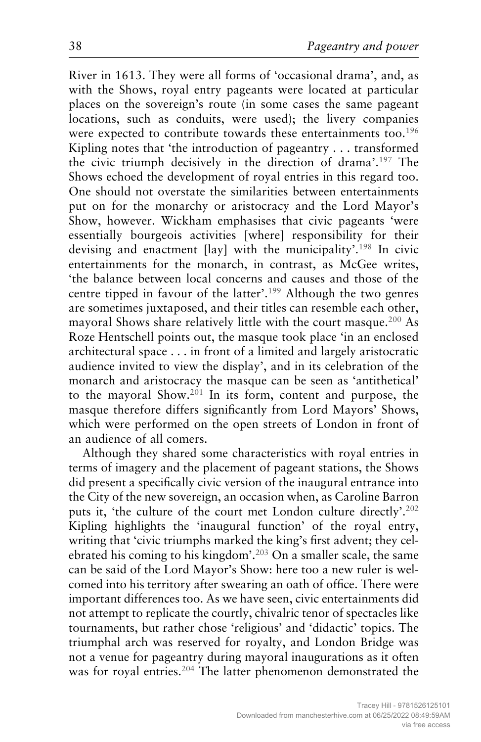River in 1613. They were all forms of 'occasional drama', and, as with the Shows, royal entry pageants were located at particular places on the sovereign's route (in some cases the same pageant locations, such as conduits, were used); the livery companies were expected to contribute towards these entertainments too.[196] Kipling notes that 'the introduction of pageantry . . . transformed the civic triumph decisively in the direction of drama'.[197] The Shows echoed the development of royal entries in this regard too. One should not overstate the similarities between entertainments put on for the monarchy or aristocracy and the Lord Mayor's Show, however. Wickham emphasises that civic pageants 'were essentially bourgeois activities [where] responsibility for their devising and enactment [lay] with the municipality'.[198] In civic entertainments for the monarch, in contrast, as McGee writes, 'the balance between local concerns and causes and those of the centre tipped in favour of the latter'.[199] Although the two genres are sometimes juxtaposed, and their titles can resemble each other, mayoral Shows share relatively little with the court masque.[200] As Roze Hentschell points out, the masque took place 'in an enclosed architectural space . . . in front of a limited and largely aristocratic audience invited to view the display', and in its celebration of the monarch and aristocracy the masque can be seen as 'antithetical' to the mayoral Show.[201] In its form, content and purpose, the masque therefore differs significantly from Lord Mayors' Shows, which were performed on the open streets of London in front of an audience of all comers.

Although they shared some characteristics with royal entries in terms of imagery and the placement of pageant stations, the Shows did present a specifically civic version of the inaugural entrance into the City of the new sovereign, an occasion when, as Caroline Barron puts it, 'the culture of the court met London culture directly'.[202] Kipling highlights the 'inaugural function' of the royal entry, writing that 'civic triumphs marked the king's first advent; they celebrated his coming to his kingdom'.[203] On a smaller scale, the same can be said of the Lord Mayor's Show: here too a new ruler is welcomed into his territory after swearing an oath of office. There were important differences too. As we have seen, civic entertainments did not attempt to replicate the courtly, chivalric tenor of spectacles like tournaments, but rather chose 'religious' and 'didactic' topics. The triumphal arch was reserved for royalty, and London Bridge was not a venue for pageantry during mayoral inaugurations as it often was for royal entries.[204] The latter phenomenon demonstrated the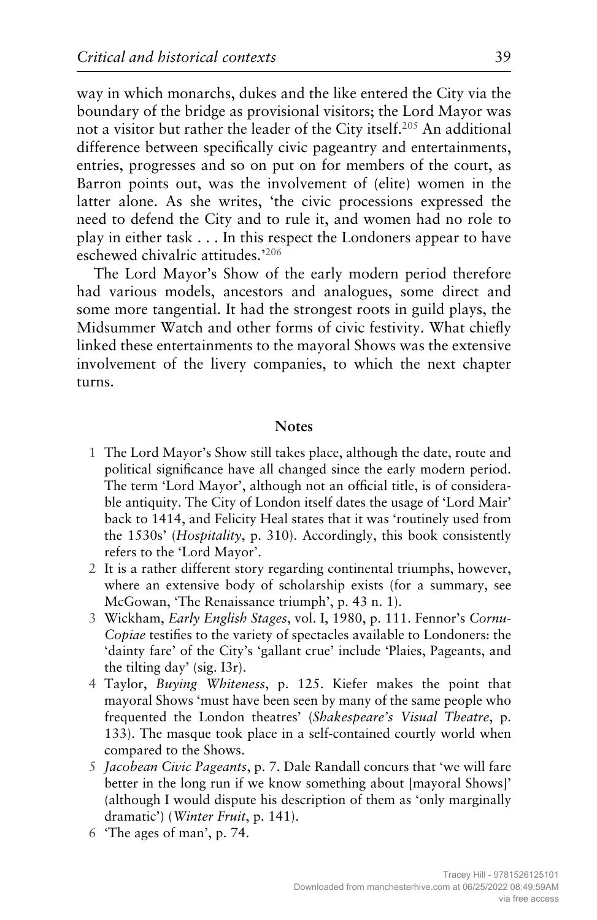way in which monarchs, dukes and the like entered the City via the boundary of the bridge as provisional visitors; the Lord Mayor was not a visitor but rather the leader of the City itself.[205] An additional difference between specifically civic pageantry and entertainments, entries, progresses and so on put on for members of the court, as Barron points out, was the involvement of (elite) women in the latter alone. As she writes, 'the civic processions expressed the need to defend the City and to rule it, and women had no role to play in either task . . . In this respect the Londoners appear to have eschewed chivalric attitudes.'[206]

The Lord Mayor's Show of the early modern period therefore had various models, ancestors and analogues, some direct and some more tangential. It had the strongest roots in guild plays, the Midsummer Watch and other forms of civic festivity. What chiefly linked these entertainments to the mayoral Shows was the extensive involvement of the livery companies, to which the next chapter turns.

## Notes

1 The Lord Mayor's Show still takes place, although the date, route and political significance have all changed since the early modern period. The term 'Lord Mayor', although not an official title, is of considerable antiquity. The City of London itself dates the usage of 'Lord Mair' back to 1414, and Felicity Heal states that it was 'routinely used from the 1530s' (*Hospitality*, p. 310). Accordingly, this book consistently refers to the 'Lord Mayor'.

2 It is a rather different story regarding continental triumphs, however, where an extensive body of scholarship exists (for a summary, see McGowan, 'The Renaissance triumph', p. 43 n. 1).

3 Wickham, *Early English Stages*, vol. I, 1980, p. 111. Fennor's *Cornu-Copiae* testifies to the variety of spectacles available to Londoners: the 'dainty fare' of the City's 'gallant crue' include 'Plaies, Pageants, and the tilting day' (sig. I3r).

4 Taylor, *Buying Whiteness*, p. 125. Kiefer makes the point that mayoral Shows 'must have been seen by many of the same people who frequented the London theatres' (*Shakespeare's Visual Theatre*, p. 133). The masque took place in a self-contained courtly world when compared to the Shows.

5 *Jacobean Civic Pageants*, p. 7. Dale Randall concurs that 'we will fare better in the long run if we know something about [mayoral Shows]' (although I would dispute his description of them as 'only marginally dramatic') (*Winter Fruit*, p. 141).

6 'The ages of man', p. 74.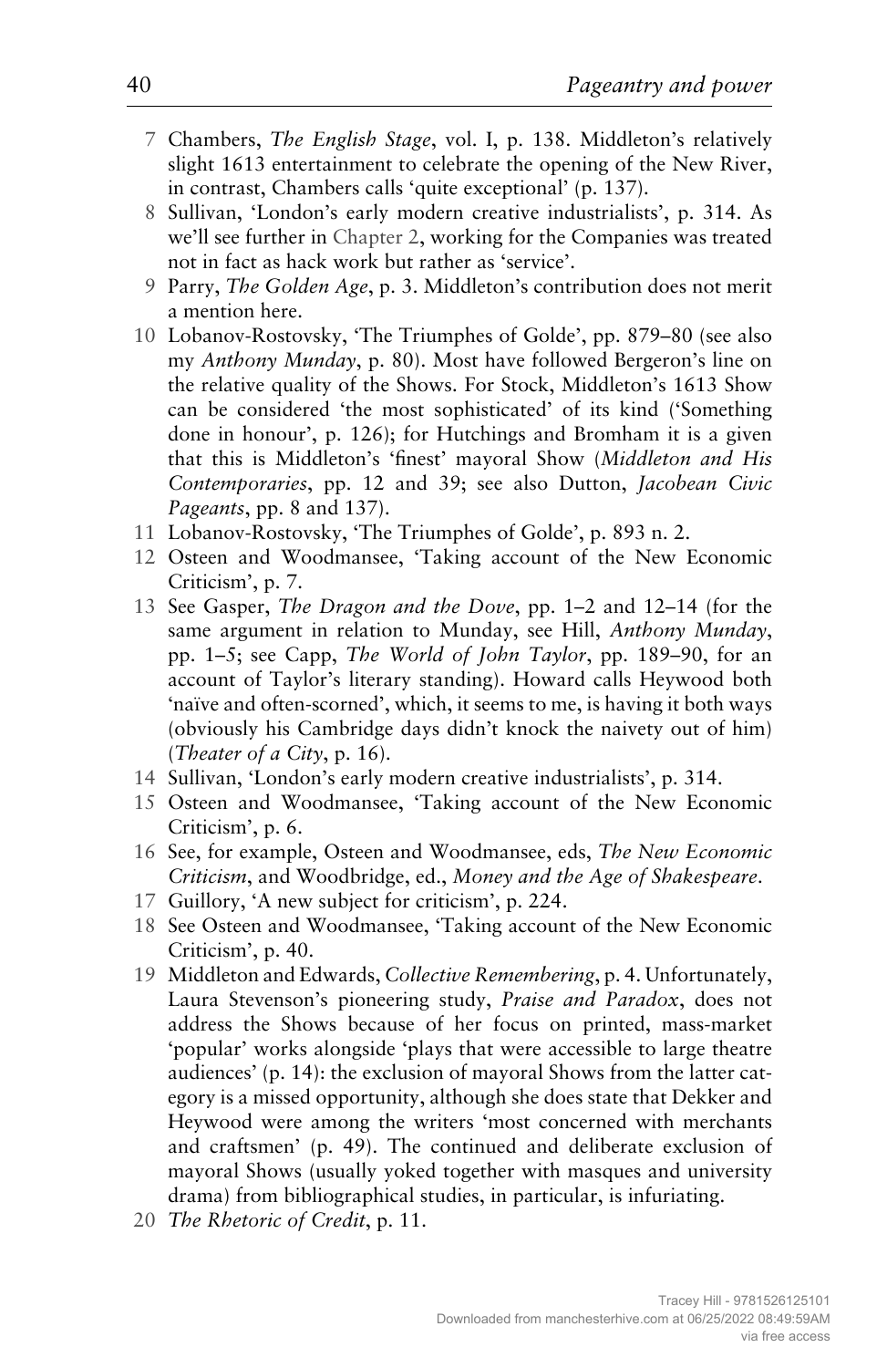7 Chambers, *The English Stage*, vol. I, p. 138. Middleton's relatively slight 1613 entertainment to celebrate the opening of the New River, in contrast, Chambers calls 'quite exceptional' (p. 137).

8 Sullivan, 'London's early modern creative industrialists', p. 314. As we'll see further in Chapter 2, working for the Companies was treated not in fact as hack work but rather as 'service'.

9 Parry, *The Golden Age*, p. 3. Middleton's contribution does not merit a mention here.

10 Lobanov-Rostovsky, 'The Triumphes of Golde', pp. 879–80 (see also my *Anthony Munday*, p. 80). Most have followed Bergeron's line on the relative quality of the Shows. For Stock, Middleton's 1613 Show can be considered 'the most sophisticated' of its kind ('Something done in honour', p. 126); for Hutchings and Bromham it is a given that this is Middleton's 'finest' mayoral Show (*Middleton and His Contemporaries*, pp. 12 and 39; see also Dutton, *Jacobean Civic Pageants*, pp. 8 and 137).

11 Lobanov-Rostovsky, 'The Triumphes of Golde', p. 893 n. 2.

12 Osteen and Woodmansee, 'Taking account of the New Economic Criticism', p. 7.

13 See Gasper, *The Dragon and the Dove*, pp. 1–2 and 12–14 (for the same argument in relation to Munday, see Hill, *Anthony Munday*, pp. 1–5; see Capp, *The World of John Taylor*, pp. 189–90, for an account of Taylor's literary standing). Howard calls Heywood both 'naïve and often-scorned', which, it seems to me, is having it both ways (obviously his Cambridge days didn't knock the naivety out of him) (*Theater of a City*, p. 16).

14 Sullivan, 'London's early modern creative industrialists', p. 314.

15 Osteen and Woodmansee, 'Taking account of the New Economic Criticism', p. 6.

16 See, for example, Osteen and Woodmansee, eds, *The New Economic Criticism*, and Woodbridge, ed., *Money and the Age of Shakespeare*.

17 Guillory, 'A new subject for criticism', p. 224.

18 See Osteen and Woodmansee, 'Taking account of the New Economic Criticism', p. 40.

19 Middleton and Edwards, *Collective Remembering*, p. 4. Unfortunately, Laura Stevenson's pioneering study, *Praise and Paradox*, does not address the Shows because of her focus on printed, mass-market 'popular' works alongside 'plays that were accessible to large theatre audiences' (p. 14): the exclusion of mayoral Shows from the latter category is a missed opportunity, although she does state that Dekker and Heywood were among the writers 'most concerned with merchants and craftsmen' (p. 49). The continued and deliberate exclusion of mayoral Shows (usually yoked together with masques and university drama) from bibliographical studies, in particular, is infuriating.

20 *The Rhetoric of Credit*, p. 11.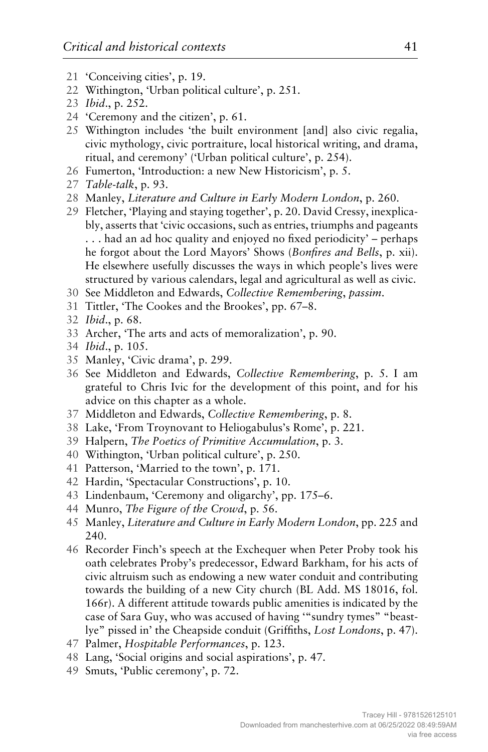21 'Conceiving cities', p. 19.
22 Withington, 'Urban political culture', p. 251.
23 *Ibid*., p. 252.
24 'Ceremony and the citizen', p. 61.
25 Withington includes 'the built environment [and] also civic regalia, civic mythology, civic portraiture, local historical writing, and drama, ritual, and ceremony' ('Urban political culture', p. 254).
26 Fumerton, 'Introduction: a new New Historicism', p. 5.
27 *Table-talk*, p. 93.
28 Manley, *Literature and Culture in Early Modern London*, p. 260.
29 Fletcher, 'Playing and staying together', p. 20. David Cressy, inexplicably, asserts that 'civic occasions, such as entries, triumphs and pageants . . . had an ad hoc quality and enjoyed no fixed periodicity' – perhaps he forgot about the Lord Mayors' Shows (*Bonfires and Bells*, p. xii). He elsewhere usefully discusses the ways in which people's lives were structured by various calendars, legal and agricultural as well as civic.
30 See Middleton and Edwards, *Collective Remembering*, *passim*.
31 Tittler, 'The Cookes and the Brookes', pp. 67–8.
32 *Ibid*., p. 68.
33 Archer, 'The arts and acts of memoralization', p. 90.
34 *Ibid*., p. 105.
35 Manley, 'Civic drama', p. 299.
36 See Middleton and Edwards, *Collective Remembering*, p. 5. I am grateful to Chris Ivic for the development of this point, and for his advice on this chapter as a whole.
37 Middleton and Edwards, *Collective Remembering*, p. 8.
38 Lake, 'From Troynovant to Heliogabulus's Rome', p. 221.
39 Halpern, *The Poetics of Primitive Accumulation*, p. 3.
40 Withington, 'Urban political culture', p. 250.
41 Patterson, 'Married to the town', p. 171.
42 Hardin, 'Spectacular Constructions', p. 10.
43 Lindenbaum, 'Ceremony and oligarchy', pp. 175–6.
44 Munro, *The Figure of the Crowd*, p. 56.
45 Manley, *Literature and Culture in Early Modern London*, pp. 225 and 240.
46 Recorder Finch's speech at the Exchequer when Peter Proby took his oath celebrates Proby's predecessor, Edward Barkham, for his acts of civic altruism such as endowing a new water conduit and contributing towards the building of a new City church (BL Add. MS 18016, fol. 166r). A different attitude towards public amenities is indicated by the case of Sara Guy, who was accused of having '"sundry tymes" "beastlye" pissed in' the Cheapside conduit (Griffiths, *Lost Londons*, p. 47).
47 Palmer, *Hospitable Performances*, p. 123.
48 Lang, 'Social origins and social aspirations', p. 47.
49 Smuts, 'Public ceremony', p. 72.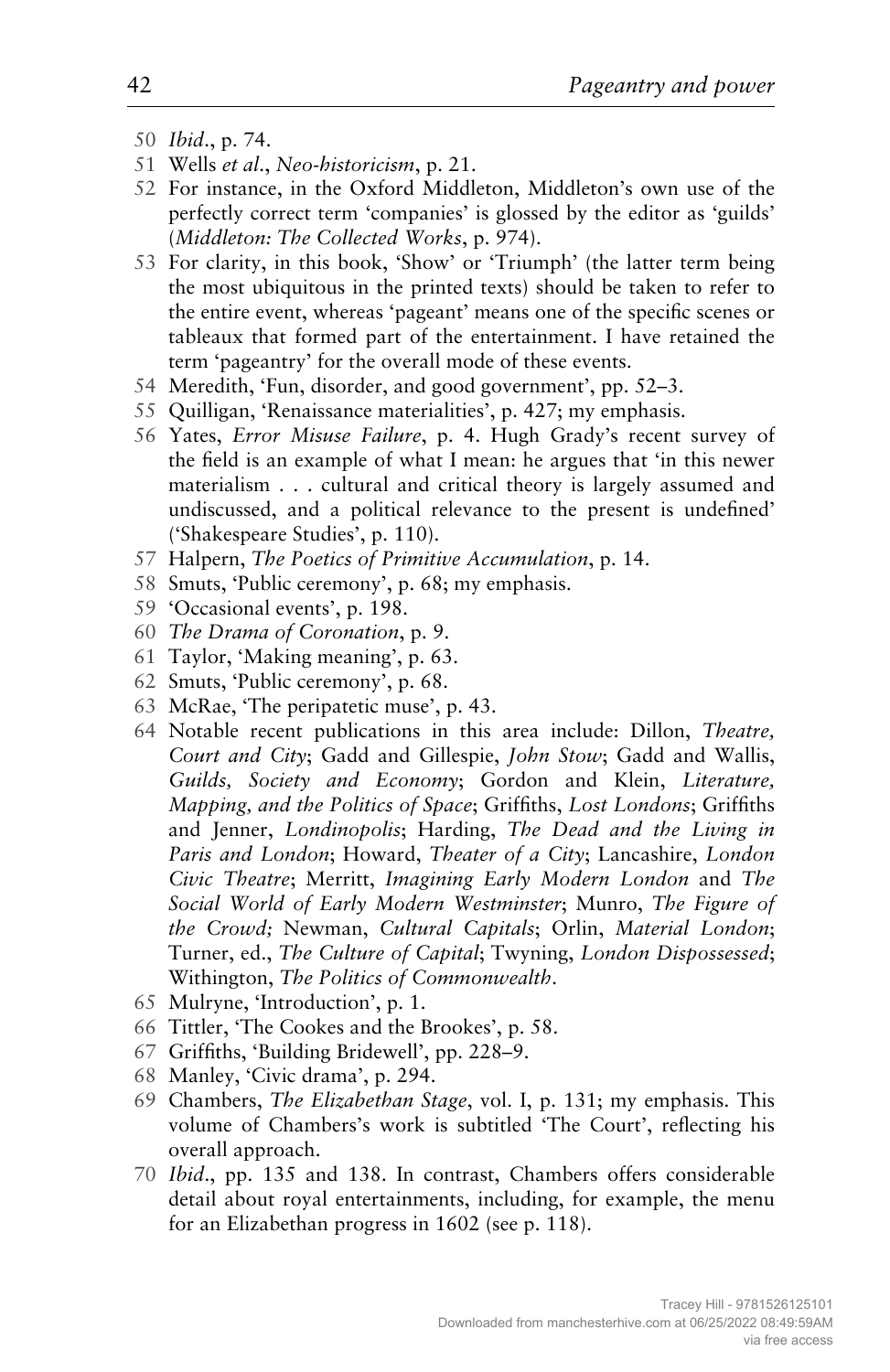50 *Ibid*., p. 74.
51 Wells *et al*., *Neo-historicism*, p. 21.
52 For instance, in the Oxford Middleton, Middleton's own use of the perfectly correct term 'companies' is glossed by the editor as 'guilds' (*Middleton: The Collected Works*, p. 974).
53 For clarity, in this book, 'Show' or 'Triumph' (the latter term being the most ubiquitous in the printed texts) should be taken to refer to the entire event, whereas 'pageant' means one of the specific scenes or tableaux that formed part of the entertainment. I have retained the term 'pageantry' for the overall mode of these events.
54 Meredith, 'Fun, disorder, and good government', pp. 52–3.
55 Quilligan, 'Renaissance materialities', p. 427; my emphasis.
56 Yates, *Error Misuse Failure*, p. 4. Hugh Grady's recent survey of the field is an example of what I mean: he argues that 'in this newer materialism . . . cultural and critical theory is largely assumed and undiscussed, and a political relevance to the present is undefined' ('Shakespeare Studies', p. 110).
57 Halpern, *The Poetics of Primitive Accumulation*, p. 14.
58 Smuts, 'Public ceremony', p. 68; my emphasis.
59 'Occasional events', p. 198.
60 *The Drama of Coronation*, p. 9.
61 Taylor, 'Making meaning', p. 63.
62 Smuts, 'Public ceremony', p. 68.
63 McRae, 'The peripatetic muse', p. 43.
64 Notable recent publications in this area include: Dillon, *Theatre, Court and City*; Gadd and Gillespie, *John Stow*; Gadd and Wallis, *Guilds, Society and Economy*; Gordon and Klein, *Literature, Mapping, and the Politics of Space*; Griffiths, *Lost Londons*; Griffiths and Jenner, *Londinopolis*; Harding, *The Dead and the Living in Paris and London*; Howard, *Theater of a City*; Lancashire, *London Civic Theatre*; Merritt, *Imagining Early Modern London* and *The Social World of Early Modern Westminster*; Munro, *The Figure of the Crowd;* Newman, *Cultural Capitals*; Orlin, *Material London*; Turner, ed., *The Culture of Capital*; Twyning, *London Dispossessed*; Withington, *The Politics of Commonwealth*.
65 Mulryne, 'Introduction', p. 1.
66 Tittler, 'The Cookes and the Brookes', p. 58.
67 Griffiths, 'Building Bridewell', pp. 228–9.
68 Manley, 'Civic drama', p. 294.
69 Chambers, *The Elizabethan Stage*, vol. I, p. 131; my emphasis. This volume of Chambers's work is subtitled 'The Court', reflecting his overall approach.
70 *Ibid*., pp. 135 and 138. In contrast, Chambers offers considerable detail about royal entertainments, including, for example, the menu for an Elizabethan progress in 1602 (see p. 118).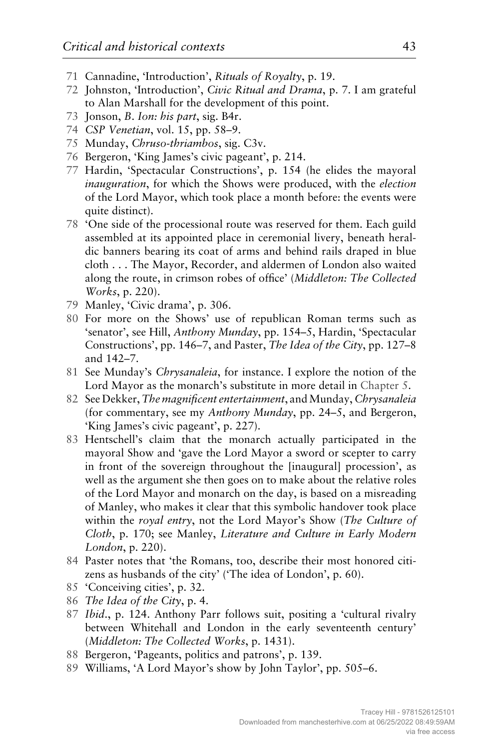71 Cannadine, 'Introduction', *Rituals of Royalty*, p. 19.

72 Johnston, 'Introduction', *Civic Ritual and Drama*, p. 7. I am grateful to Alan Marshall for the development of this point.

73 Jonson, *B. Ion: his part*, sig. B4r.

74 *CSP Venetian*, vol. 15, pp. 58–9.

75 Munday, *Chruso-thriambos*, sig. C3v.

76 Bergeron, 'King James's civic pageant', p. 214.

77 Hardin, 'Spectacular Constructions', p. 154 (he elides the mayoral *inauguration*, for which the Shows were produced, with the *election* of the Lord Mayor, which took place a month before: the events were quite distinct).

78 'One side of the processional route was reserved for them. Each guild assembled at its appointed place in ceremonial livery, beneath heraldic banners bearing its coat of arms and behind rails draped in blue cloth . . . The Mayor, Recorder, and aldermen of London also waited along the route, in crimson robes of office' (*Middleton: The Collected Works*, p. 220).

79 Manley, 'Civic drama', p. 306.

80 For more on the Shows' use of republican Roman terms such as 'senator', see Hill, *Anthony Munday*, pp. 154–5, Hardin, 'Spectacular Constructions', pp. 146–7, and Paster, *The Idea of the City*, pp. 127–8 and 142–7.

81 See Munday's *Chrysanaleia*, for instance. I explore the notion of the Lord Mayor as the monarch's substitute in more detail in Chapter 5.

82 See Dekker, *The magnificent entertainment*, and Munday, *Chrysanaleia* (for commentary, see my *Anthony Munday*, pp. 24–5, and Bergeron, 'King James's civic pageant', p. 227).

83 Hentschell's claim that the monarch actually participated in the mayoral Show and 'gave the Lord Mayor a sword or scepter to carry in front of the sovereign throughout the [inaugural] procession', as well as the argument she then goes on to make about the relative roles of the Lord Mayor and monarch on the day, is based on a misreading of Manley, who makes it clear that this symbolic handover took place within the *royal entry*, not the Lord Mayor's Show (*The Culture of Cloth*, p. 170; see Manley, *Literature and Culture in Early Modern London*, p. 220).

84 Paster notes that 'the Romans, too, describe their most honored citizens as husbands of the city' ('The idea of London', p. 60).

85 'Conceiving cities', p. 32.

86 *The Idea of the City*, p. 4.

87 *Ibid*., p. 124. Anthony Parr follows suit, positing a 'cultural rivalry between Whitehall and London in the early seventeenth century' (*Middleton: The Collected Works*, p. 1431).

88 Bergeron, 'Pageants, politics and patrons', p. 139.

89 Williams, 'A Lord Mayor's show by John Taylor', pp. 505–6.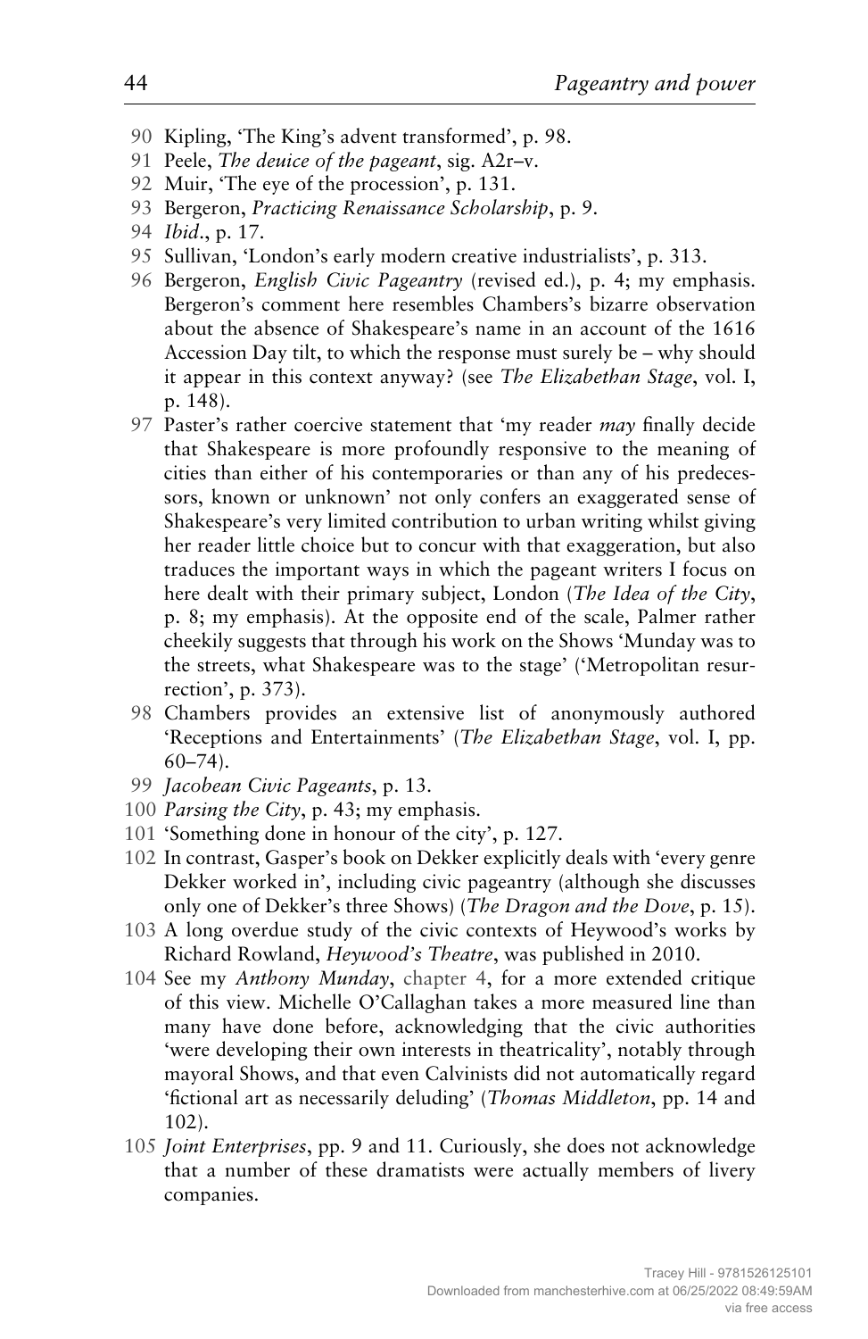90 Kipling, 'The King's advent transformed', p. 98.

91 Peele, *The deuice of the pageant*, sig. A2r–v.

92 Muir, 'The eye of the procession', p. 131.

93 Bergeron, *Practicing Renaissance Scholarship*, p. 9.

94 *Ibid*., p. 17.

95 Sullivan, 'London's early modern creative industrialists', p. 313.

96 Bergeron, *English Civic Pageantry* (revised ed.), p. 4; my emphasis. Bergeron's comment here resembles Chambers's bizarre observation about the absence of Shakespeare's name in an account of the 1616 Accession Day tilt, to which the response must surely be – why should it appear in this context anyway? (see *The Elizabethan Stage*, vol. I, p. 148).

97 Paster's rather coercive statement that 'my reader *may* finally decide that Shakespeare is more profoundly responsive to the meaning of cities than either of his contemporaries or than any of his predecessors, known or unknown' not only confers an exaggerated sense of Shakespeare's very limited contribution to urban writing whilst giving her reader little choice but to concur with that exaggeration, but also traduces the important ways in which the pageant writers I focus on here dealt with their primary subject, London (*The Idea of the City*, p. 8; my emphasis). At the opposite end of the scale, Palmer rather cheekily suggests that through his work on the Shows 'Munday was to the streets, what Shakespeare was to the stage' ('Metropolitan resurrection', p. 373).

98 Chambers provides an extensive list of anonymously authored 'Receptions and Entertainments' (*The Elizabethan Stage*, vol. I, pp. 60–74).

99 *Jacobean Civic Pageants*, p. 13.

100 *Parsing the City*, p. 43; my emphasis.

101 'Something done in honour of the city', p. 127.

102 In contrast, Gasper's book on Dekker explicitly deals with 'every genre Dekker worked in', including civic pageantry (although she discusses only one of Dekker's three Shows) (*The Dragon and the Dove*, p. 15).

103 A long overdue study of the civic contexts of Heywood's works by Richard Rowland, *Heywood's Theatre*, was published in 2010.

104 See my *Anthony Munday*, chapter 4, for a more extended critique of this view. Michelle O'Callaghan takes a more measured line than many have done before, acknowledging that the civic authorities 'were developing their own interests in theatricality', notably through mayoral Shows, and that even Calvinists did not automatically regard 'fictional art as necessarily deluding' (*Thomas Middleton*, pp. 14 and 102).

105 *Joint Enterprises*, pp. 9 and 11. Curiously, she does not acknowledge that a number of these dramatists were actually members of livery companies.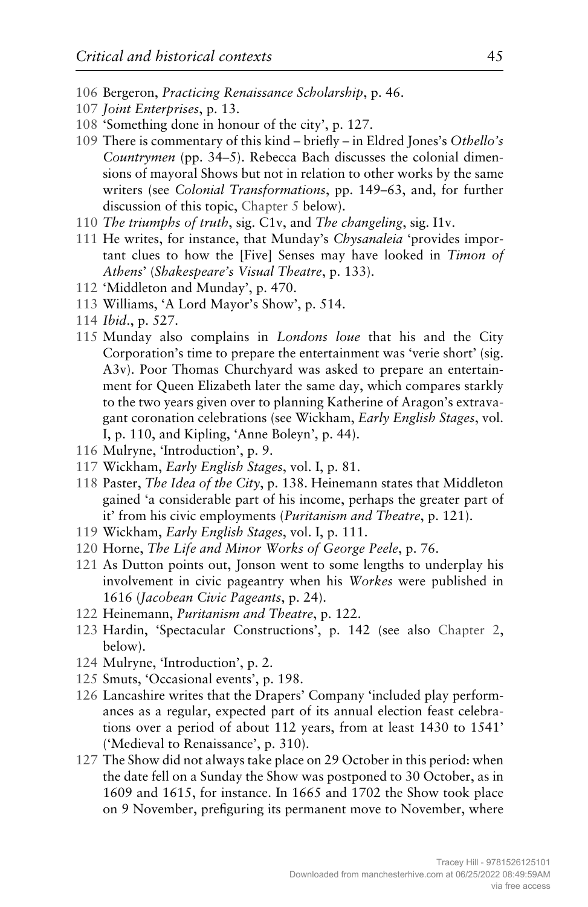106 Bergeron, *Practicing Renaissance Scholarship*, p. 46.

107 *Joint Enterprises*, p. 13.

108 'Something done in honour of the city', p. 127.

109 There is commentary of this kind – briefly – in Eldred Jones's *Othello's Countrymen* (pp. 34–5). Rebecca Bach discusses the colonial dimensions of mayoral Shows but not in relation to other works by the same writers (see *Colonial Transformations*, pp. 149–63, and, for further discussion of this topic, Chapter 5 below).

110 *The triumphs of truth*, sig. C1v, and *The changeling*, sig. I1v.

111 He writes, for instance, that Munday's *Chysanaleia* 'provides important clues to how the [Five] Senses may have looked in *Timon of Athens*' (*Shakespeare's Visual Theatre*, p. 133).

112 'Middleton and Munday', p. 470.

113 Williams, 'A Lord Mayor's Show', p. 514.

114 *Ibid*., p. 527.

115 Munday also complains in *Londons loue* that his and the City Corporation's time to prepare the entertainment was 'verie short' (sig. A3v). Poor Thomas Churchyard was asked to prepare an entertainment for Queen Elizabeth later the same day, which compares starkly to the two years given over to planning Katherine of Aragon's extravagant coronation celebrations (see Wickham, *Early English Stages*, vol. I, p. 110, and Kipling, 'Anne Boleyn', p. 44).

116 Mulryne, 'Introduction', p. 9.

117 Wickham, *Early English Stages*, vol. I, p. 81.

118 Paster, *The Idea of the City*, p. 138. Heinemann states that Middleton gained 'a considerable part of his income, perhaps the greater part of it' from his civic employments (*Puritanism and Theatre*, p. 121).

119 Wickham, *Early English Stages*, vol. I, p. 111.

120 Horne, *The Life and Minor Works of George Peele*, p. 76.

121 As Dutton points out, Jonson went to some lengths to underplay his involvement in civic pageantry when his *Workes* were published in 1616 (*Jacobean Civic Pageants*, p. 24).

122 Heinemann, *Puritanism and Theatre*, p. 122.

123 Hardin, 'Spectacular Constructions', p. 142 (see also Chapter 2, below).

124 Mulryne, 'Introduction', p. 2.

125 Smuts, 'Occasional events', p. 198.

126 Lancashire writes that the Drapers' Company 'included play performances as a regular, expected part of its annual election feast celebrations over a period of about 112 years, from at least 1430 to 1541' ('Medieval to Renaissance', p. 310).

127 The Show did not always take place on 29 October in this period: when the date fell on a Sunday the Show was postponed to 30 October, as in 1609 and 1615, for instance. In 1665 and 1702 the Show took place on 9 November, prefiguring its permanent move to November, where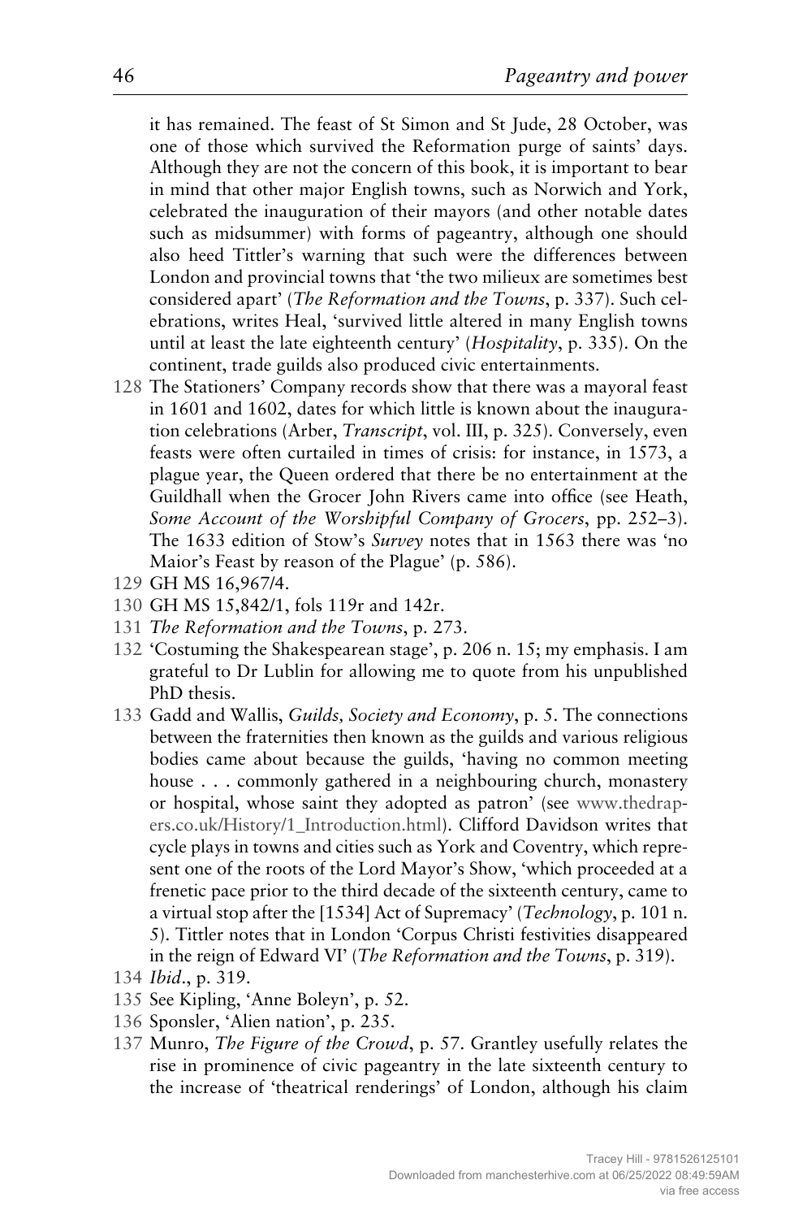it has remained. The feast of St Simon and St Jude, 28 October, was one of those which survived the Reformation purge of saints' days. Although they are not the concern of this book, it is important to bear in mind that other major English towns, such as Norwich and York, celebrated the inauguration of their mayors (and other notable dates such as midsummer) with forms of pageantry, although one should also heed Tittler's warning that such were the differences between London and provincial towns that 'the two milieux are sometimes best considered apart' (*The Reformation and the Towns*, p. 337). Such celebrations, writes Heal, 'survived little altered in many English towns until at least the late eighteenth century' (*Hospitality*, p. 335). On the continent, trade guilds also produced civic entertainments.

128 The Stationers' Company records show that there was a mayoral feast in 1601 and 1602, dates for which little is known about the inauguration celebrations (Arber, *Transcript*, vol. III, p. 325). Conversely, even feasts were often curtailed in times of crisis: for instance, in 1573, a plague year, the Queen ordered that there be no entertainment at the Guildhall when the Grocer John Rivers came into office (see Heath, *Some Account of the Worshipful Company of Grocers*, pp. 252–3). The 1633 edition of Stow's *Survey* notes that in 1563 there was 'no Maior's Feast by reason of the Plague' (p. 586).

129 GH MS 16,967/4.

130 GH MS 15,842/1, fols 119r and 142r.

131 *The Reformation and the Towns*, p. 273.

132 'Costuming the Shakespearean stage', p. 206 n. 15; my emphasis. I am grateful to Dr Lublin for allowing me to quote from his unpublished PhD thesis.

133 Gadd and Wallis, *Guilds, Society and Economy*, p. 5. The connections between the fraternities then known as the guilds and various religious bodies came about because the guilds, 'having no common meeting house . . . commonly gathered in a neighbouring church, monastery or hospital, whose saint they adopted as patron' (see www.thedrapers.co.uk/History/1_Introduction.html). Clifford Davidson writes that cycle plays in towns and cities such as York and Coventry, which represent one of the roots of the Lord Mayor's Show, 'which proceeded at a frenetic pace prior to the third decade of the sixteenth century, came to a virtual stop after the [1534] Act of Supremacy' (*Technology*, p. 101 n. 5). Tittler notes that in London 'Corpus Christi festivities disappeared in the reign of Edward VI' (*The Reformation and the Towns*, p. 319).

134 *Ibid*., p. 319.

135 See Kipling, 'Anne Boleyn', p. 52.

136 Sponsler, 'Alien nation', p. 235.

137 Munro, *The Figure of the Crowd*, p. 57. Grantley usefully relates the rise in prominence of civic pageantry in the late sixteenth century to the increase of 'theatrical renderings' of London, although his claim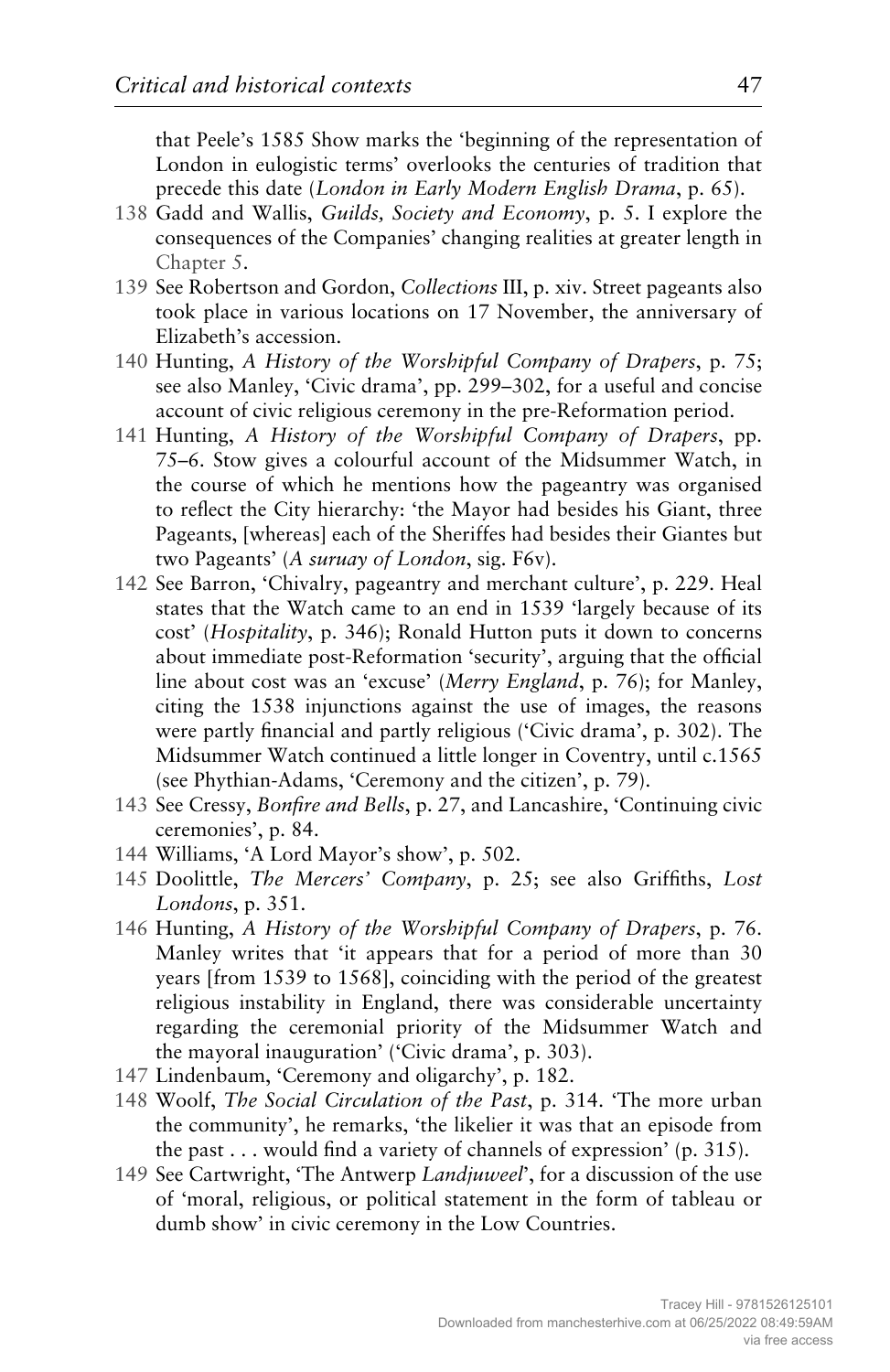that Peele's 1585 Show marks the 'beginning of the representation of London in eulogistic terms' overlooks the centuries of tradition that precede this date (*London in Early Modern English Drama*, p. 65).

138 Gadd and Wallis, *Guilds, Society and Economy*, p. 5. I explore the consequences of the Companies' changing realities at greater length in Chapter 5.

139 See Robertson and Gordon, *Collections* III, p. xiv. Street pageants also took place in various locations on 17 November, the anniversary of Elizabeth's accession.

140 Hunting, *A History of the Worshipful Company of Drapers*, p. 75; see also Manley, 'Civic drama', pp. 299–302, for a useful and concise account of civic religious ceremony in the pre-Reformation period.

141 Hunting, *A History of the Worshipful Company of Drapers*, pp. 75–6. Stow gives a colourful account of the Midsummer Watch, in the course of which he mentions how the pageantry was organised to reflect the City hierarchy: 'the Mayor had besides his Giant, three Pageants, [whereas] each of the Sheriffes had besides their Giantes but two Pageants' (*A suruay of London*, sig. F6v).

142 See Barron, 'Chivalry, pageantry and merchant culture', p. 229. Heal states that the Watch came to an end in 1539 'largely because of its cost' (*Hospitality*, p. 346); Ronald Hutton puts it down to concerns about immediate post-Reformation 'security', arguing that the official line about cost was an 'excuse' (*Merry England*, p. 76); for Manley, citing the 1538 injunctions against the use of images, the reasons were partly financial and partly religious ('Civic drama', p. 302). The Midsummer Watch continued a little longer in Coventry, until c.1565 (see Phythian-Adams, 'Ceremony and the citizen', p. 79).

143 See Cressy, *Bonfire and Bells*, p. 27, and Lancashire, 'Continuing civic ceremonies', p. 84.

144 Williams, 'A Lord Mayor's show', p. 502.

145 Doolittle, *The Mercers' Company*, p. 25; see also Griffiths, *Lost Londons*, p. 351.

146 Hunting, *A History of the Worshipful Company of Drapers*, p. 76. Manley writes that 'it appears that for a period of more than 30 years [from 1539 to 1568], coinciding with the period of the greatest religious instability in England, there was considerable uncertainty regarding the ceremonial priority of the Midsummer Watch and the mayoral inauguration' ('Civic drama', p. 303).

147 Lindenbaum, 'Ceremony and oligarchy', p. 182.

148 Woolf, *The Social Circulation of the Past*, p. 314. 'The more urban the community', he remarks, 'the likelier it was that an episode from the past . . . would find a variety of channels of expression' (p. 315).

149 See Cartwright, 'The Antwerp *Landjuweel*', for a discussion of the use of 'moral, religious, or political statement in the form of tableau or dumb show' in civic ceremony in the Low Countries.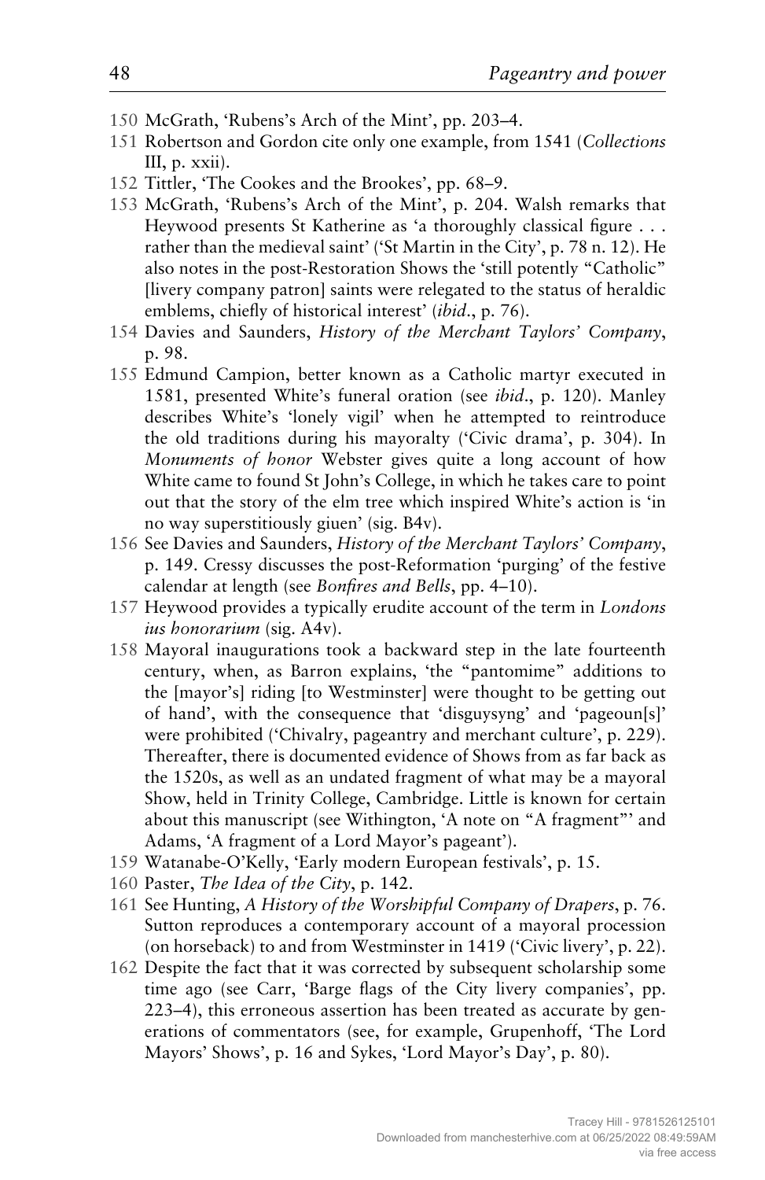150 McGrath, 'Rubens's Arch of the Mint', pp. 203–4.

151 Robertson and Gordon cite only one example, from 1541 (*Collections* III, p. xxii).

152 Tittler, 'The Cookes and the Brookes', pp. 68–9.

153 McGrath, 'Rubens's Arch of the Mint', p. 204. Walsh remarks that Heywood presents St Katherine as 'a thoroughly classical figure . . . rather than the medieval saint' ('St Martin in the City', p. 78 n. 12). He also notes in the post-Restoration Shows the 'still potently "Catholic" [livery company patron] saints were relegated to the status of heraldic emblems, chiefly of historical interest' (*ibid*., p. 76).

154 Davies and Saunders, *History of the Merchant Taylors' Company*, p. 98.

155 Edmund Campion, better known as a Catholic martyr executed in 1581, presented White's funeral oration (see *ibid*., p. 120). Manley describes White's 'lonely vigil' when he attempted to reintroduce the old traditions during his mayoralty ('Civic drama', p. 304). In *Monuments of honor* Webster gives quite a long account of how White came to found St John's College, in which he takes care to point out that the story of the elm tree which inspired White's action is 'in no way superstitiously giuen' (sig. B4v).

156 See Davies and Saunders, *History of the Merchant Taylors' Company*, p. 149. Cressy discusses the post-Reformation 'purging' of the festive calendar at length (see *Bonfires and Bells*, pp. 4–10).

157 Heywood provides a typically erudite account of the term in *Londons ius honorarium* (sig. A4v).

158 Mayoral inaugurations took a backward step in the late fourteenth century, when, as Barron explains, 'the "pantomime" additions to the [mayor's] riding [to Westminster] were thought to be getting out of hand', with the consequence that 'disguysyng' and 'pageoun[s]' were prohibited ('Chivalry, pageantry and merchant culture', p. 229). Thereafter, there is documented evidence of Shows from as far back as the 1520s, as well as an undated fragment of what may be a mayoral Show, held in Trinity College, Cambridge. Little is known for certain about this manuscript (see Withington, 'A note on "A fragment"' and Adams, 'A fragment of a Lord Mayor's pageant').

159 Watanabe-O'Kelly, 'Early modern European festivals', p. 15.

160 Paster, *The Idea of the City*, p. 142.

161 See Hunting, *A History of the Worshipful Company of Drapers*, p. 76. Sutton reproduces a contemporary account of a mayoral procession (on horseback) to and from Westminster in 1419 ('Civic livery', p. 22).

162 Despite the fact that it was corrected by subsequent scholarship some time ago (see Carr, 'Barge flags of the City livery companies', pp. 223–4), this erroneous assertion has been treated as accurate by generations of commentators (see, for example, Grupenhoff, 'The Lord Mayors' Shows', p. 16 and Sykes, 'Lord Mayor's Day', p. 80).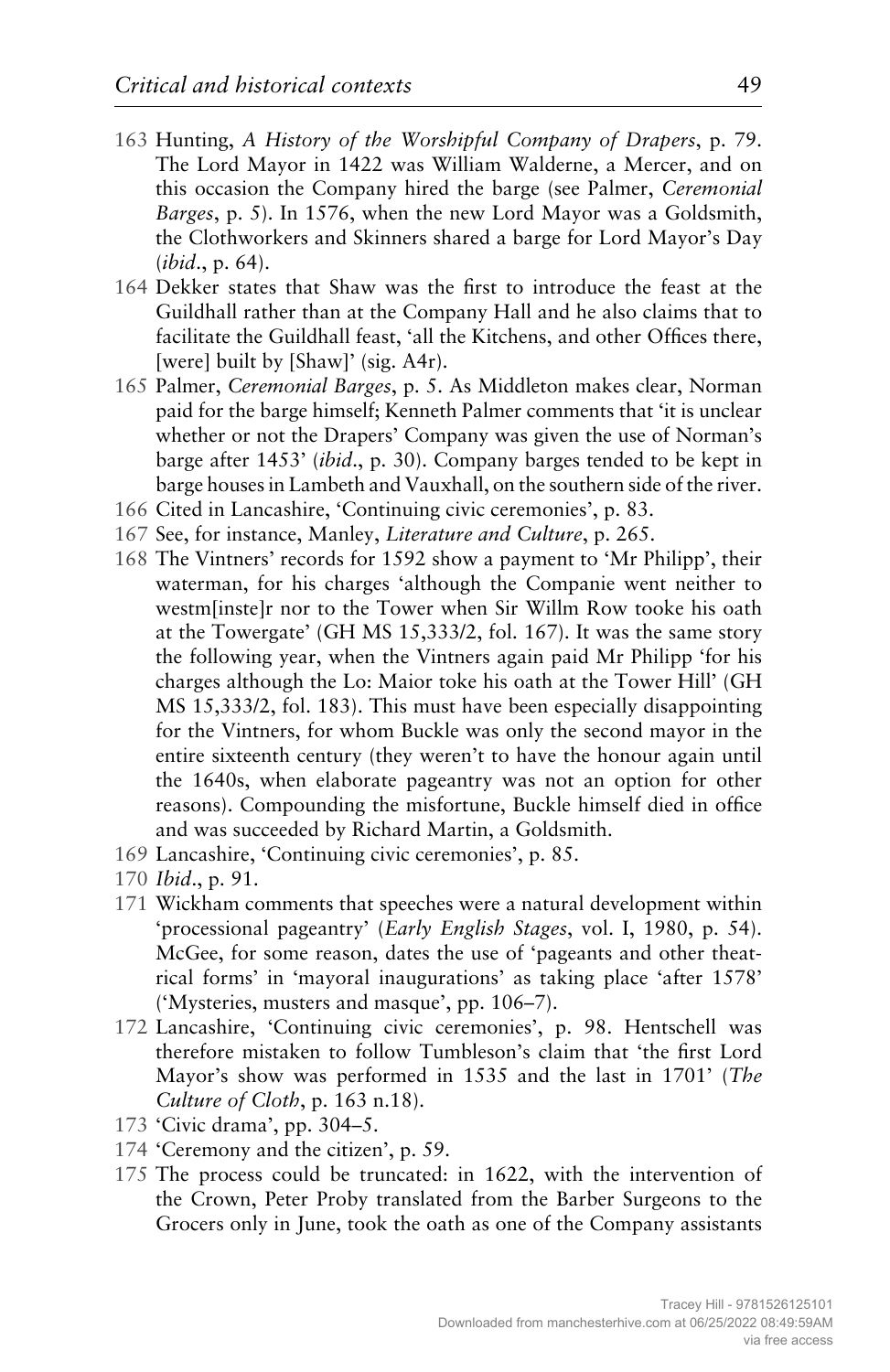163 Hunting, *A History of the Worshipful Company of Drapers*, p. 79. The Lord Mayor in 1422 was William Walderne, a Mercer, and on this occasion the Company hired the barge (see Palmer, *Ceremonial Barges*, p. 5). In 1576, when the new Lord Mayor was a Goldsmith, the Clothworkers and Skinners shared a barge for Lord Mayor's Day (*ibid*., p. 64).

164 Dekker states that Shaw was the first to introduce the feast at the Guildhall rather than at the Company Hall and he also claims that to facilitate the Guildhall feast, 'all the Kitchens, and other Offices there, [were] built by [Shaw]' (sig. A4r).

165 Palmer, *Ceremonial Barges*, p. 5. As Middleton makes clear, Norman paid for the barge himself; Kenneth Palmer comments that 'it is unclear whether or not the Drapers' Company was given the use of Norman's barge after 1453' (*ibid*., p. 30). Company barges tended to be kept in barge houses in Lambeth and Vauxhall, on the southern side of the river.

166 Cited in Lancashire, 'Continuing civic ceremonies', p. 83.

167 See, for instance, Manley, *Literature and Culture*, p. 265.

168 The Vintners' records for 1592 show a payment to 'Mr Philipp', their waterman, for his charges 'although the Companie went neither to westm[inste]r nor to the Tower when Sir Willm Row tooke his oath at the Towergate' (GH MS 15,333/2, fol. 167). It was the same story the following year, when the Vintners again paid Mr Philipp 'for his charges although the Lo: Maior toke his oath at the Tower Hill' (GH MS 15,333/2, fol. 183). This must have been especially disappointing for the Vintners, for whom Buckle was only the second mayor in the entire sixteenth century (they weren't to have the honour again until the 1640s, when elaborate pageantry was not an option for other reasons). Compounding the misfortune, Buckle himself died in office and was succeeded by Richard Martin, a Goldsmith.

169 Lancashire, 'Continuing civic ceremonies', p. 85.

170 *Ibid*., p. 91.

171 Wickham comments that speeches were a natural development within 'processional pageantry' (*Early English Stages*, vol. I, 1980, p. 54). McGee, for some reason, dates the use of 'pageants and other theatrical forms' in 'mayoral inaugurations' as taking place 'after 1578' ('Mysteries, musters and masque', pp. 106–7).

172 Lancashire, 'Continuing civic ceremonies', p. 98. Hentschell was therefore mistaken to follow Tumbleson's claim that 'the first Lord Mayor's show was performed in 1535 and the last in 1701' (*The Culture of Cloth*, p. 163 n.18).

173 'Civic drama', pp. 304–5.

174 'Ceremony and the citizen', p. 59.

175 The process could be truncated: in 1622, with the intervention of the Crown, Peter Proby translated from the Barber Surgeons to the Grocers only in June, took the oath as one of the Company assistants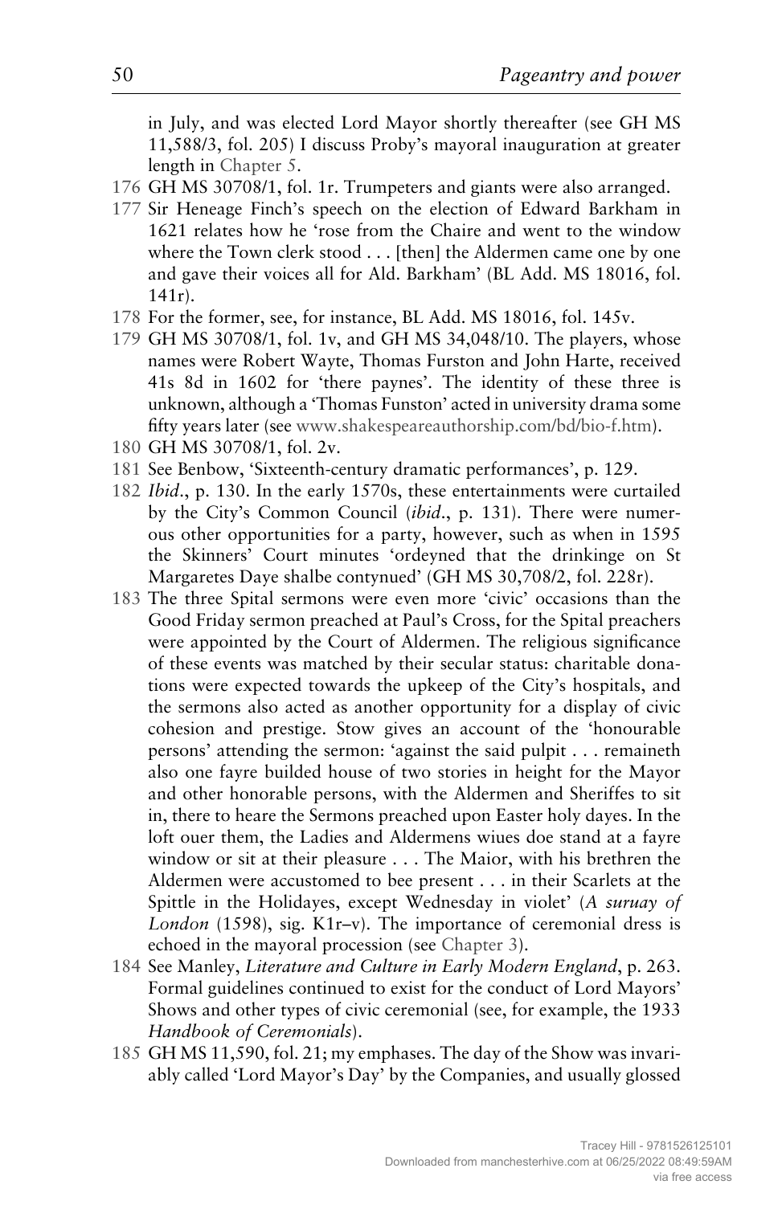in July, and was elected Lord Mayor shortly thereafter (see GH MS 11,588/3, fol. 205) I discuss Proby's mayoral inauguration at greater length in Chapter 5.

176 GH MS 30708/1, fol. 1r. Trumpeters and giants were also arranged.

177 Sir Heneage Finch's speech on the election of Edward Barkham in 1621 relates how he 'rose from the Chaire and went to the window where the Town clerk stood . . . [then] the Aldermen came one by one and gave their voices all for Ald. Barkham' (BL Add. MS 18016, fol. 141r).

178 For the former, see, for instance, BL Add. MS 18016, fol. 145v.

179 GH MS 30708/1, fol. 1v, and GH MS 34,048/10. The players, whose names were Robert Wayte, Thomas Furston and John Harte, received 41s 8d in 1602 for 'there paynes'. The identity of these three is unknown, although a 'Thomas Funston' acted in university drama some fifty years later (see www.shakespeareauthorship.com/bd/bio-f.htm).

180 GH MS 30708/1, fol. 2v.

181 See Benbow, 'Sixteenth-century dramatic performances', p. 129.

182 *Ibid*., p. 130. In the early 1570s, these entertainments were curtailed by the City's Common Council (*ibid*., p. 131). There were numerous other opportunities for a party, however, such as when in 1595 the Skinners' Court minutes 'ordeyned that the drinkinge on St Margaretes Daye shalbe contynued' (GH MS 30,708/2, fol. 228r).

183 The three Spital sermons were even more 'civic' occasions than the Good Friday sermon preached at Paul's Cross, for the Spital preachers were appointed by the Court of Aldermen. The religious significance of these events was matched by their secular status: charitable donations were expected towards the upkeep of the City's hospitals, and the sermons also acted as another opportunity for a display of civic cohesion and prestige. Stow gives an account of the 'honourable persons' attending the sermon: 'against the said pulpit . . . remaineth also one fayre builded house of two stories in height for the Mayor and other honorable persons, with the Aldermen and Sheriffes to sit in, there to heare the Sermons preached upon Easter holy dayes. In the loft ouer them, the Ladies and Aldermens wiues doe stand at a fayre window or sit at their pleasure . . . The Maior, with his brethren the Aldermen were accustomed to bee present . . . in their Scarlets at the Spittle in the Holidayes, except Wednesday in violet' (*A suruay of London* (1598), sig. K1r–v). The importance of ceremonial dress is echoed in the mayoral procession (see Chapter 3).

184 See Manley, *Literature and Culture in Early Modern England*, p. 263. Formal guidelines continued to exist for the conduct of Lord Mayors' Shows and other types of civic ceremonial (see, for example, the 1933 *Handbook of Ceremonials*).

185 GH MS 11,590, fol. 21; my emphases. The day of the Show was invariably called 'Lord Mayor's Day' by the Companies, and usually glossed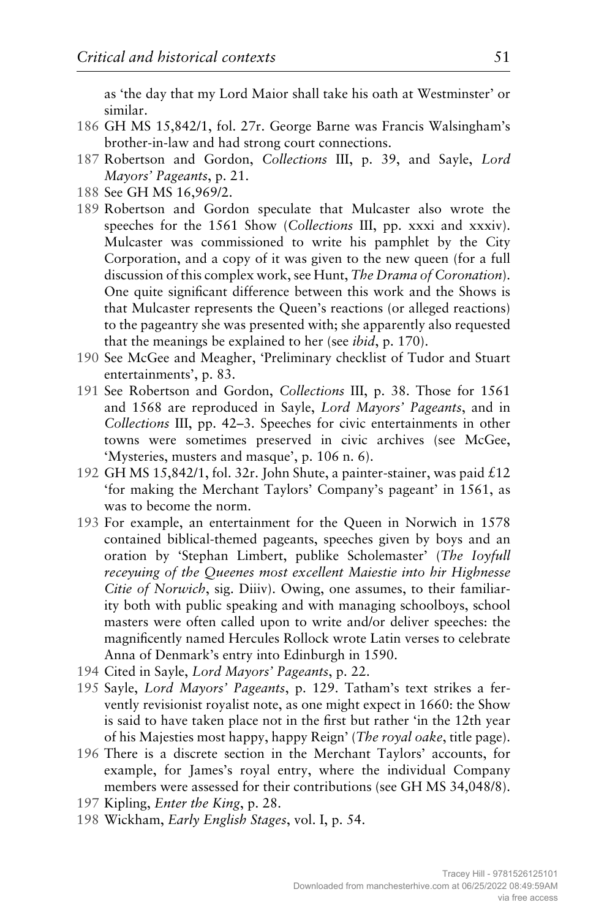as 'the day that my Lord Maior shall take his oath at Westminster' or similar.

186 GH MS 15,842/1, fol. 27r. George Barne was Francis Walsingham's brother-in-law and had strong court connections.

187 Robertson and Gordon, *Collections* III, p. 39, and Sayle, *Lord Mayors' Pageants*, p. 21.

188 See GH MS 16,969/2.

189 Robertson and Gordon speculate that Mulcaster also wrote the speeches for the 1561 Show (*Collections* III, pp. xxxi and xxxiv). Mulcaster was commissioned to write his pamphlet by the City Corporation, and a copy of it was given to the new queen (for a full discussion of this complex work, see Hunt, *The Drama of Coronation*). One quite significant difference between this work and the Shows is that Mulcaster represents the Queen's reactions (or alleged reactions) to the pageantry she was presented with; she apparently also requested that the meanings be explained to her (see *ibid*, p. 170).

190 See McGee and Meagher, 'Preliminary checklist of Tudor and Stuart entertainments', p. 83.

191 See Robertson and Gordon, *Collections* III, p. 38. Those for 1561 and 1568 are reproduced in Sayle, *Lord Mayors' Pageants*, and in *Collections* III, pp. 42–3. Speeches for civic entertainments in other towns were sometimes preserved in civic archives (see McGee, 'Mysteries, musters and masque', p. 106 n. 6).

192 GH MS 15,842/1, fol. 32r. John Shute, a painter-stainer, was paid £12 'for making the Merchant Taylors' Company's pageant' in 1561, as was to become the norm.

193 For example, an entertainment for the Queen in Norwich in 1578 contained biblical-themed pageants, speeches given by boys and an oration by 'Stephan Limbert, publike Scholemaster' (*The Ioyfull receyuing of the Queenes most excellent Maiestie into hir Highnesse Citie of Norwich*, sig. Diiiv). Owing, one assumes, to their familiarity both with public speaking and with managing schoolboys, school masters were often called upon to write and/or deliver speeches: the magnificently named Hercules Rollock wrote Latin verses to celebrate Anna of Denmark's entry into Edinburgh in 1590.

194 Cited in Sayle, *Lord Mayors' Pageants*, p. 22.

195 Sayle, *Lord Mayors' Pageants*, p. 129. Tatham's text strikes a fervently revisionist royalist note, as one might expect in 1660: the Show is said to have taken place not in the first but rather 'in the 12th year of his Majesties most happy, happy Reign' (*The royal oake*, title page).

196 There is a discrete section in the Merchant Taylors' accounts, for example, for James's royal entry, where the individual Company members were assessed for their contributions (see GH MS 34,048/8).

197 Kipling, *Enter the King*, p. 28.

198 Wickham, *Early English Stages*, vol. I, p. 54.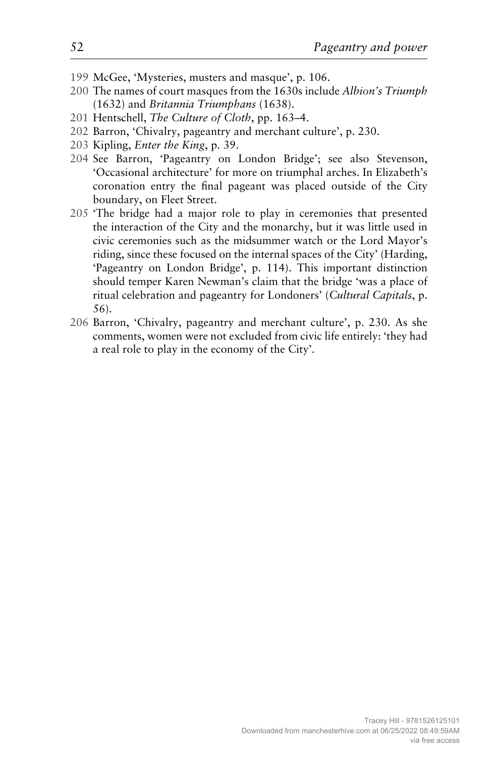199 McGee, 'Mysteries, musters and masque', p. 106.

200 The names of court masques from the 1630s include *Albion's Triumph* (1632) and *Britannia Triumphans* (1638).

201 Hentschell, *The Culture of Cloth*, pp. 163–4.

202 Barron, 'Chivalry, pageantry and merchant culture', p. 230.

203 Kipling, *Enter the King*, p. 39.

204 See Barron, 'Pageantry on London Bridge'; see also Stevenson, 'Occasional architecture' for more on triumphal arches. In Elizabeth's coronation entry the final pageant was placed outside of the City boundary, on Fleet Street.

205 'The bridge had a major role to play in ceremonies that presented the interaction of the City and the monarchy, but it was little used in civic ceremonies such as the midsummer watch or the Lord Mayor's riding, since these focused on the internal spaces of the City' (Harding, 'Pageantry on London Bridge', p. 114). This important distinction should temper Karen Newman's claim that the bridge 'was a place of ritual celebration and pageantry for Londoners' (*Cultural Capitals*, p. 56).

206 Barron, 'Chivalry, pageantry and merchant culture', p. 230. As she comments, women were not excluded from civic life entirely: 'they had a real role to play in the economy of the City'.